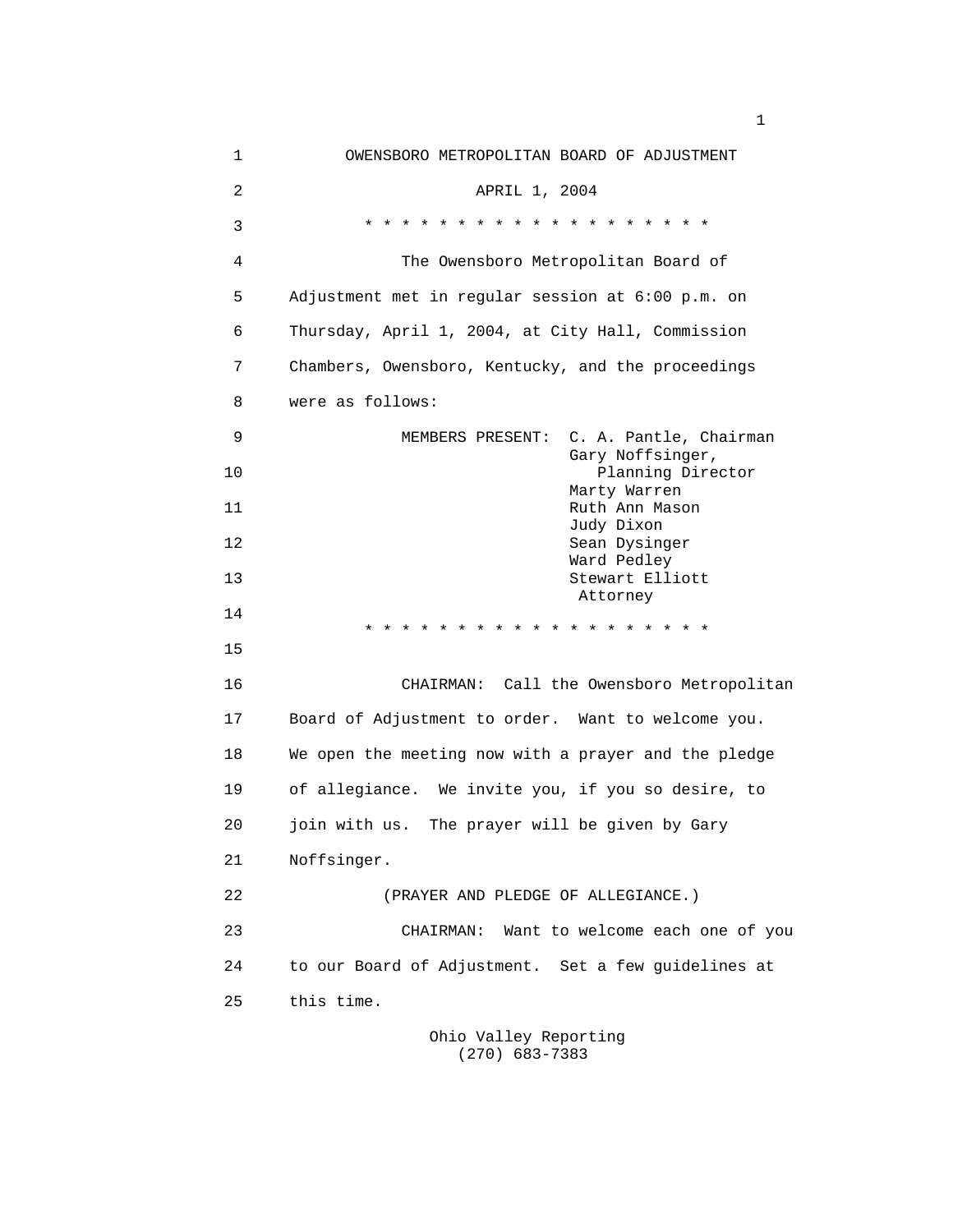# OWENSBORO METROPOLITAN BOARD OF ADJUSTMENT

APRIL 1, 2004

* * * * * * * * * * * * * * * * * * * *

The Owensboro Metropolitan Board of Adjustment met in regular session at 6:00 p.m. on Thursday, April 1, 2004, at City Hall, Commission Chambers, Owensboro, Kentucky, and the proceedings were as follows:

MEMBERS PRESENT: C. A. Pantle, Chairman
Gary Noffsinger, Planning Director
Marty Warren
Ruth Ann Mason
Judy Dixon
Sean Dysinger
Ward Pedley
Stewart Elliott Attorney

* * * * * * * * * * * * * * * * * * * *

CHAIRMAN: Call the Owensboro Metropolitan Board of Adjustment to order. Want to welcome you. We open the meeting now with a prayer and the pledge of allegiance. We invite you, if you so desire, to join with us. The prayer will be given by Gary Noffsinger.

(PRAYER AND PLEDGE OF ALLEGIANCE.)

CHAIRMAN: Want to welcome each one of you to our Board of Adjustment. Set a few guidelines at this time.

Ohio Valley Reporting
(270) 683-7383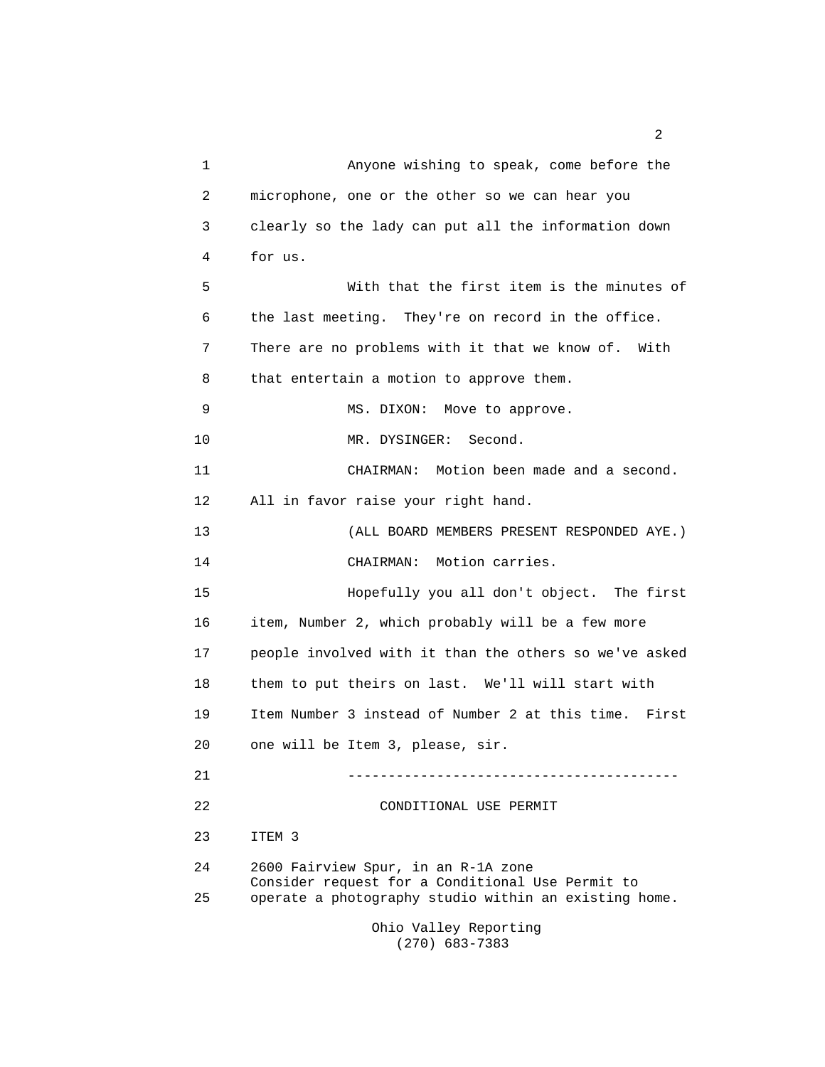Anyone wishing to speak, come before the microphone, one or the other so we can hear you clearly so the lady can put all the information down for us.

With that the first item is the minutes of the last meeting. They're on record in the office. There are no problems with it that we know of. With that entertain a motion to approve them.

MS. DIXON: Move to approve.

MR. DYSINGER: Second.

CHAIRMAN: Motion been made and a second. All in favor raise your right hand.

(ALL BOARD MEMBERS PRESENT RESPONDED AYE.)

CHAIRMAN: Motion carries.

Hopefully you all don't object. The first item, Number 2, which probably will be a few more people involved with it than the others so we've asked them to put theirs on last. We'll will start with Item Number 3 instead of Number 2 at this time. First one will be Item 3, please, sir.

----------------------------------------

CONDITIONAL USE PERMIT

ITEM 3

2600 Fairview Spur, in an R-1A zone
Consider request for a Conditional Use Permit to operate a photography studio within an existing home.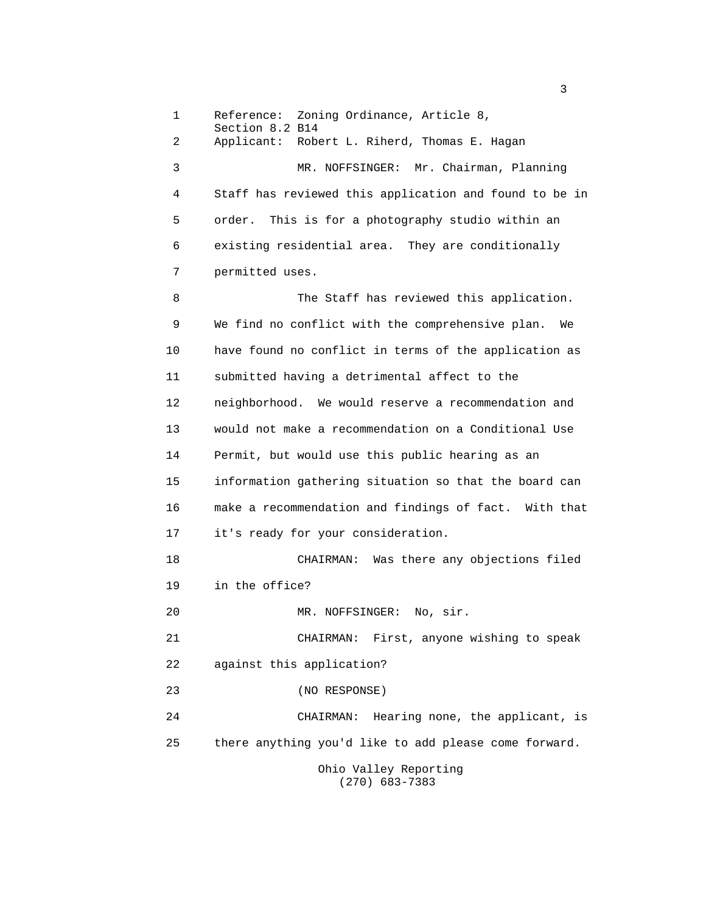Reference: Zoning Ordinance, Article 8, Section 8.2 B14

Applicant: Robert L. Riherd, Thomas E. Hagan

MR. NOFFSINGER: Mr. Chairman, Planning Staff has reviewed this application and found to be in order. This is for a photography studio within an existing residential area. They are conditionally permitted uses.

The Staff has reviewed this application. We find no conflict with the comprehensive plan. We have found no conflict in terms of the application as submitted having a detrimental affect to the neighborhood. We would reserve a recommendation and would not make a recommendation on a Conditional Use Permit, but would use this public hearing as an information gathering situation so that the board can make a recommendation and findings of fact. With that it's ready for your consideration.

CHAIRMAN: Was there any objections filed in the office?

MR. NOFFSINGER: No, sir.

CHAIRMAN: First, anyone wishing to speak against this application?

(NO RESPONSE)

CHAIRMAN: Hearing none, the applicant, is there anything you'd like to add please come forward.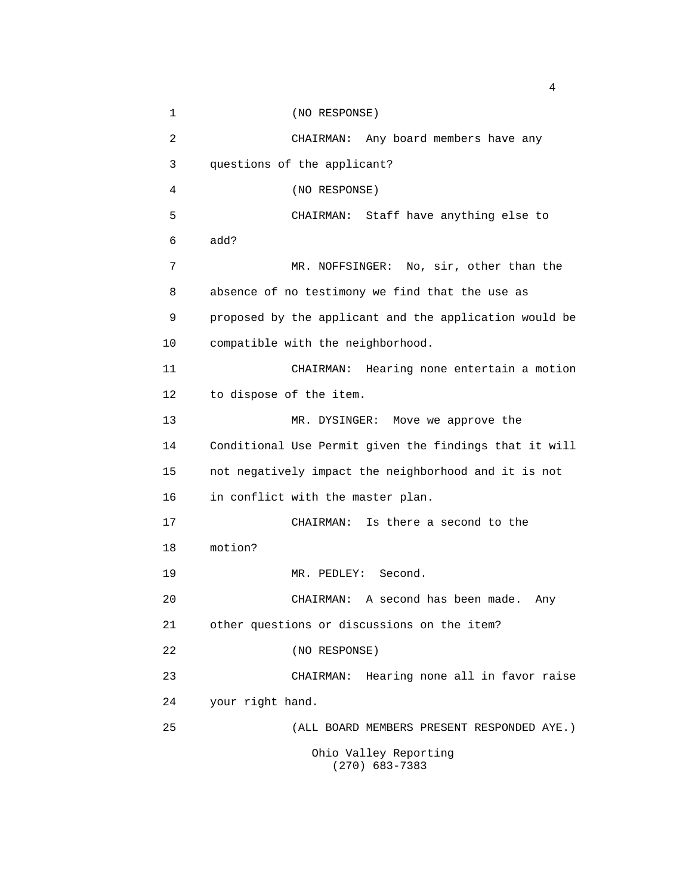(NO RESPONSE)

CHAIRMAN: Any board members have any questions of the applicant?

(NO RESPONSE)

CHAIRMAN: Staff have anything else to add?

MR. NOFFSINGER: No, sir, other than the absence of no testimony we find that the use as proposed by the applicant and the application would be compatible with the neighborhood.

CHAIRMAN: Hearing none entertain a motion to dispose of the item.

MR. DYSINGER: Move we approve the Conditional Use Permit given the findings that it will not negatively impact the neighborhood and it is not in conflict with the master plan.

CHAIRMAN: Is there a second to the motion?

MR. PEDLEY: Second.

CHAIRMAN: A second has been made. Any other questions or discussions on the item?

(NO RESPONSE)

CHAIRMAN: Hearing none all in favor raise your right hand.

(ALL BOARD MEMBERS PRESENT RESPONDED AYE.)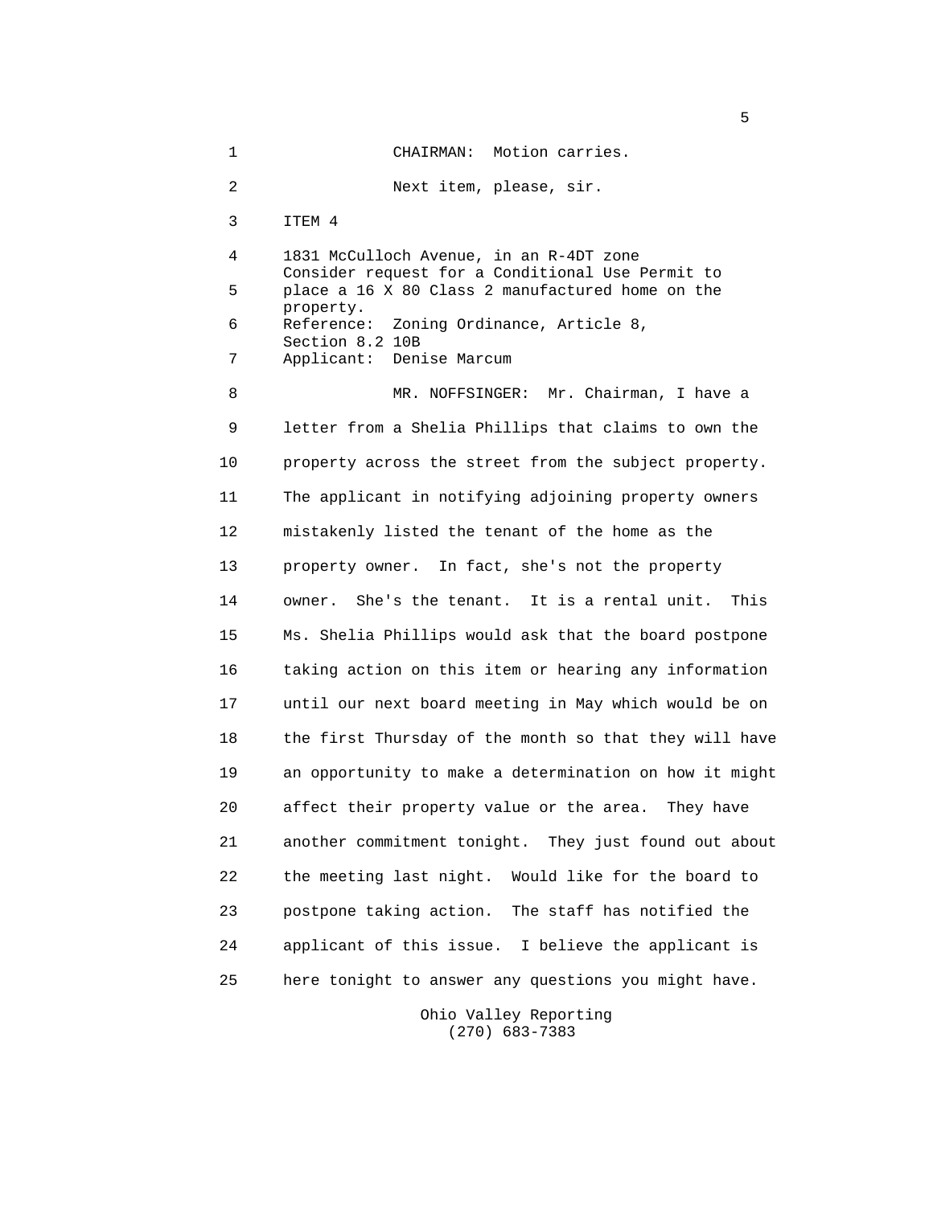CHAIRMAN: Motion carries.

Next item, please, sir.

ITEM 4

1831 McCulloch Avenue, in an R-4DT zone
Consider request for a Conditional Use Permit to place a 16 X 80 Class 2 manufactured home on the property.
Reference: Zoning Ordinance, Article 8, Section 8.2 10B
Applicant: Denise Marcum

MR. NOFFSINGER: Mr. Chairman, I have a letter from a Shelia Phillips that claims to own the property across the street from the subject property. The applicant in notifying adjoining property owners mistakenly listed the tenant of the home as the property owner. In fact, she's not the property owner. She's the tenant. It is a rental unit. This Ms. Shelia Phillips would ask that the board postpone taking action on this item or hearing any information until our next board meeting in May which would be on the first Thursday of the month so that they will have an opportunity to make a determination on how it might affect their property value or the area. They have another commitment tonight. They just found out about the meeting last night. Would like for the board to postpone taking action. The staff has notified the applicant of this issue. I believe the applicant is here tonight to answer any questions you might have.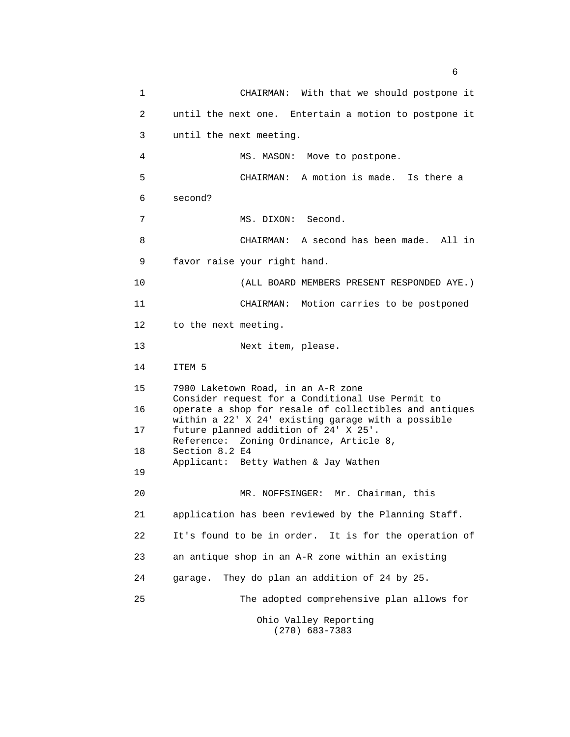CHAIRMAN: With that we should postpone it until the next one. Entertain a motion to postpone it until the next meeting.

MS. MASON: Move to postpone.

CHAIRMAN: A motion is made. Is there a second?

MS. DIXON: Second.

CHAIRMAN: A second has been made. All in favor raise your right hand.

(ALL BOARD MEMBERS PRESENT RESPONDED AYE.)

CHAIRMAN: Motion carries to be postponed to the next meeting.

Next item, please.

ITEM 5

7900 Laketown Road, in an A-R zone
Consider request for a Conditional Use Permit to operate a shop for resale of collectibles and antiques within a 22' X 24' existing garage with a possible future planned addition of 24' X 25'.
Reference: Zoning Ordinance, Article 8, Section 8.2 E4
Applicant: Betty Wathen & Jay Wathen

MR. NOFFSINGER: Mr. Chairman, this application has been reviewed by the Planning Staff. It's found to be in order. It is for the operation of an antique shop in an A-R zone within an existing garage. They do plan an addition of 24 by 25.

The adopted comprehensive plan allows for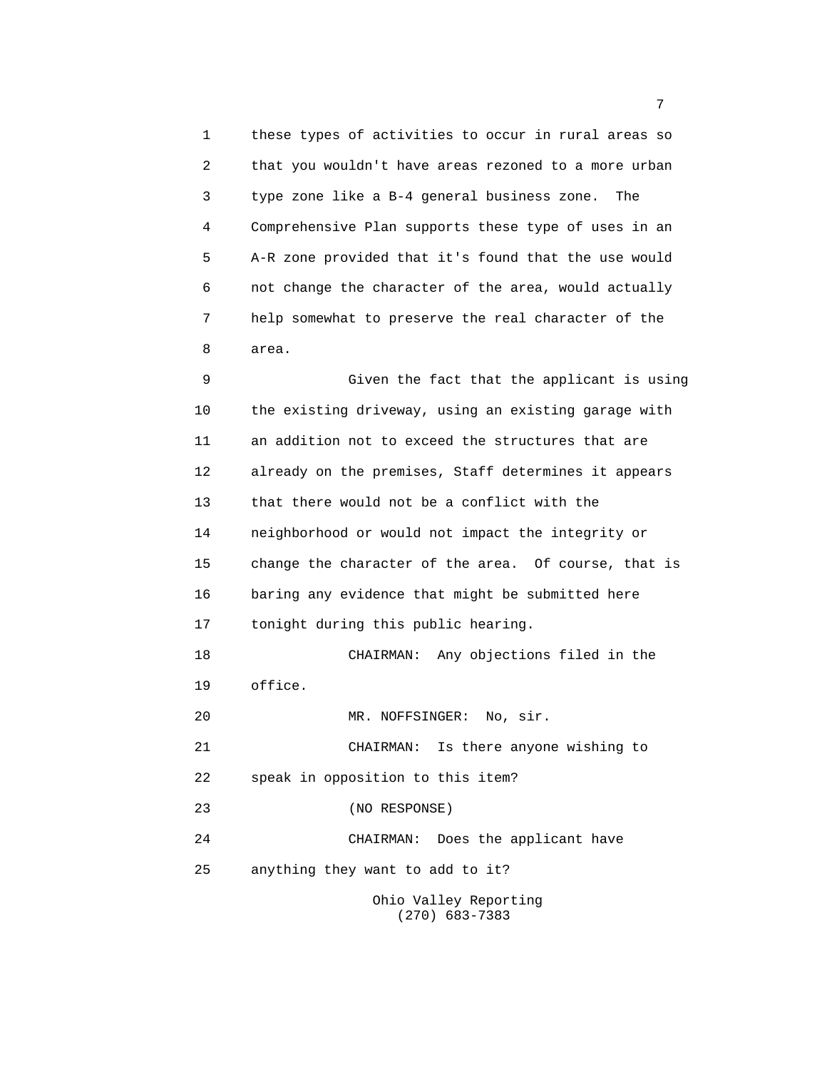these types of activities to occur in rural areas so that you wouldn't have areas rezoned to a more urban type zone like a B-4 general business zone. The Comprehensive Plan supports these type of uses in an A-R zone provided that it's found that the use would not change the character of the area, would actually help somewhat to preserve the real character of the area.

Given the fact that the applicant is using the existing driveway, using an existing garage with an addition not to exceed the structures that are already on the premises, Staff determines it appears that there would not be a conflict with the neighborhood or would not impact the integrity or change the character of the area. Of course, that is baring any evidence that might be submitted here tonight during this public hearing.

CHAIRMAN: Any objections filed in the office.

MR. NOFFSINGER: No, sir.

CHAIRMAN: Is there anyone wishing to speak in opposition to this item?

(NO RESPONSE)

CHAIRMAN: Does the applicant have anything they want to add to it?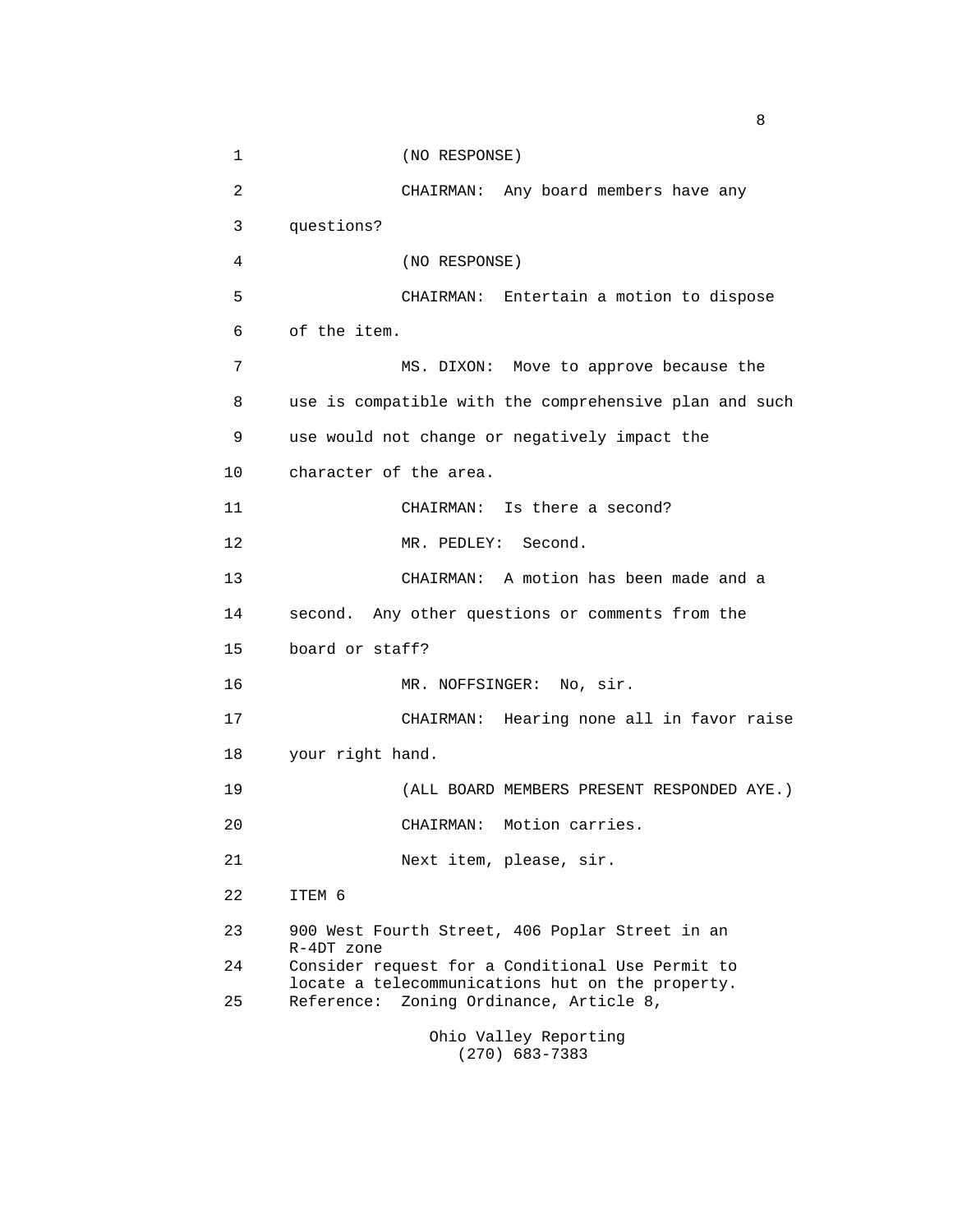(NO RESPONSE)

CHAIRMAN: Any board members have any questions?

(NO RESPONSE)

CHAIRMAN: Entertain a motion to dispose of the item.

MS. DIXON: Move to approve because the use is compatible with the comprehensive plan and such use would not change or negatively impact the character of the area.

CHAIRMAN: Is there a second?

MR. PEDLEY: Second.

CHAIRMAN: A motion has been made and a second. Any other questions or comments from the board or staff?

MR. NOFFSINGER: No, sir.

CHAIRMAN: Hearing none all in favor raise your right hand.

(ALL BOARD MEMBERS PRESENT RESPONDED AYE.)

CHAIRMAN: Motion carries.

Next item, please, sir.

ITEM 6

900 West Fourth Street, 406 Poplar Street in an R-4DT zone
Consider request for a Conditional Use Permit to locate a telecommunications hut on the property.
Reference: Zoning Ordinance, Article 8,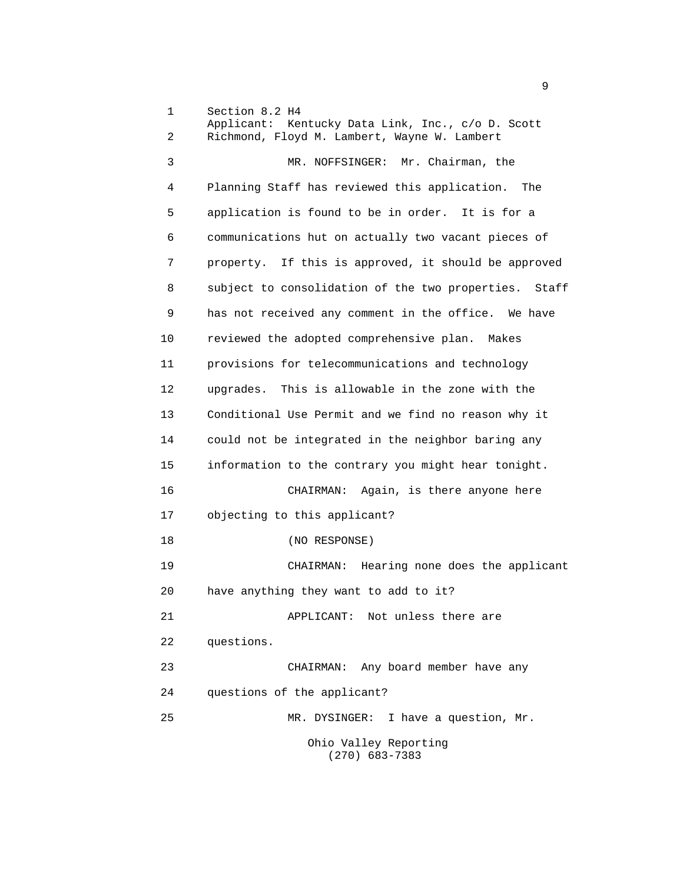Section 8.2 H4
Applicant: Kentucky Data Link, Inc., c/o D. Scott Richmond, Floyd M. Lambert, Wayne W. Lambert

MR. NOFFSINGER: Mr. Chairman, the Planning Staff has reviewed this application. The application is found to be in order. It is for a communications hut on actually two vacant pieces of property. If this is approved, it should be approved subject to consolidation of the two properties. Staff has not received any comment in the office. We have reviewed the adopted comprehensive plan. Makes provisions for telecommunications and technology upgrades. This is allowable in the zone with the Conditional Use Permit and we find no reason why it could not be integrated in the neighbor baring any information to the contrary you might hear tonight.

CHAIRMAN: Again, is there anyone here objecting to this applicant?

(NO RESPONSE)

CHAIRMAN: Hearing none does the applicant have anything they want to add to it?

APPLICANT: Not unless there are questions.

CHAIRMAN: Any board member have any questions of the applicant?

MR. DYSINGER: I have a question, Mr.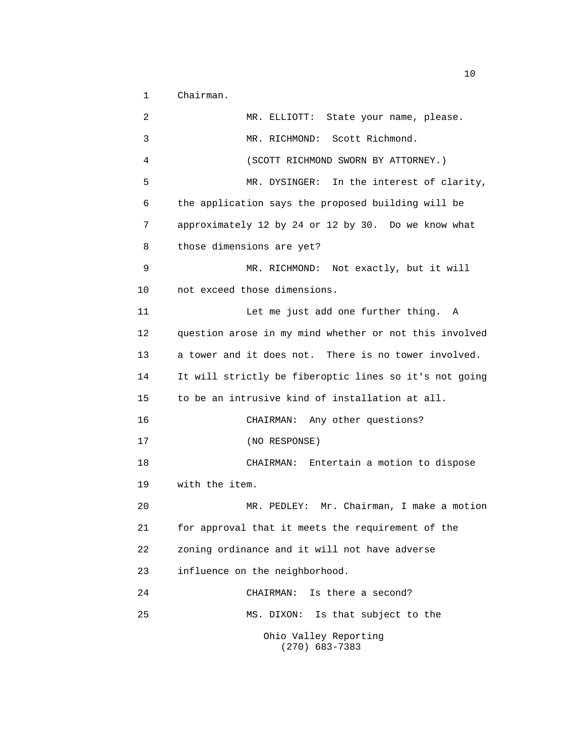Chairman.

MR. ELLIOTT: State your name, please.

MR. RICHMOND: Scott Richmond.

(SCOTT RICHMOND SWORN BY ATTORNEY.)

MR. DYSINGER: In the interest of clarity, the application says the proposed building will be approximately 12 by 24 or 12 by 30. Do we know what those dimensions are yet?

MR. RICHMOND: Not exactly, but it will not exceed those dimensions.

Let me just add one further thing. A question arose in my mind whether or not this involved a tower and it does not. There is no tower involved. It will strictly be fiberoptic lines so it's not going to be an intrusive kind of installation at all.

CHAIRMAN: Any other questions?

(NO RESPONSE)

CHAIRMAN: Entertain a motion to dispose with the item.

MR. PEDLEY: Mr. Chairman, I make a motion for approval that it meets the requirement of the zoning ordinance and it will not have adverse influence on the neighborhood.

CHAIRMAN: Is there a second?

MS. DIXON: Is that subject to the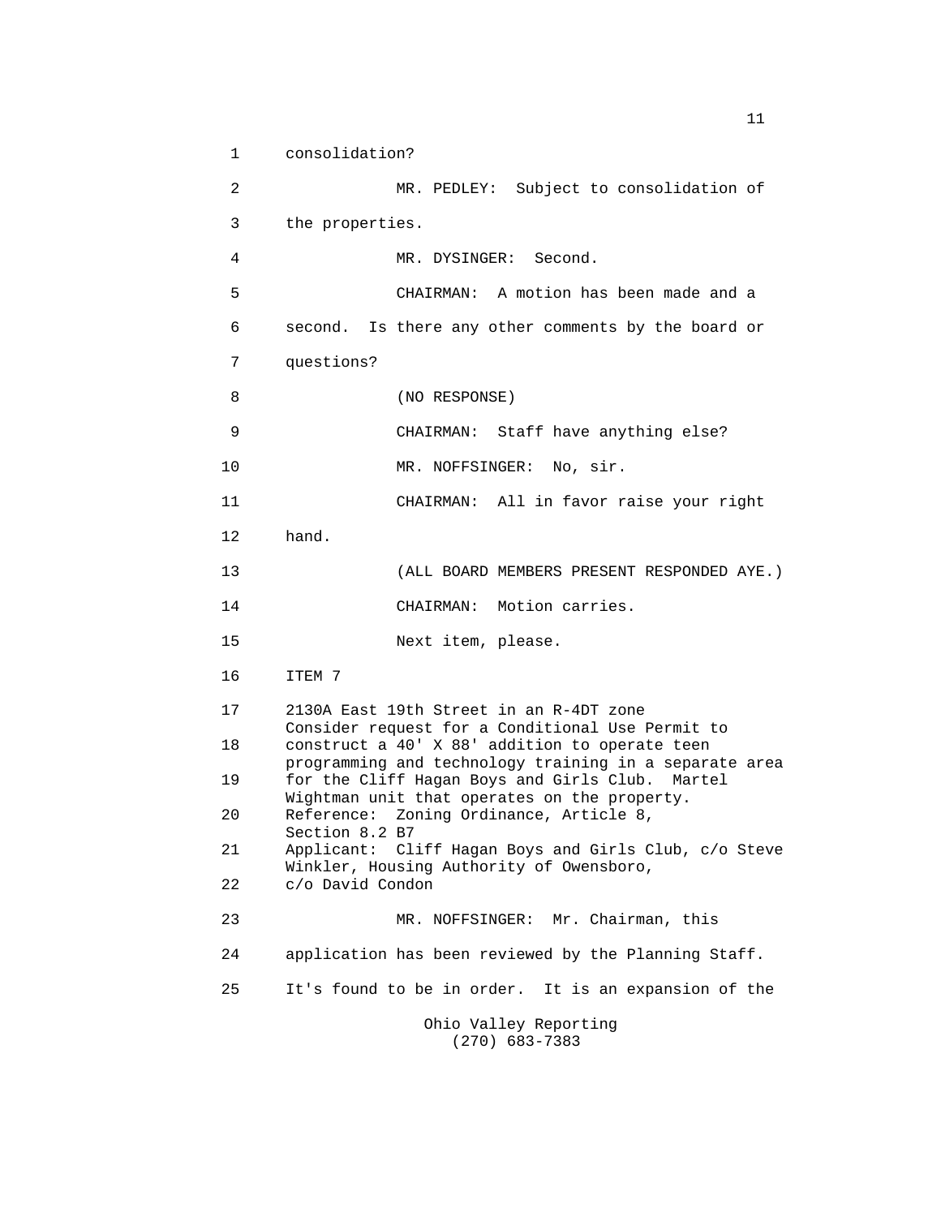1 consolidation?

2 MR. PEDLEY: Subject to consolidation of

3 the properties.

4 MR. DYSINGER: Second.

5 CHAIRMAN: A motion has been made and a

6 second. Is there any other comments by the board or

7 questions?

8 (NO RESPONSE)

9 CHAIRMAN: Staff have anything else?

10 MR. NOFFSINGER: No, sir.

11 CHAIRMAN: All in favor raise your right

12 hand.

13 (ALL BOARD MEMBERS PRESENT RESPONDED AYE.)

14 CHAIRMAN: Motion carries.

15 Next item, please.

16 ITEM 7

17 2130A East 19th Street in an R-4DT zone
Consider request for a Conditional Use Permit to
18 construct a 40' X 88' addition to operate teen
programming and technology training in a separate area
19 for the Cliff Hagan Boys and Girls Club. Martel
Wightman unit that operates on the property.
20 Reference: Zoning Ordinance, Article 8,
Section 8.2 B7
21 Applicant: Cliff Hagan Boys and Girls Club, c/o Steve
Winkler, Housing Authority of Owensboro,
22 c/o David Condon

23 MR. NOFFSINGER: Mr. Chairman, this

24 application has been reviewed by the Planning Staff.

25 It's found to be in order. It is an expansion of the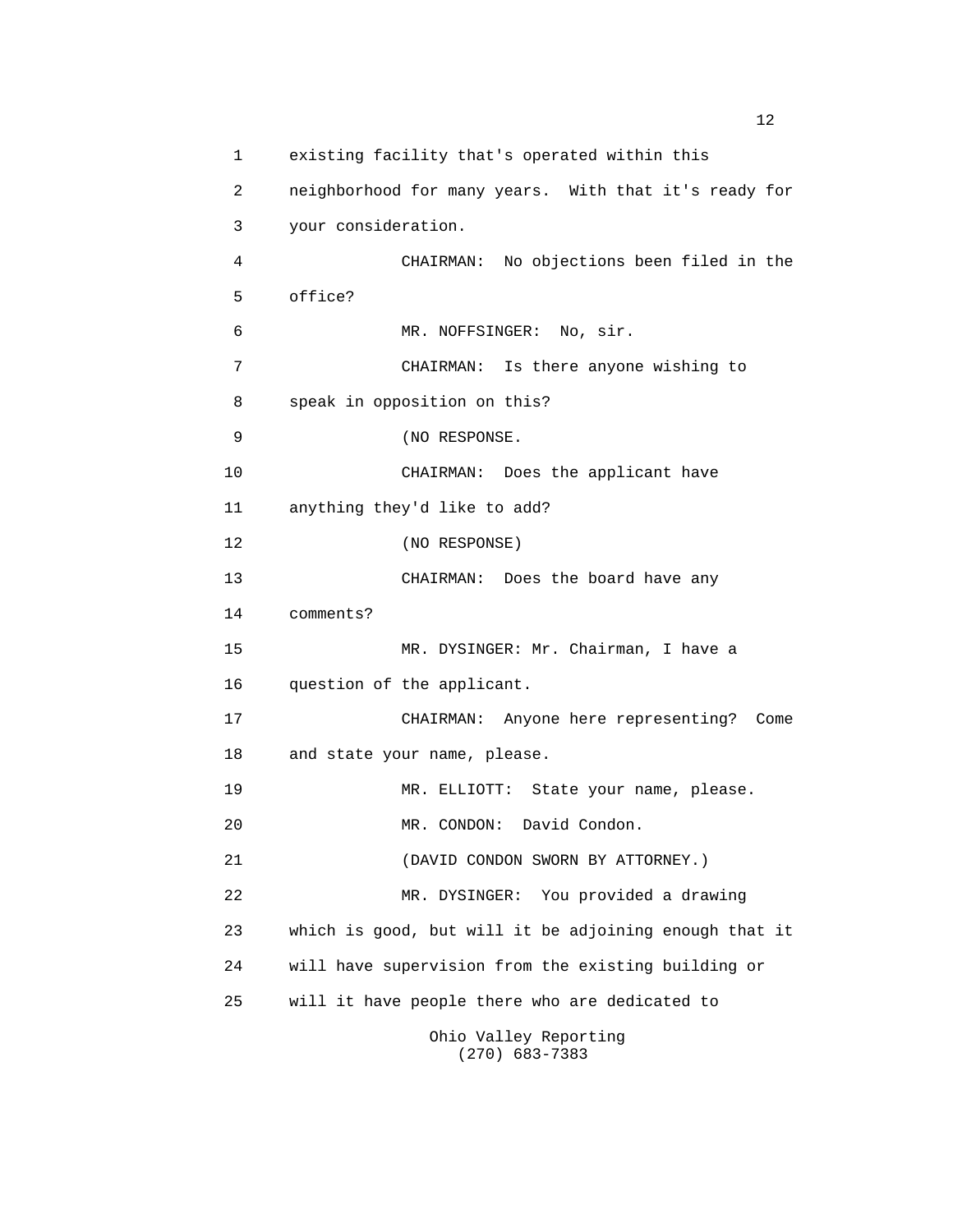existing facility that's operated within this neighborhood for many years. With that it's ready for your consideration.

CHAIRMAN: No objections been filed in the office?

MR. NOFFSINGER: No, sir.

CHAIRMAN: Is there anyone wishing to speak in opposition on this?

(NO RESPONSE.

CHAIRMAN: Does the applicant have anything they'd like to add?

(NO RESPONSE)

CHAIRMAN: Does the board have any comments?

MR. DYSINGER: Mr. Chairman, I have a question of the applicant.

CHAIRMAN: Anyone here representing? Come and state your name, please.

MR. ELLIOTT: State your name, please.

MR. CONDON: David Condon.

(DAVID CONDON SWORN BY ATTORNEY.)

MR. DYSINGER: You provided a drawing which is good, but will it be adjoining enough that it will have supervision from the existing building or will it have people there who are dedicated to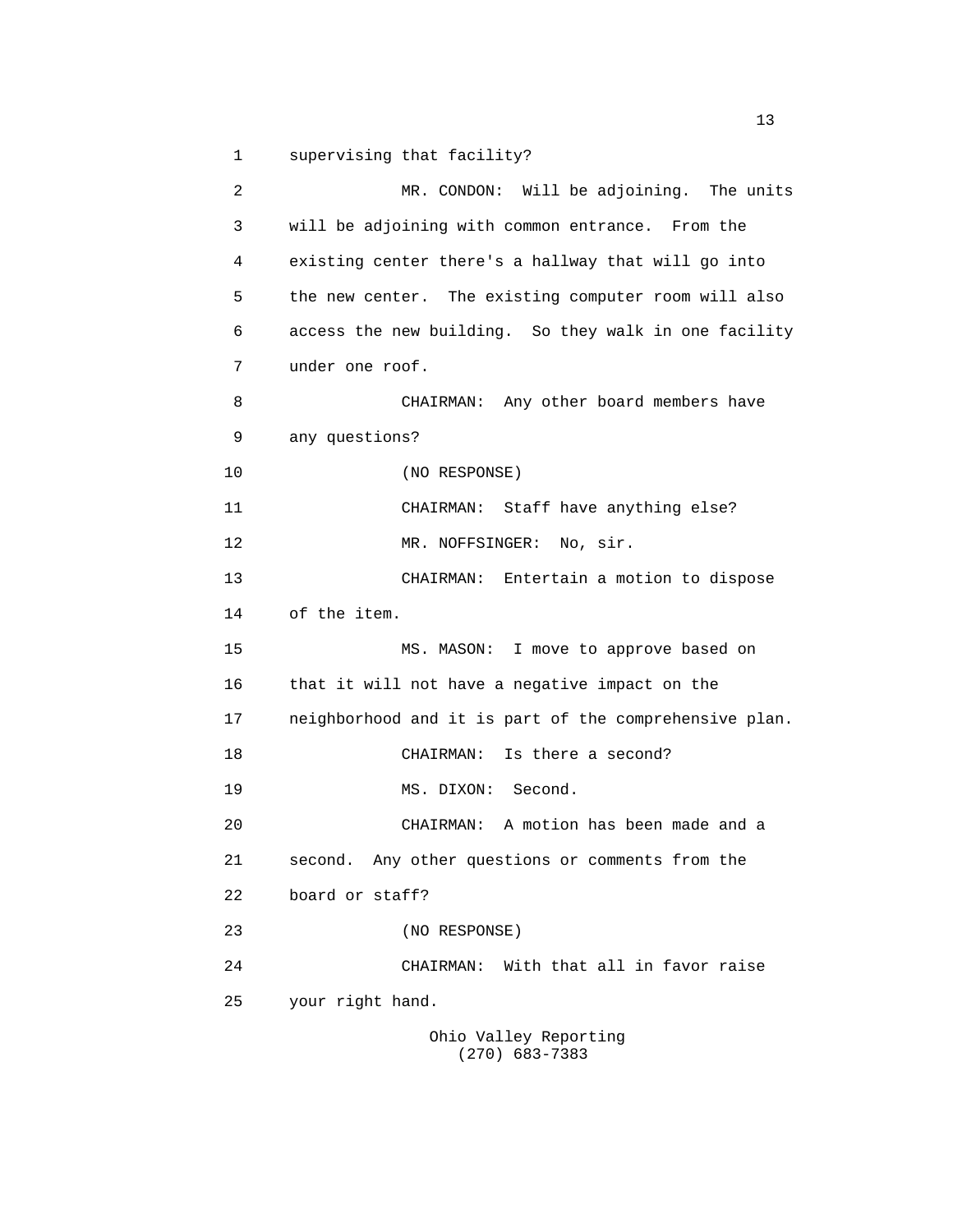1 supervising that facility?

2 MR. CONDON: Will be adjoining. The units

3 will be adjoining with common entrance. From the

4 existing center there's a hallway that will go into

5 the new center. The existing computer room will also

6 access the new building. So they walk in one facility

7 under one roof.

8 CHAIRMAN: Any other board members have

9 any questions?

10 (NO RESPONSE)

11 CHAIRMAN: Staff have anything else?

12 MR. NOFFSINGER: No, sir.

13 CHAIRMAN: Entertain a motion to dispose

14 of the item.

15 MS. MASON: I move to approve based on

16 that it will not have a negative impact on the

17 neighborhood and it is part of the comprehensive plan.

18 CHAIRMAN: Is there a second?

19 MS. DIXON: Second.

20 CHAIRMAN: A motion has been made and a

21 second. Any other questions or comments from the

22 board or staff?

23 (NO RESPONSE)

24 CHAIRMAN: With that all in favor raise

25 your right hand.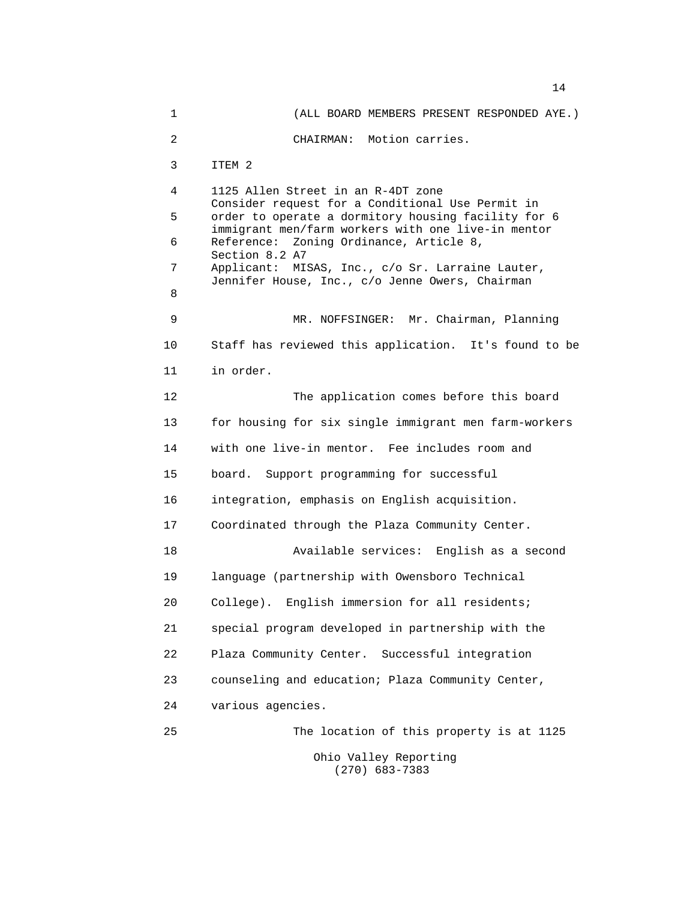(ALL BOARD MEMBERS PRESENT RESPONDED AYE.)

CHAIRMAN: Motion carries.

ITEM 2

1125 Allen Street in an R-4DT zone
Consider request for a Conditional Use Permit in order to operate a dormitory housing facility for 6 immigrant men/farm workers with one live-in mentor
Reference: Zoning Ordinance, Article 8, Section 8.2 A7
Applicant: MISAS, Inc., c/o Sr. Larraine Lauter, Jennifer House, Inc., c/o Jenne Owers, Chairman

MR. NOFFSINGER: Mr. Chairman, Planning Staff has reviewed this application. It's found to be in order.

The application comes before this board for housing for six single immigrant men farm-workers with one live-in mentor. Fee includes room and board. Support programming for successful integration, emphasis on English acquisition. Coordinated through the Plaza Community Center.

Available services: English as a second language (partnership with Owensboro Technical College). English immersion for all residents; special program developed in partnership with the Plaza Community Center. Successful integration counseling and education; Plaza Community Center, various agencies.

The location of this property is at 1125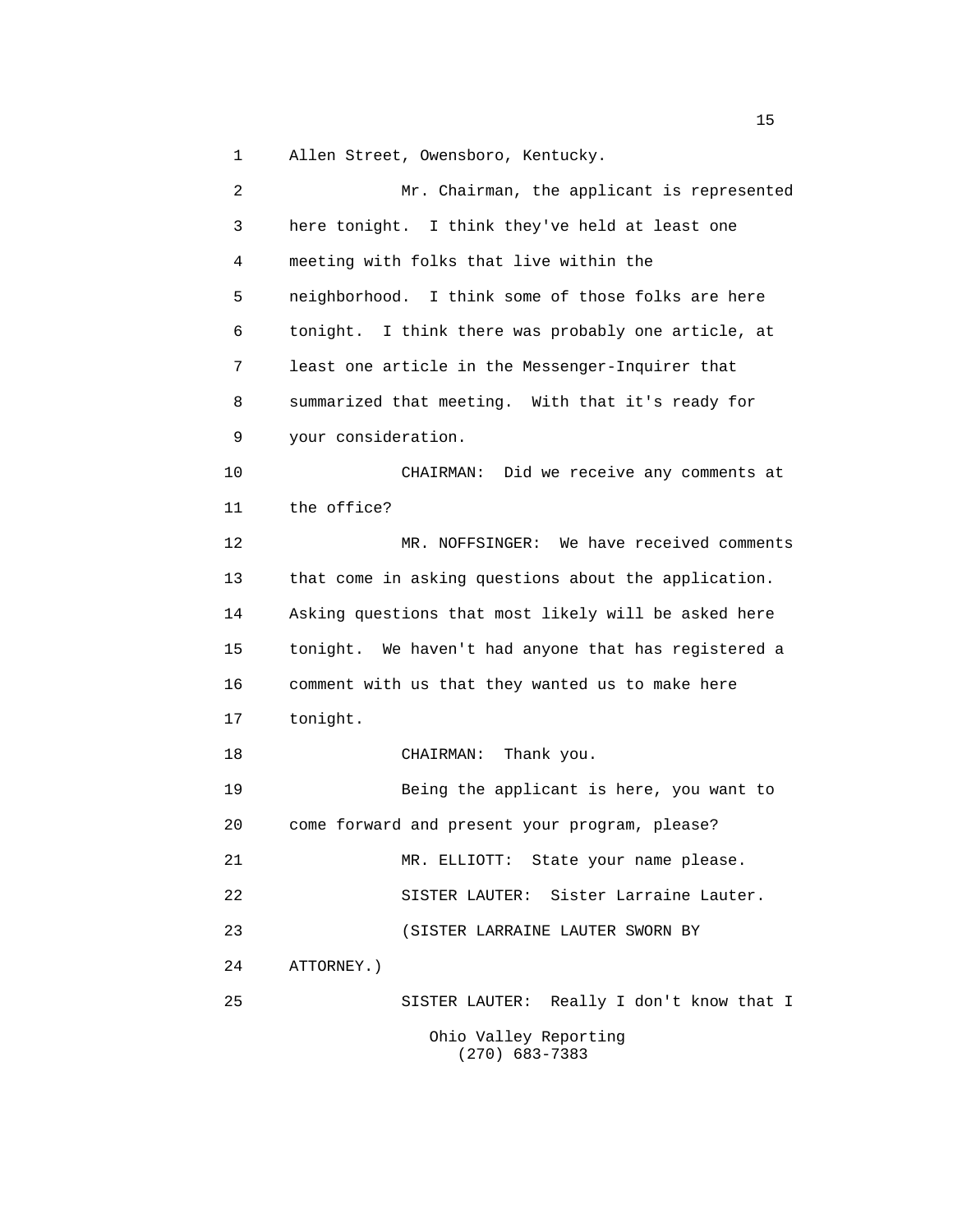1 Allen Street, Owensboro, Kentucky.

2 Mr. Chairman, the applicant is represented

3 here tonight. I think they've held at least one

4 meeting with folks that live within the

5 neighborhood. I think some of those folks are here

6 tonight. I think there was probably one article, at

7 least one article in the Messenger-Inquirer that

8 summarized that meeting. With that it's ready for

9 your consideration.

10 CHAIRMAN: Did we receive any comments at

11 the office?

12 MR. NOFFSINGER: We have received comments

13 that come in asking questions about the application.

14 Asking questions that most likely will be asked here

15 tonight. We haven't had anyone that has registered a

16 comment with us that they wanted us to make here

17 tonight.

18 CHAIRMAN: Thank you.

19 Being the applicant is here, you want to

20 come forward and present your program, please?

21 MR. ELLIOTT: State your name please.

22 SISTER LAUTER: Sister Larraine Lauter.

23 (SISTER LARRAINE LAUTER SWORN BY

24 ATTORNEY.)

25 SISTER LAUTER: Really I don't know that I

Ohio Valley Reporting
(270) 683-7383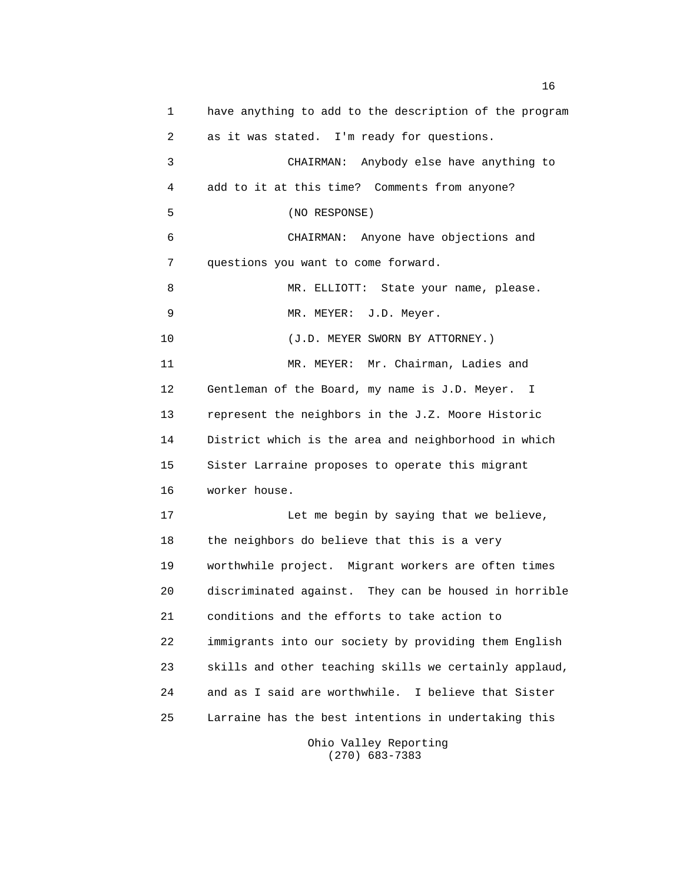have anything to add to the description of the program as it was stated. I'm ready for questions.

CHAIRMAN: Anybody else have anything to add to it at this time? Comments from anyone?

(NO RESPONSE)

CHAIRMAN: Anyone have objections and questions you want to come forward.

MR. ELLIOTT: State your name, please.

MR. MEYER: J.D. Meyer.

(J.D. MEYER SWORN BY ATTORNEY.)

MR. MEYER: Mr. Chairman, Ladies and Gentleman of the Board, my name is J.D. Meyer. I represent the neighbors in the J.Z. Moore Historic District which is the area and neighborhood in which Sister Larraine proposes to operate this migrant worker house.

Let me begin by saying that we believe, the neighbors do believe that this is a very worthwhile project. Migrant workers are often times discriminated against. They can be housed in horrible conditions and the efforts to take action to immigrants into our society by providing them English skills and other teaching skills we certainly applaud, and as I said are worthwhile. I believe that Sister Larraine has the best intentions in undertaking this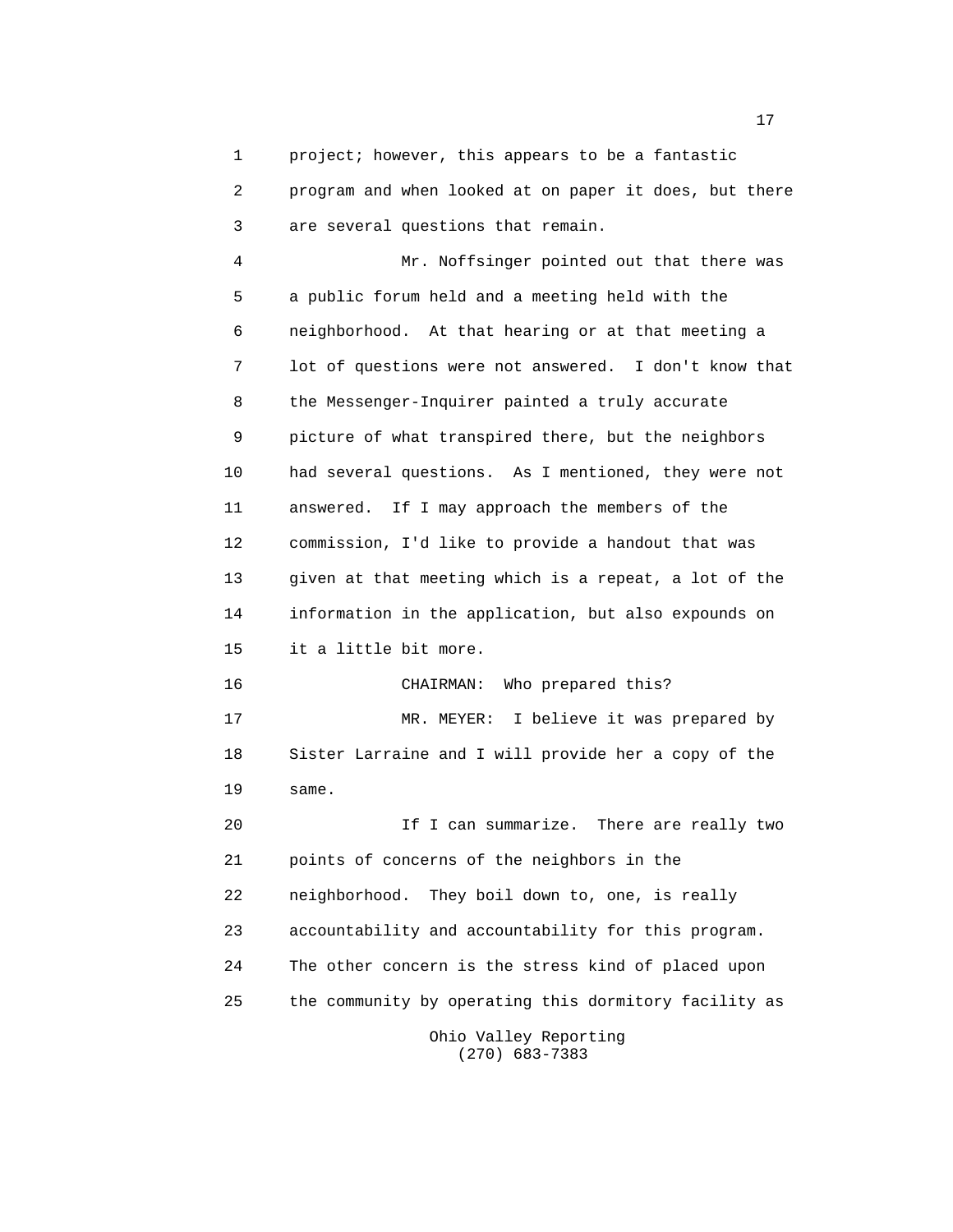project; however, this appears to be a fantastic program and when looked at on paper it does, but there are several questions that remain.

Mr. Noffsinger pointed out that there was a public forum held and a meeting held with the neighborhood. At that hearing or at that meeting a lot of questions were not answered. I don't know that the Messenger-Inquirer painted a truly accurate picture of what transpired there, but the neighbors had several questions. As I mentioned, they were not answered. If I may approach the members of the commission, I'd like to provide a handout that was given at that meeting which is a repeat, a lot of the information in the application, but also expounds on it a little bit more.

CHAIRMAN: Who prepared this?

MR. MEYER: I believe it was prepared by Sister Larraine and I will provide her a copy of the same.

If I can summarize. There are really two points of concerns of the neighbors in the neighborhood. They boil down to, one, is really accountability and accountability for this program. The other concern is the stress kind of placed upon the community by operating this dormitory facility as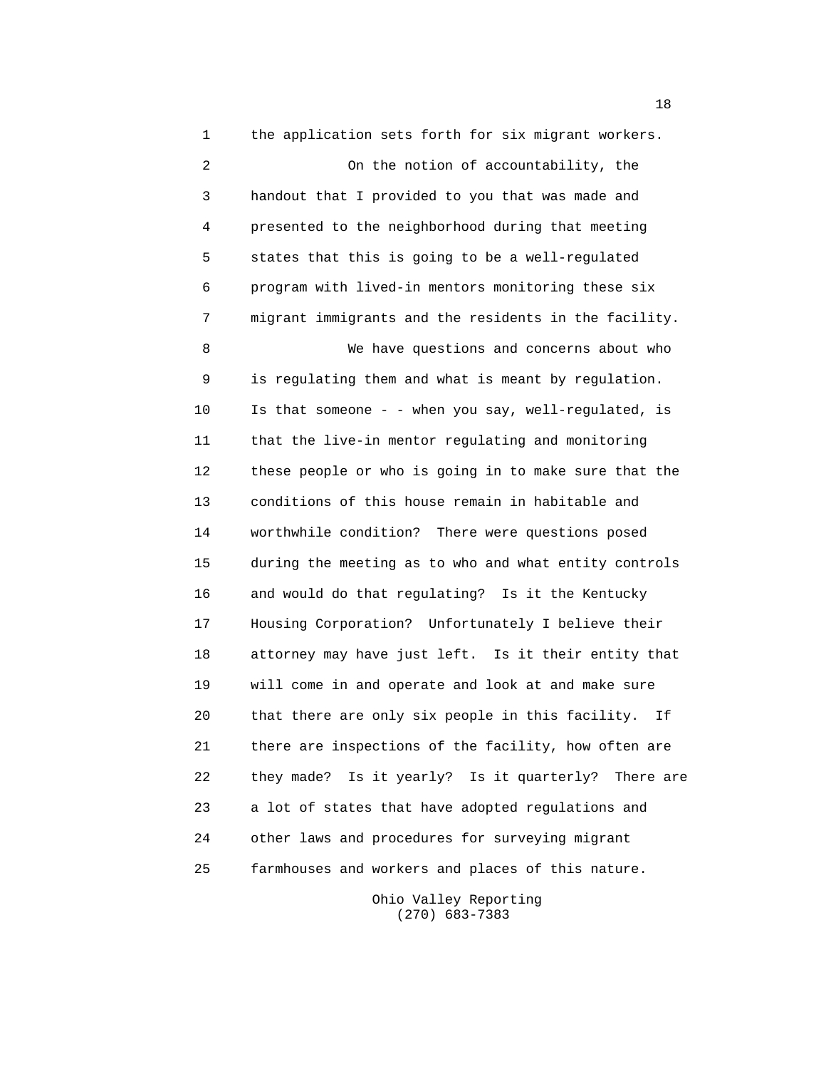the application sets forth for six migrant workers.

On the notion of accountability, the handout that I provided to you that was made and presented to the neighborhood during that meeting states that this is going to be a well-regulated program with lived-in mentors monitoring these six migrant immigrants and the residents in the facility.

We have questions and concerns about who is regulating them and what is meant by regulation. Is that someone - - when you say, well-regulated, is that the live-in mentor regulating and monitoring these people or who is going in to make sure that the conditions of this house remain in habitable and worthwhile condition? There were questions posed during the meeting as to who and what entity controls and would do that regulating? Is it the Kentucky Housing Corporation? Unfortunately I believe their attorney may have just left. Is it their entity that will come in and operate and look at and make sure that there are only six people in this facility. If there are inspections of the facility, how often are they made? Is it yearly? Is it quarterly? There are a lot of states that have adopted regulations and other laws and procedures for surveying migrant farmhouses and workers and places of this nature.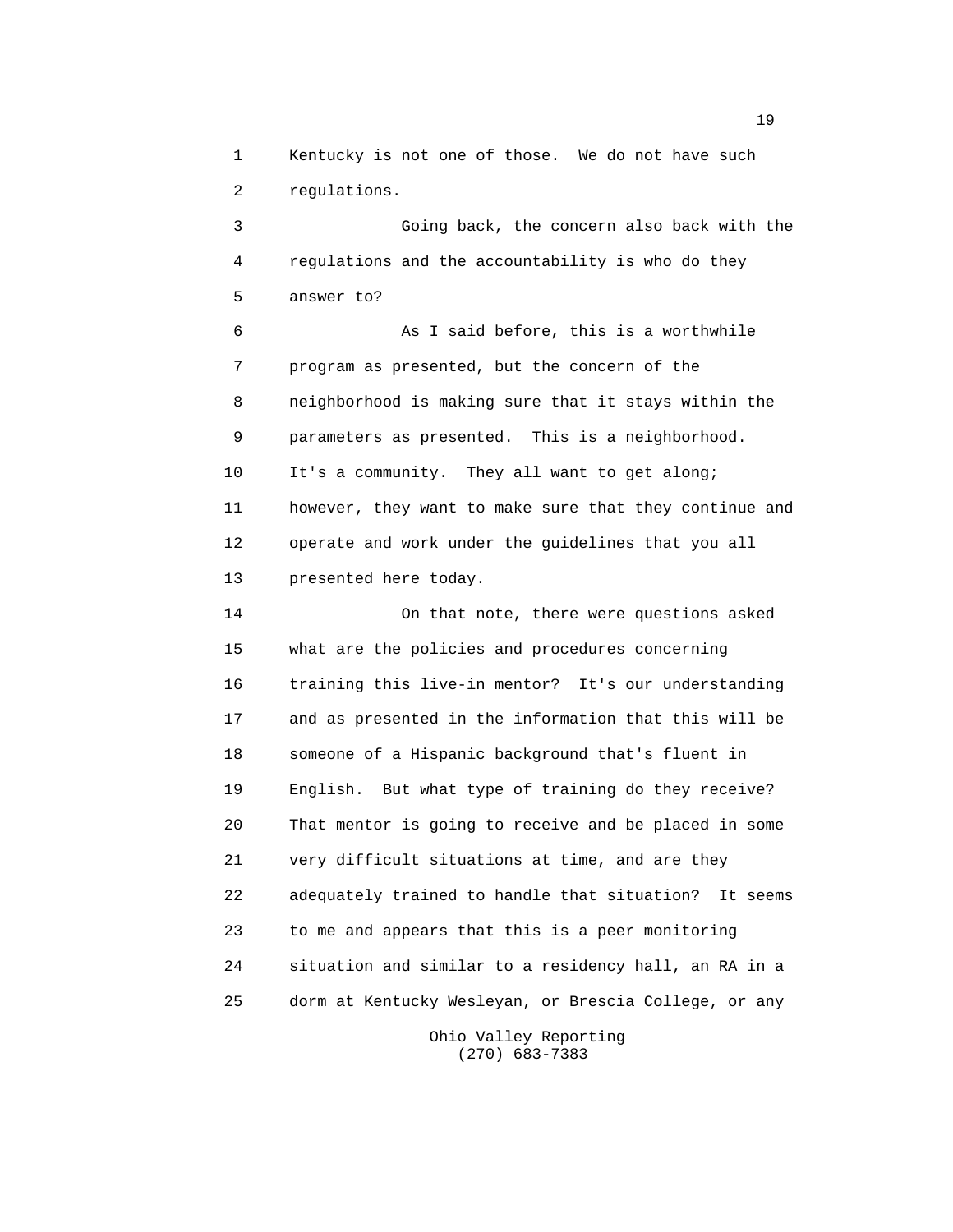Kentucky is not one of those. We do not have such regulations.

Going back, the concern also back with the regulations and the accountability is who do they answer to?

As I said before, this is a worthwhile program as presented, but the concern of the neighborhood is making sure that it stays within the parameters as presented. This is a neighborhood. It's a community. They all want to get along; however, they want to make sure that they continue and operate and work under the guidelines that you all presented here today.

On that note, there were questions asked what are the policies and procedures concerning training this live-in mentor? It's our understanding and as presented in the information that this will be someone of a Hispanic background that's fluent in English. But what type of training do they receive? That mentor is going to receive and be placed in some very difficult situations at time, and are they adequately trained to handle that situation? It seems to me and appears that this is a peer monitoring situation and similar to a residency hall, an RA in a dorm at Kentucky Wesleyan, or Brescia College, or any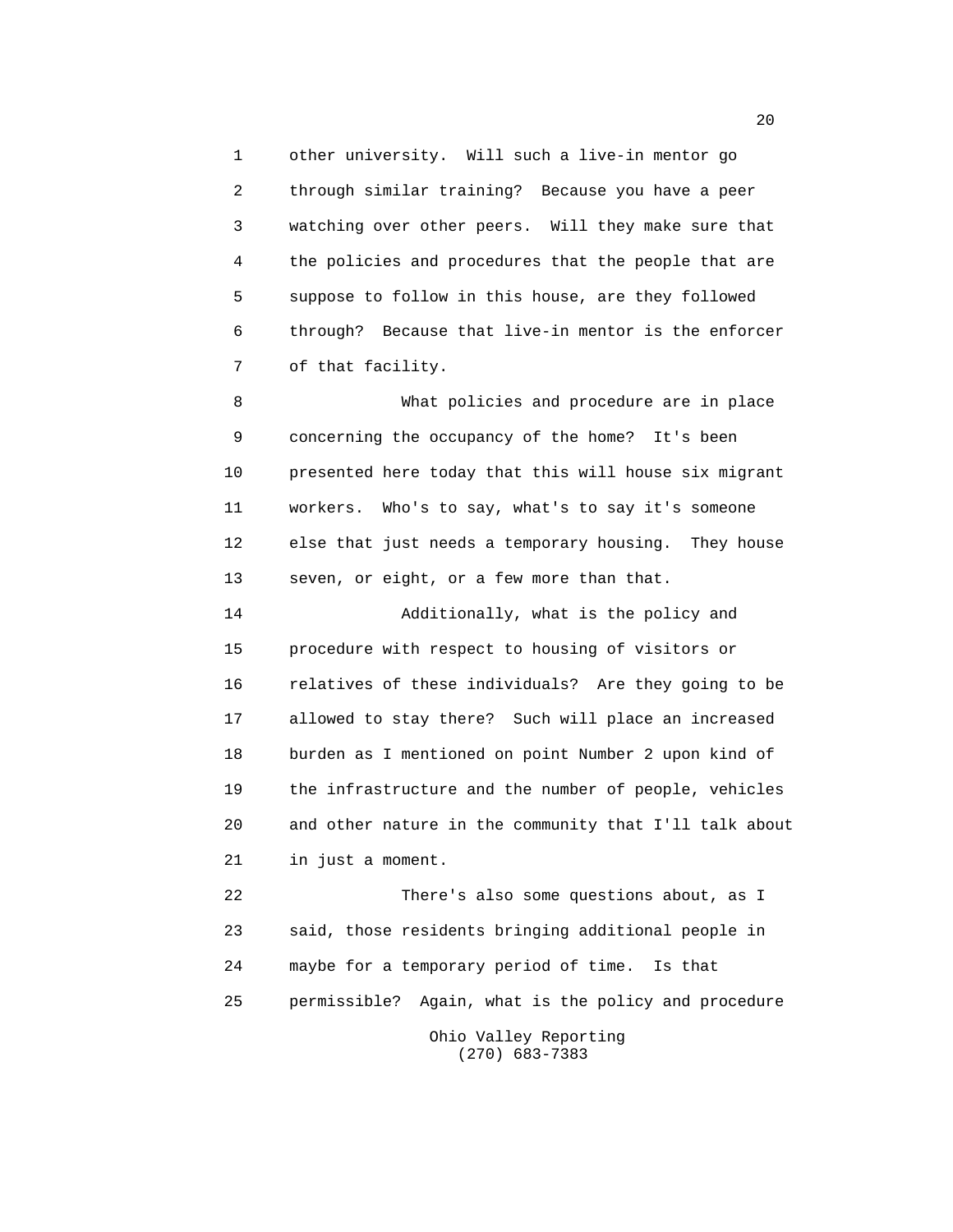other university. Will such a live-in mentor go through similar training? Because you have a peer watching over other peers. Will they make sure that the policies and procedures that the people that are suppose to follow in this house, are they followed through? Because that live-in mentor is the enforcer of that facility.

What policies and procedure are in place concerning the occupancy of the home? It's been presented here today that this will house six migrant workers. Who's to say, what's to say it's someone else that just needs a temporary housing. They house seven, or eight, or a few more than that.

Additionally, what is the policy and procedure with respect to housing of visitors or relatives of these individuals? Are they going to be allowed to stay there? Such will place an increased burden as I mentioned on point Number 2 upon kind of the infrastructure and the number of people, vehicles and other nature in the community that I'll talk about in just a moment.

There's also some questions about, as I said, those residents bringing additional people in maybe for a temporary period of time. Is that permissible? Again, what is the policy and procedure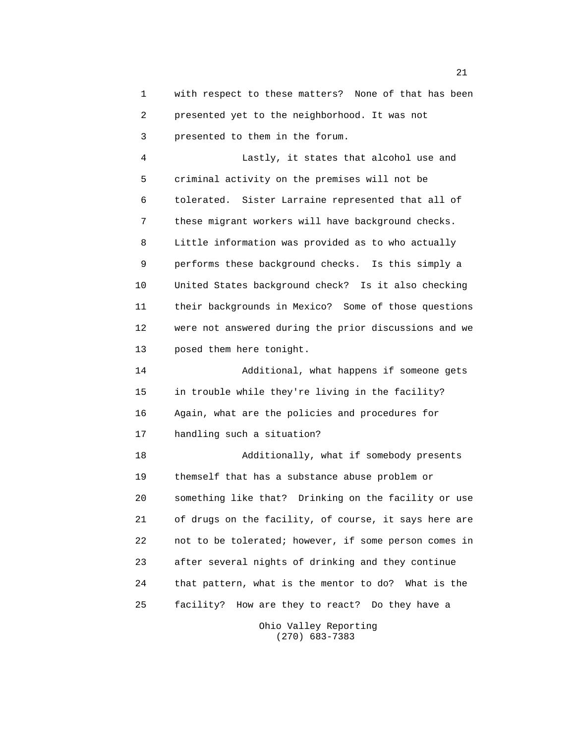with respect to these matters? None of that has been presented yet to the neighborhood. It was not presented to them in the forum.

Lastly, it states that alcohol use and criminal activity on the premises will not be tolerated. Sister Larraine represented that all of these migrant workers will have background checks. Little information was provided as to who actually performs these background checks. Is this simply a United States background check? Is it also checking their backgrounds in Mexico? Some of those questions were not answered during the prior discussions and we posed them here tonight.

Additional, what happens if someone gets in trouble while they're living in the facility? Again, what are the policies and procedures for handling such a situation?

Additionally, what if somebody presents themself that has a substance abuse problem or something like that? Drinking on the facility or use of drugs on the facility, of course, it says here are not to be tolerated; however, if some person comes in after several nights of drinking and they continue that pattern, what is the mentor to do? What is the facility? How are they to react? Do they have a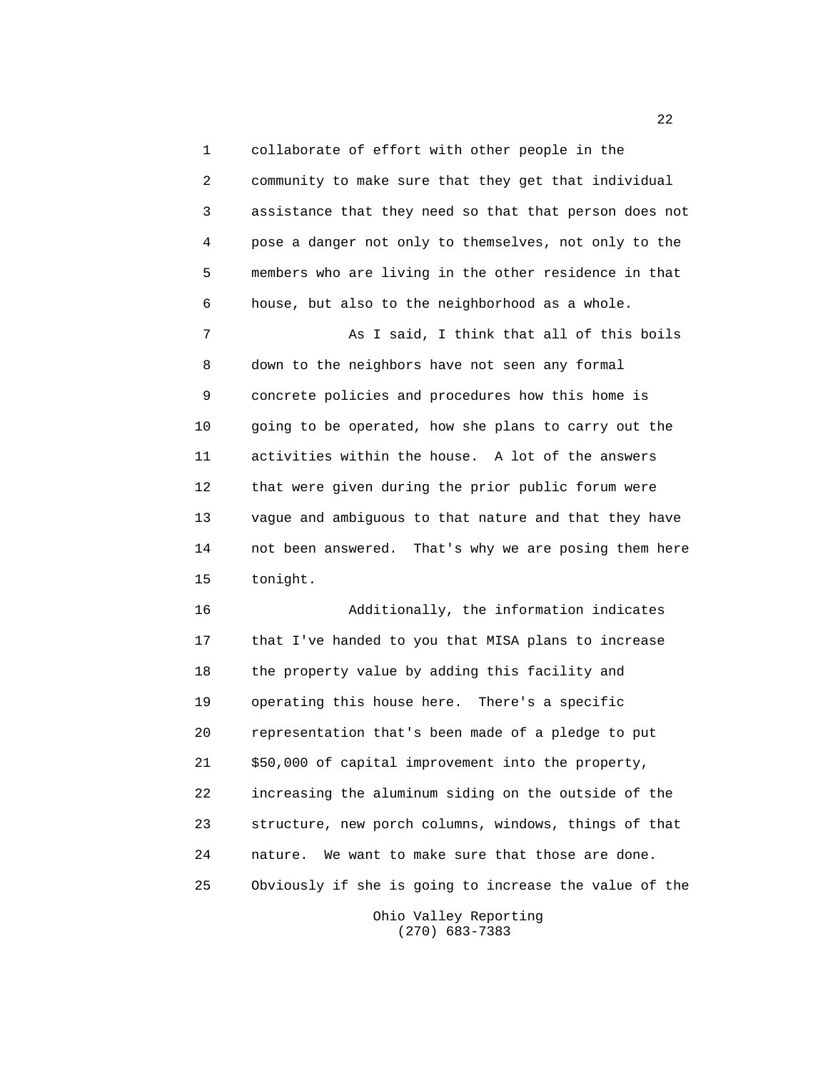collaborate of effort with other people in the community to make sure that they get that individual assistance that they need so that that person does not pose a danger not only to themselves, not only to the members who are living in the other residence in that house, but also to the neighborhood as a whole.

As I said, I think that all of this boils down to the neighbors have not seen any formal concrete policies and procedures how this home is going to be operated, how she plans to carry out the activities within the house. A lot of the answers that were given during the prior public forum were vague and ambiguous to that nature and that they have not been answered. That's why we are posing them here tonight.

Additionally, the information indicates that I've handed to you that MISA plans to increase the property value by adding this facility and operating this house here. There's a specific representation that's been made of a pledge to put $50,000 of capital improvement into the property, increasing the aluminum siding on the outside of the structure, new porch columns, windows, things of that nature. We want to make sure that those are done. Obviously if she is going to increase the value of the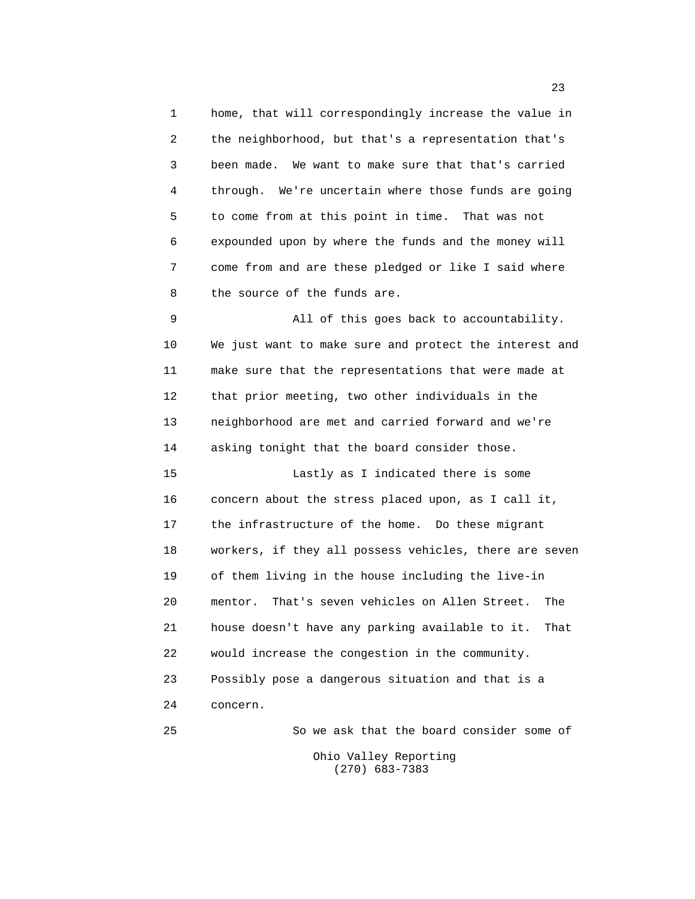home, that will correspondingly increase the value in the neighborhood, but that's a representation that's been made. We want to make sure that that's carried through. We're uncertain where those funds are going to come from at this point in time. That was not expounded upon by where the funds and the money will come from and are these pledged or like I said where the source of the funds are.

All of this goes back to accountability. We just want to make sure and protect the interest and make sure that the representations that were made at that prior meeting, two other individuals in the neighborhood are met and carried forward and we're asking tonight that the board consider those.

Lastly as I indicated there is some concern about the stress placed upon, as I call it, the infrastructure of the home. Do these migrant workers, if they all possess vehicles, there are seven of them living in the house including the live-in mentor. That's seven vehicles on Allen Street. The house doesn't have any parking available to it. That would increase the congestion in the community. Possibly pose a dangerous situation and that is a concern.

So we ask that the board consider some of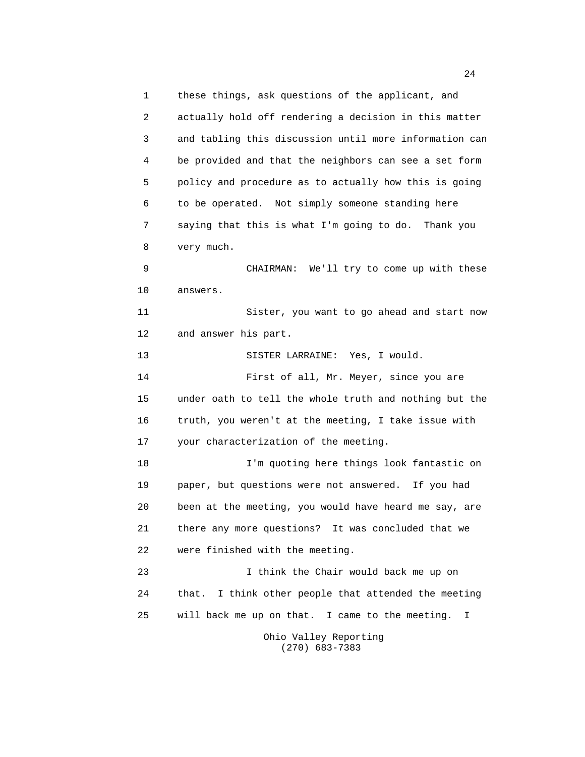these things, ask questions of the applicant, and actually hold off rendering a decision in this matter and tabling this discussion until more information can be provided and that the neighbors can see a set form policy and procedure as to actually how this is going to be operated. Not simply someone standing here saying that this is what I'm going to do. Thank you very much.

CHAIRMAN: We'll try to come up with these answers.

Sister, you want to go ahead and start now and answer his part.

SISTER LARRAINE: Yes, I would.

First of all, Mr. Meyer, since you are under oath to tell the whole truth and nothing but the truth, you weren't at the meeting, I take issue with your characterization of the meeting.

I'm quoting here things look fantastic on paper, but questions were not answered. If you had been at the meeting, you would have heard me say, are there any more questions? It was concluded that we were finished with the meeting.

I think the Chair would back me up on that. I think other people that attended the meeting will back me up on that. I came to the meeting. I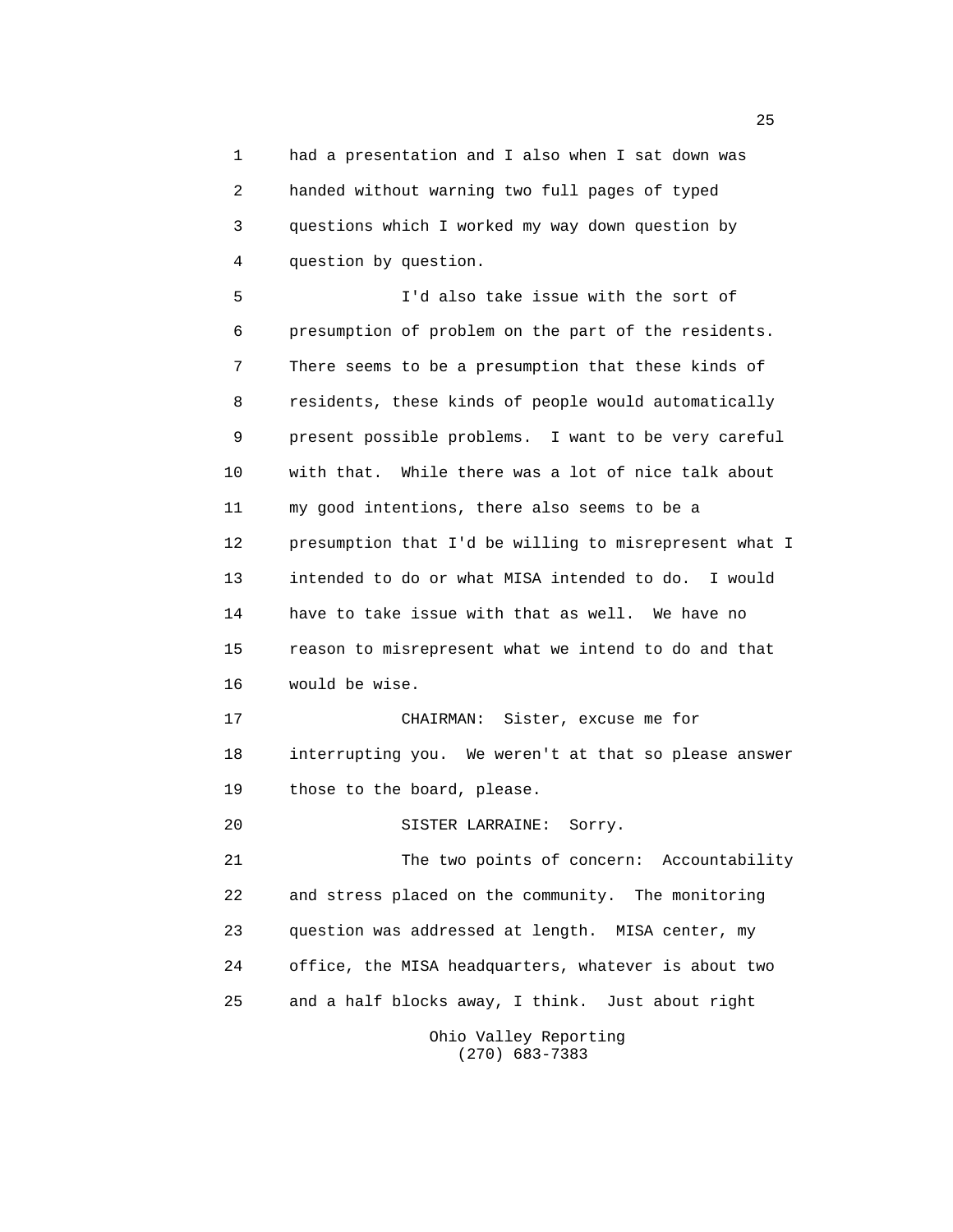had a presentation and I also when I sat down was handed without warning two full pages of typed questions which I worked my way down question by question by question.

I'd also take issue with the sort of presumption of problem on the part of the residents. There seems to be a presumption that these kinds of residents, these kinds of people would automatically present possible problems. I want to be very careful with that. While there was a lot of nice talk about my good intentions, there also seems to be a presumption that I'd be willing to misrepresent what I intended to do or what MISA intended to do. I would have to take issue with that as well. We have no reason to misrepresent what we intend to do and that would be wise.

CHAIRMAN: Sister, excuse me for interrupting you. We weren't at that so please answer those to the board, please.

SISTER LARRAINE: Sorry.

The two points of concern: Accountability and stress placed on the community. The monitoring question was addressed at length. MISA center, my office, the MISA headquarters, whatever is about two and a half blocks away, I think. Just about right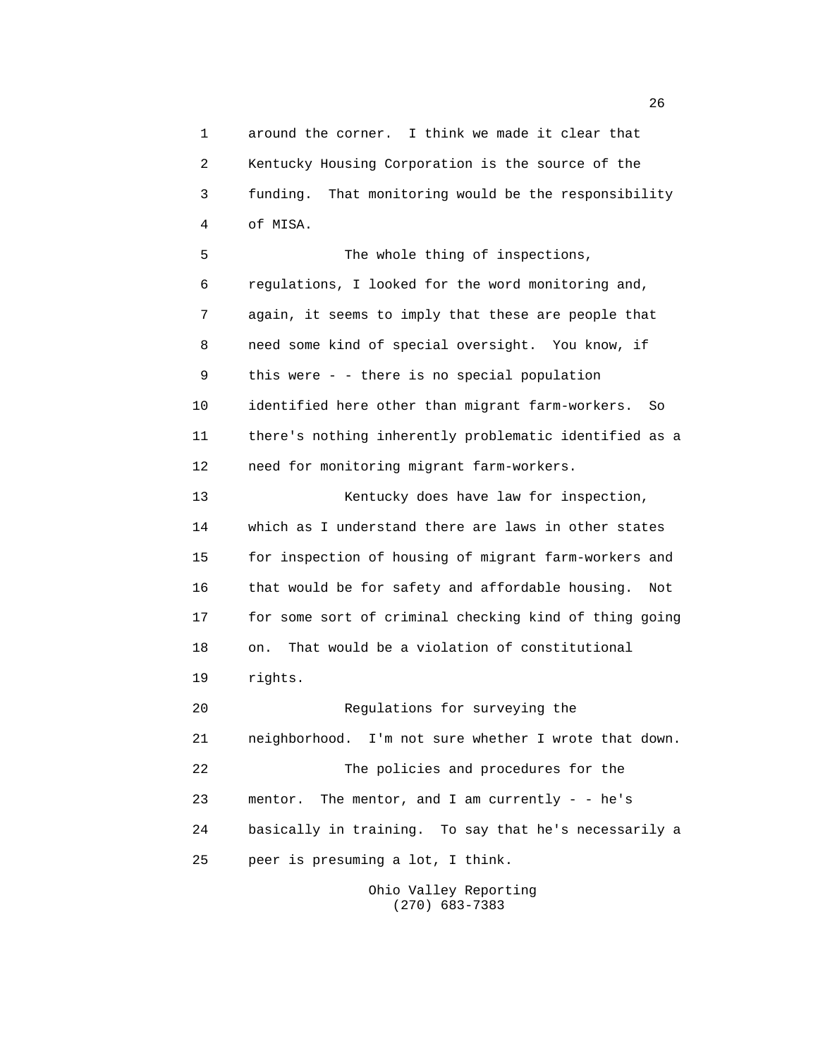around the corner. I think we made it clear that Kentucky Housing Corporation is the source of the funding. That monitoring would be the responsibility of MISA.

The whole thing of inspections, regulations, I looked for the word monitoring and, again, it seems to imply that these are people that need some kind of special oversight. You know, if this were - - there is no special population identified here other than migrant farm-workers. So there's nothing inherently problematic identified as a need for monitoring migrant farm-workers.

Kentucky does have law for inspection, which as I understand there are laws in other states for inspection of housing of migrant farm-workers and that would be for safety and affordable housing. Not for some sort of criminal checking kind of thing going on. That would be a violation of constitutional rights.

Regulations for surveying the neighborhood. I'm not sure whether I wrote that down.

The policies and procedures for the mentor. The mentor, and I am currently - - he's basically in training. To say that he's necessarily a peer is presuming a lot, I think.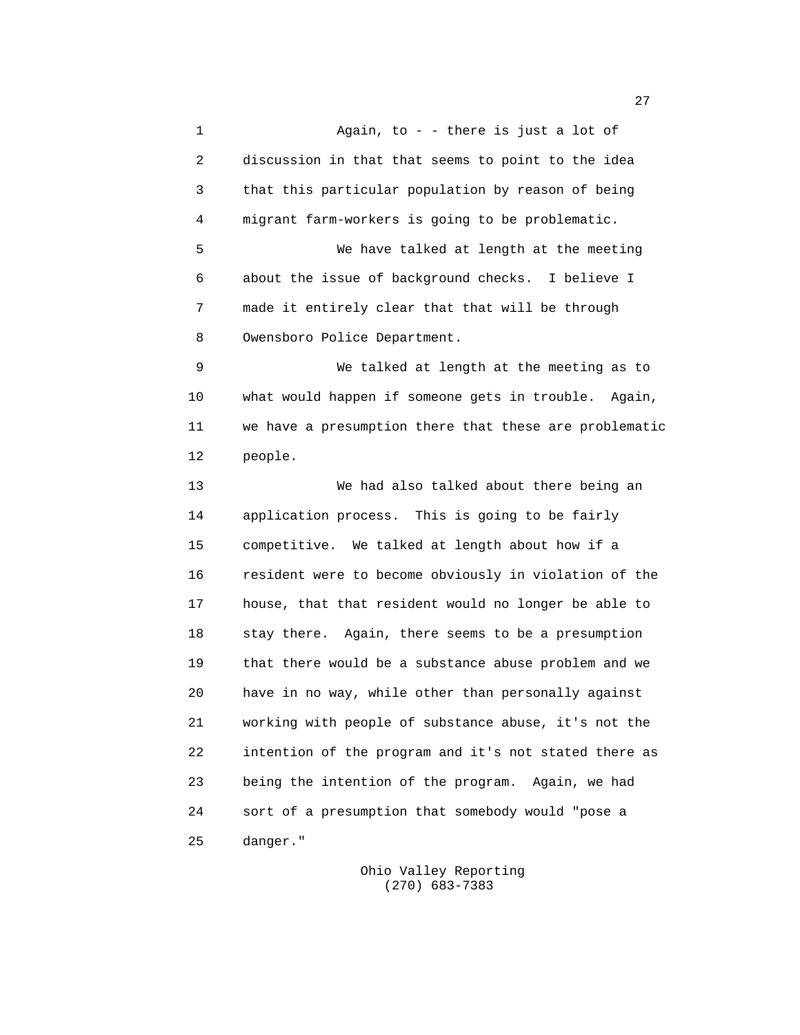Again, to - - there is just a lot of discussion in that that seems to point to the idea that this particular population by reason of being migrant farm-workers is going to be problematic.

We have talked at length at the meeting about the issue of background checks. I believe I made it entirely clear that that will be through Owensboro Police Department.

We talked at length at the meeting as to what would happen if someone gets in trouble. Again, we have a presumption there that these are problematic people.

We had also talked about there being an application process. This is going to be fairly competitive. We talked at length about how if a resident were to become obviously in violation of the house, that that resident would no longer be able to stay there. Again, there seems to be a presumption that there would be a substance abuse problem and we have in no way, while other than personally against working with people of substance abuse, it's not the intention of the program and it's not stated there as being the intention of the program. Again, we had sort of a presumption that somebody would "pose a danger."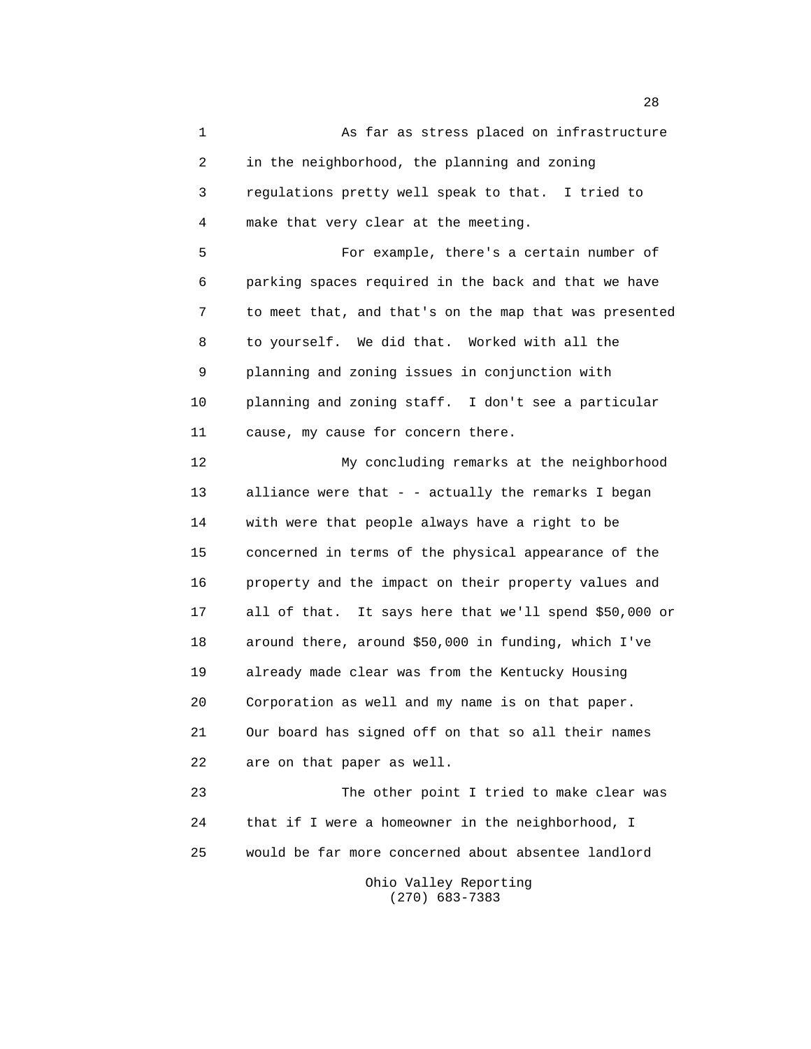As far as stress placed on infrastructure in the neighborhood, the planning and zoning regulations pretty well speak to that. I tried to make that very clear at the meeting.

For example, there's a certain number of parking spaces required in the back and that we have to meet that, and that's on the map that was presented to yourself. We did that. Worked with all the planning and zoning issues in conjunction with planning and zoning staff. I don't see a particular cause, my cause for concern there.

My concluding remarks at the neighborhood alliance were that - - actually the remarks I began with were that people always have a right to be concerned in terms of the physical appearance of the property and the impact on their property values and all of that. It says here that we'll spend $50,000 or around there, around $50,000 in funding, which I've already made clear was from the Kentucky Housing Corporation as well and my name is on that paper. Our board has signed off on that so all their names are on that paper as well.

The other point I tried to make clear was that if I were a homeowner in the neighborhood, I would be far more concerned about absentee landlord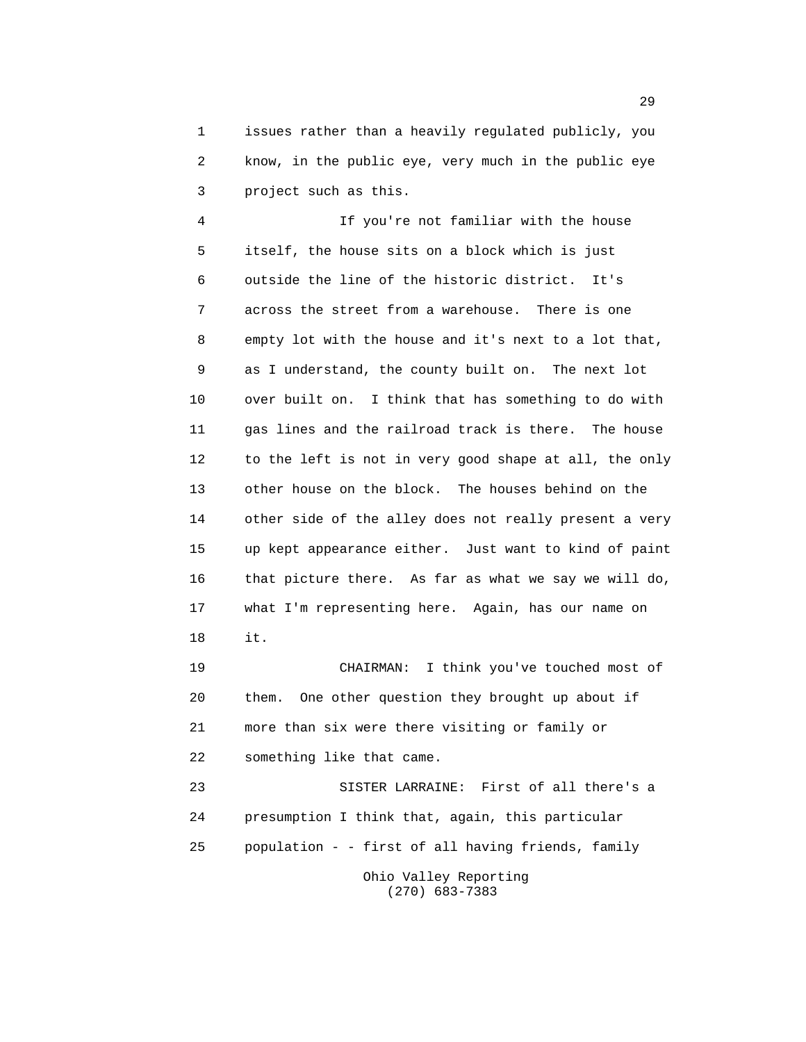issues rather than a heavily regulated publicly, you know, in the public eye, very much in the public eye project such as this.

If you're not familiar with the house itself, the house sits on a block which is just outside the line of the historic district. It's across the street from a warehouse. There is one empty lot with the house and it's next to a lot that, as I understand, the county built on. The next lot over built on. I think that has something to do with gas lines and the railroad track is there. The house to the left is not in very good shape at all, the only other house on the block. The houses behind on the other side of the alley does not really present a very up kept appearance either. Just want to kind of paint that picture there. As far as what we say we will do, what I'm representing here. Again, has our name on it.

CHAIRMAN: I think you've touched most of them. One other question they brought up about if more than six were there visiting or family or something like that came.

SISTER LARRAINE: First of all there's a presumption I think that, again, this particular population - - first of all having friends, family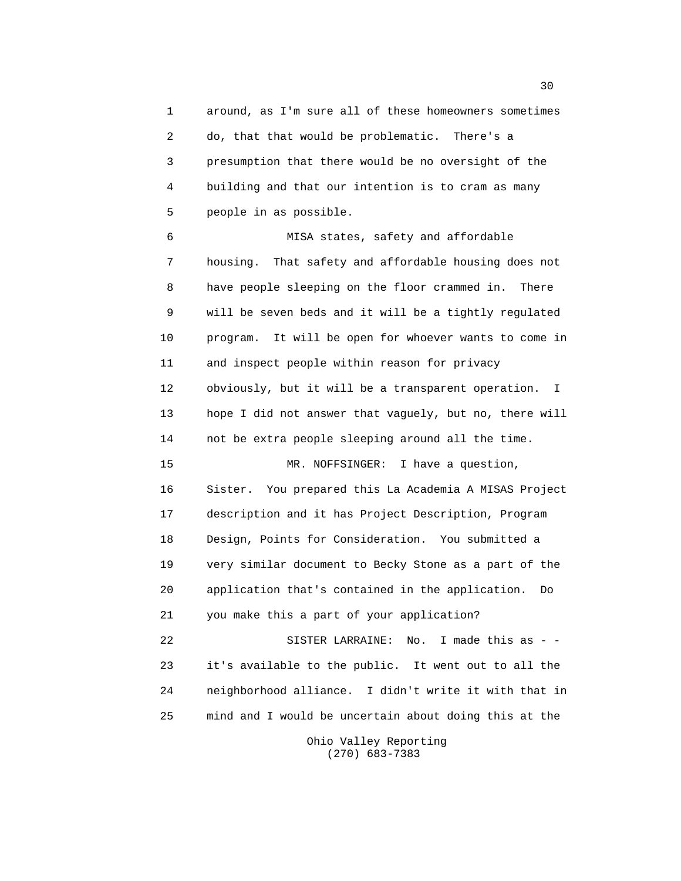around, as I'm sure all of these homeowners sometimes do, that that would be problematic. There's a presumption that there would be no oversight of the building and that our intention is to cram as many people in as possible.

MISA states, safety and affordable housing. That safety and affordable housing does not have people sleeping on the floor crammed in. There will be seven beds and it will be a tightly regulated program. It will be open for whoever wants to come in and inspect people within reason for privacy obviously, but it will be a transparent operation. I hope I did not answer that vaguely, but no, there will not be extra people sleeping around all the time.

MR. NOFFSINGER: I have a question, Sister. You prepared this La Academia A MISAS Project description and it has Project Description, Program Design, Points for Consideration. You submitted a very similar document to Becky Stone as a part of the application that's contained in the application. Do you make this a part of your application?

SISTER LARRAINE: No. I made this as - - it's available to the public. It went out to all the neighborhood alliance. I didn't write it with that in mind and I would be uncertain about doing this at the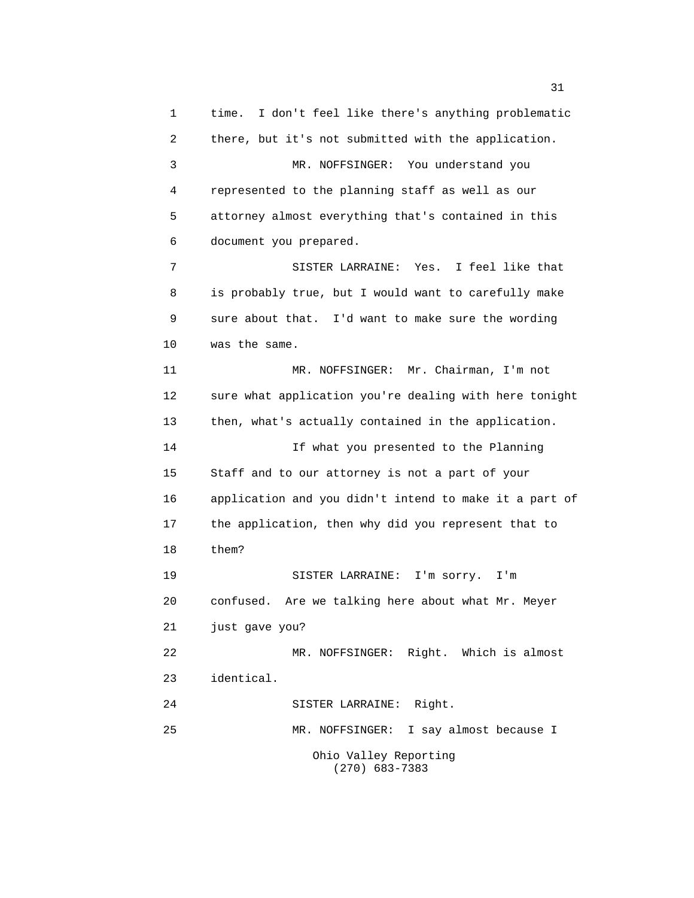time. I don't feel like there's anything problematic there, but it's not submitted with the application.

MR. NOFFSINGER: You understand you represented to the planning staff as well as our attorney almost everything that's contained in this document you prepared.

SISTER LARRAINE: Yes. I feel like that is probably true, but I would want to carefully make sure about that. I'd want to make sure the wording was the same.

MR. NOFFSINGER: Mr. Chairman, I'm not sure what application you're dealing with here tonight then, what's actually contained in the application.

If what you presented to the Planning Staff and to our attorney is not a part of your application and you didn't intend to make it a part of the application, then why did you represent that to them?

SISTER LARRAINE: I'm sorry. I'm confused. Are we talking here about what Mr. Meyer just gave you?

MR. NOFFSINGER: Right. Which is almost identical.

SISTER LARRAINE: Right.

MR. NOFFSINGER: I say almost because I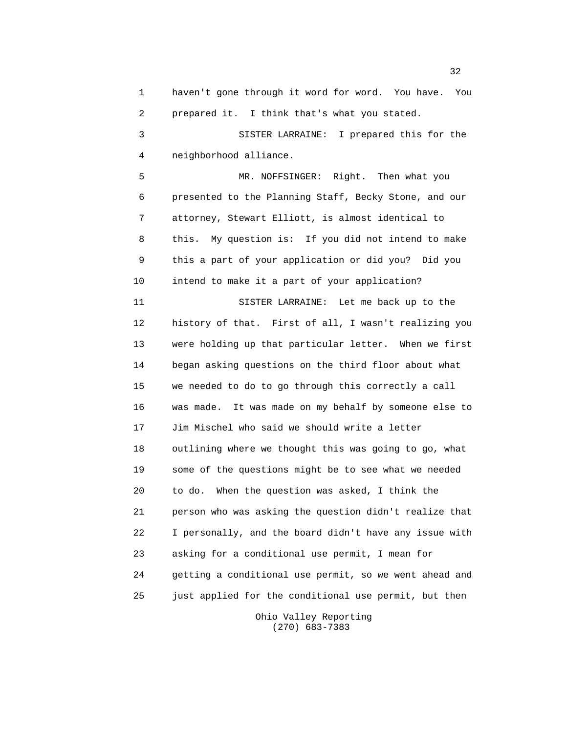haven't gone through it word for word. You have. You prepared it. I think that's what you stated.

SISTER LARRAINE: I prepared this for the neighborhood alliance.

MR. NOFFSINGER: Right. Then what you presented to the Planning Staff, Becky Stone, and our attorney, Stewart Elliott, is almost identical to this. My question is: If you did not intend to make this a part of your application or did you? Did you intend to make it a part of your application?

SISTER LARRAINE: Let me back up to the history of that. First of all, I wasn't realizing you were holding up that particular letter. When we first began asking questions on the third floor about what we needed to do to go through this correctly a call was made. It was made on my behalf by someone else to Jim Mischel who said we should write a letter outlining where we thought this was going to go, what some of the questions might be to see what we needed to do. When the question was asked, I think the person who was asking the question didn't realize that I personally, and the board didn't have any issue with asking for a conditional use permit, I mean for getting a conditional use permit, so we went ahead and just applied for the conditional use permit, but then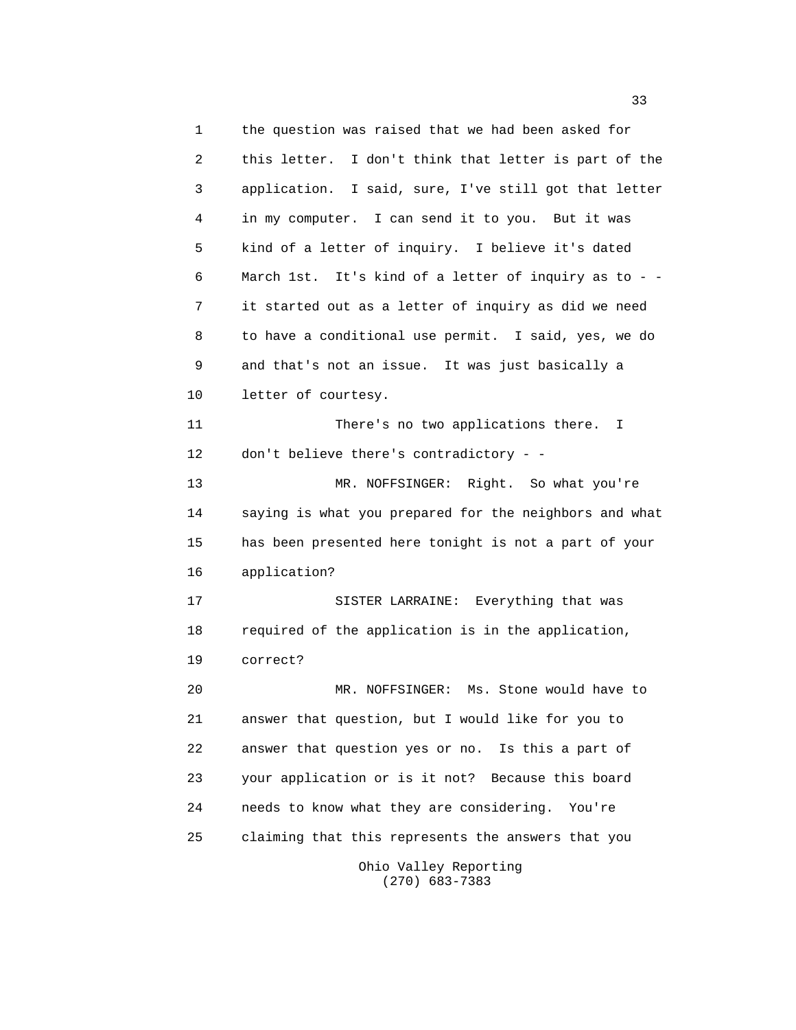the question was raised that we had been asked for this letter. I don't think that letter is part of the application. I said, sure, I've still got that letter in my computer. I can send it to you. But it was kind of a letter of inquiry. I believe it's dated March 1st. It's kind of a letter of inquiry as to - - it started out as a letter of inquiry as did we need to have a conditional use permit. I said, yes, we do and that's not an issue. It was just basically a letter of courtesy.

There's no two applications there. I don't believe there's contradictory - -

MR. NOFFSINGER: Right. So what you're saying is what you prepared for the neighbors and what has been presented here tonight is not a part of your application?

SISTER LARRAINE: Everything that was required of the application is in the application, correct?

MR. NOFFSINGER: Ms. Stone would have to answer that question, but I would like for you to answer that question yes or no. Is this a part of your application or is it not? Because this board needs to know what they are considering. You're claiming that this represents the answers that you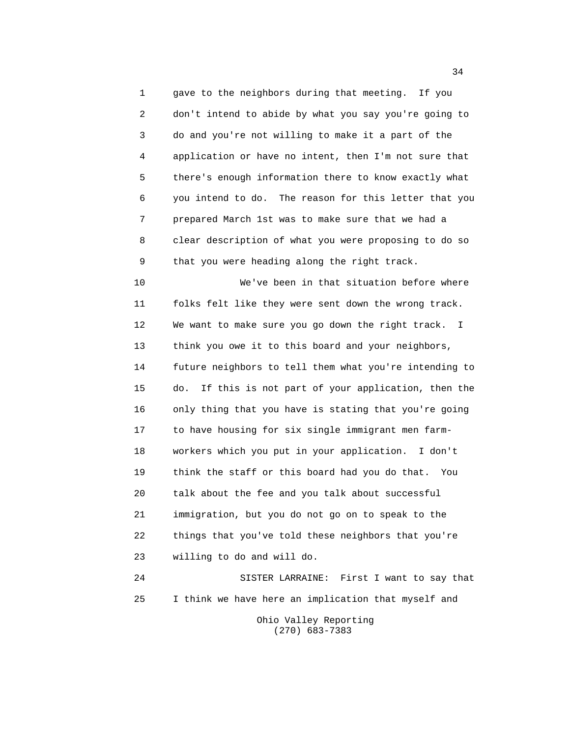gave to the neighbors during that meeting. If you don't intend to abide by what you say you're going to do and you're not willing to make it a part of the application or have no intent, then I'm not sure that there's enough information there to know exactly what you intend to do. The reason for this letter that you prepared March 1st was to make sure that we had a clear description of what you were proposing to do so that you were heading along the right track.

We've been in that situation before where folks felt like they were sent down the wrong track. We want to make sure you go down the right track. I think you owe it to this board and your neighbors, future neighbors to tell them what you're intending to do. If this is not part of your application, then the only thing that you have is stating that you're going to have housing for six single immigrant men farm-workers which you put in your application. I don't think the staff or this board had you do that. You talk about the fee and you talk about successful immigration, but you do not go on to speak to the things that you've told these neighbors that you're willing to do and will do.

SISTER LARRAINE: First I want to say that I think we have here an implication that myself and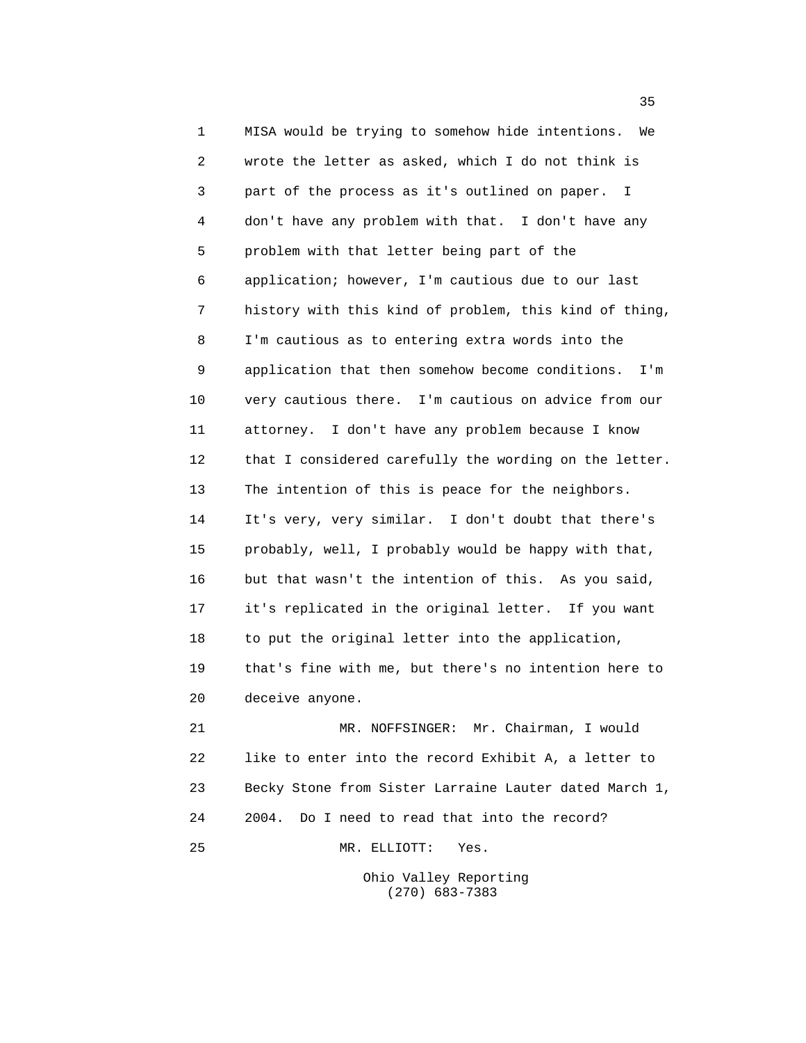MISA would be trying to somehow hide intentions. We wrote the letter as asked, which I do not think is part of the process as it's outlined on paper. I don't have any problem with that. I don't have any problem with that letter being part of the application; however, I'm cautious due to our last history with this kind of problem, this kind of thing, I'm cautious as to entering extra words into the application that then somehow become conditions. I'm very cautious there. I'm cautious on advice from our attorney. I don't have any problem because I know that I considered carefully the wording on the letter. The intention of this is peace for the neighbors. It's very, very similar. I don't doubt that there's probably, well, I probably would be happy with that, but that wasn't the intention of this. As you said, it's replicated in the original letter. If you want to put the original letter into the application, that's fine with me, but there's no intention here to deceive anyone.

MR. NOFFSINGER: Mr. Chairman, I would like to enter into the record Exhibit A, a letter to Becky Stone from Sister Larraine Lauter dated March 1, 2004. Do I need to read that into the record?

MR. ELLIOTT: Yes.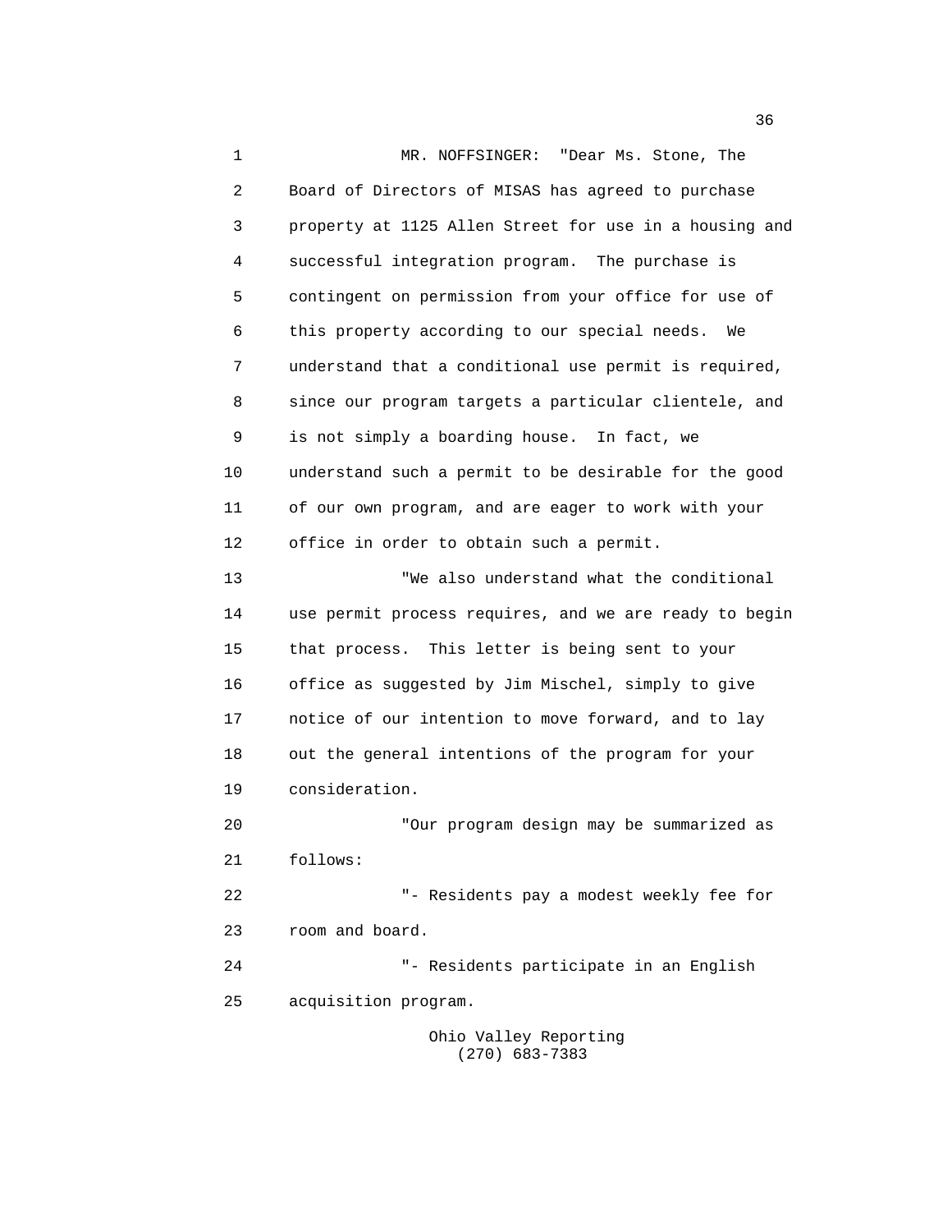MR. NOFFSINGER: "Dear Ms. Stone, The Board of Directors of MISAS has agreed to purchase property at 1125 Allen Street for use in a housing and successful integration program. The purchase is contingent on permission from your office for use of this property according to our special needs. We understand that a conditional use permit is required, since our program targets a particular clientele, and is not simply a boarding house. In fact, we understand such a permit to be desirable for the good of our own program, and are eager to work with your office in order to obtain such a permit.

"We also understand what the conditional use permit process requires, and we are ready to begin that process. This letter is being sent to your office as suggested by Jim Mischel, simply to give notice of our intention to move forward, and to lay out the general intentions of the program for your consideration.

"Our program design may be summarized as follows:

"- Residents pay a modest weekly fee for room and board.

"- Residents participate in an English acquisition program.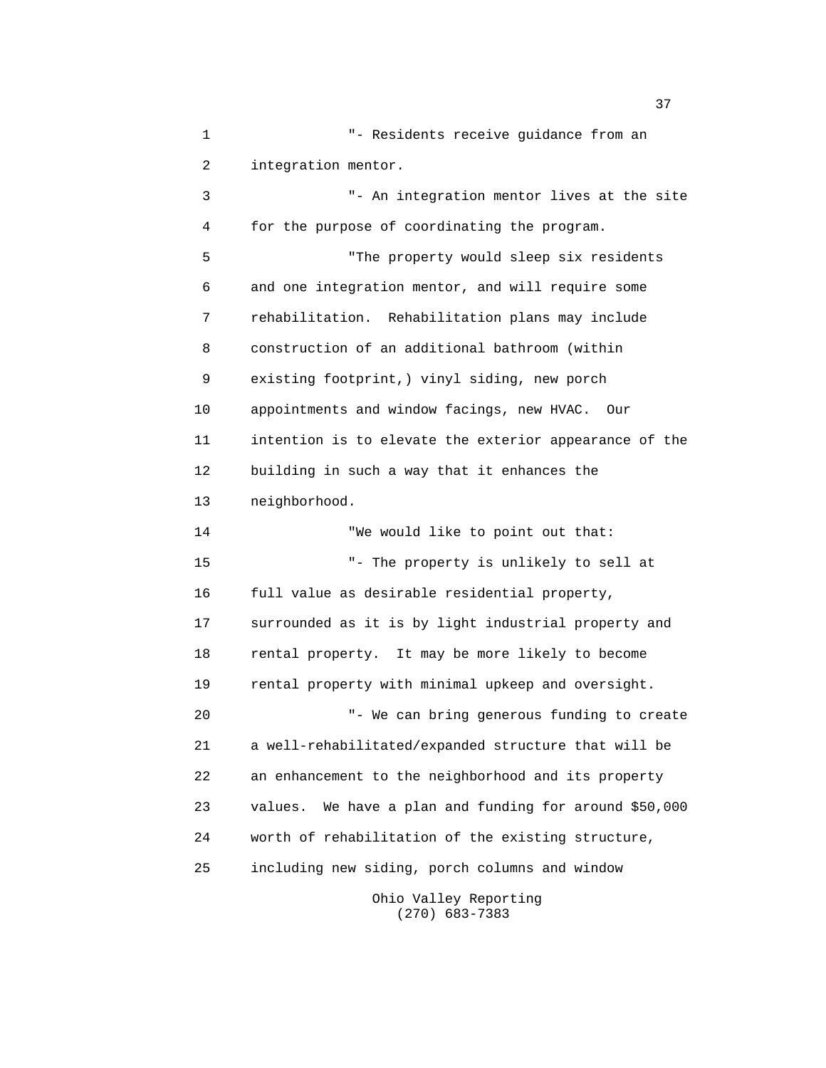"- Residents receive guidance from an integration mentor.

"- An integration mentor lives at the site for the purpose of coordinating the program.

"The property would sleep six residents and one integration mentor, and will require some rehabilitation. Rehabilitation plans may include construction of an additional bathroom (within existing footprint,) vinyl siding, new porch appointments and window facings, new HVAC. Our intention is to elevate the exterior appearance of the building in such a way that it enhances the neighborhood.

"We would like to point out that:

"- The property is unlikely to sell at full value as desirable residential property, surrounded as it is by light industrial property and rental property. It may be more likely to become rental property with minimal upkeep and oversight.

"- We can bring generous funding to create a well-rehabilitated/expanded structure that will be an enhancement to the neighborhood and its property values. We have a plan and funding for around $50,000 worth of rehabilitation of the existing structure, including new siding, porch columns and window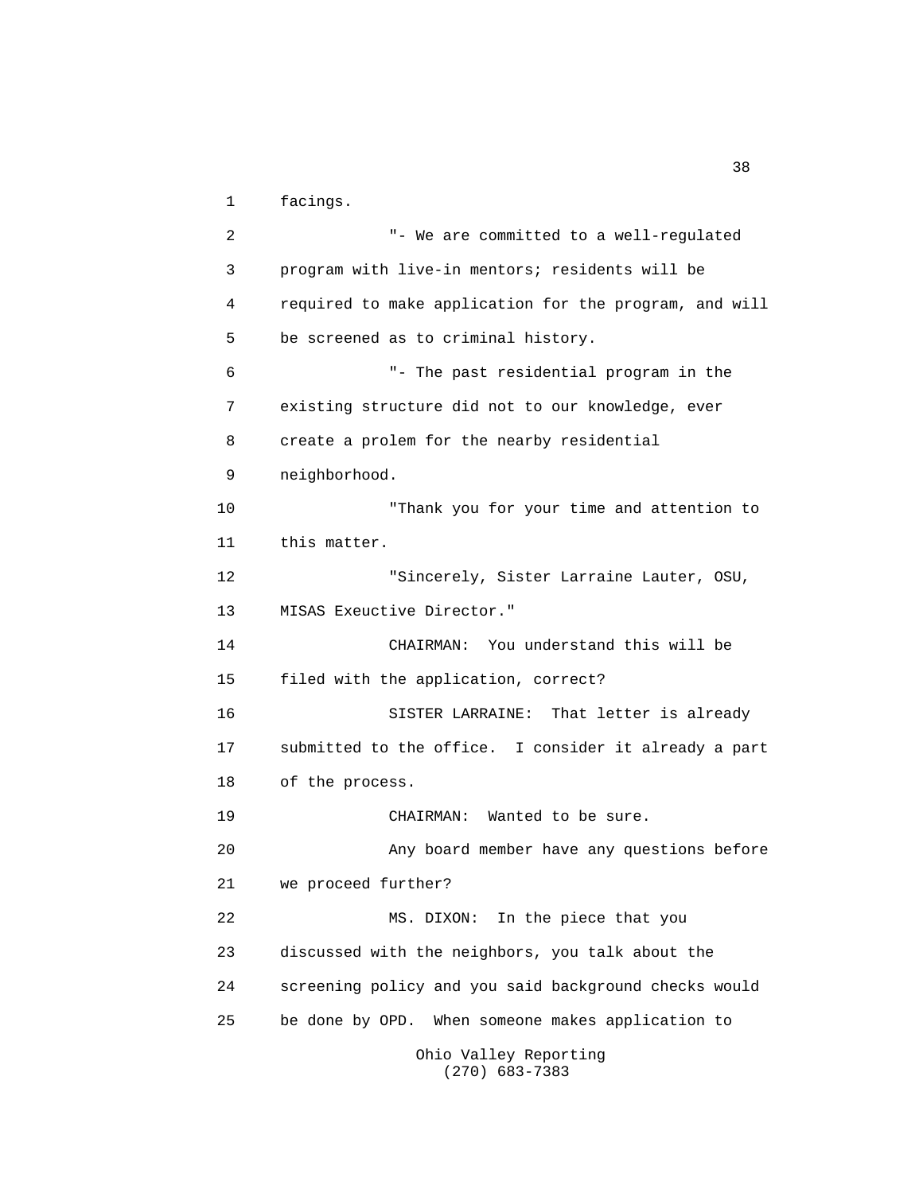1 facings.

2 "- We are committed to a well-regulated
3 program with live-in mentors; residents will be
4 required to make application for the program, and will
5 be screened as to criminal history.

6 "- The past residential program in the
7 existing structure did not to our knowledge, ever
8 create a prolem for the nearby residential
9 neighborhood.

10 "Thank you for your time and attention to
11 this matter.

12 "Sincerely, Sister Larraine Lauter, OSU,
13 MISAS Exeuctive Director."

14 CHAIRMAN: You understand this will be
15 filed with the application, correct?

16 SISTER LARRAINE: That letter is already
17 submitted to the office. I consider it already a part
18 of the process.

19 CHAIRMAN: Wanted to be sure.

20 Any board member have any questions before
21 we proceed further?

22 MS. DIXON: In the piece that you
23 discussed with the neighbors, you talk about the
24 screening policy and you said background checks would
25 be done by OPD. When someone makes application to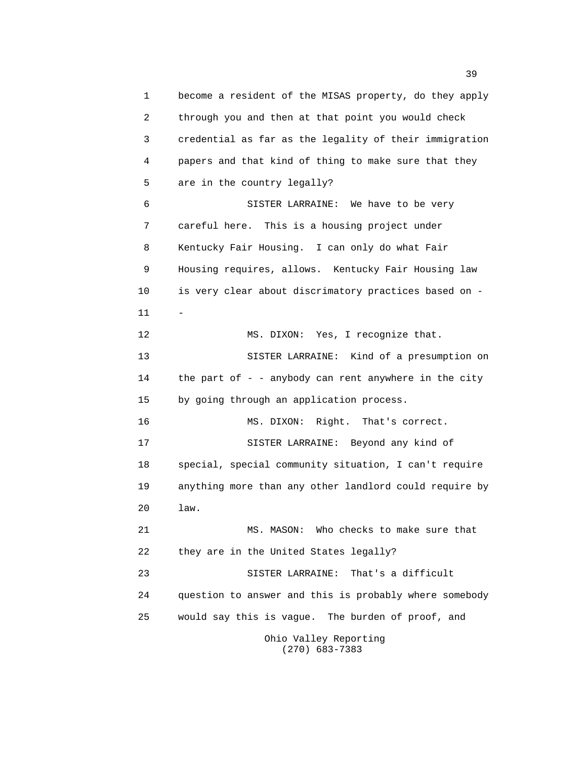become a resident of the MISAS property, do they apply through you and then at that point you would check credential as far as the legality of their immigration papers and that kind of thing to make sure that they are in the country legally?

SISTER LARRAINE: We have to be very careful here. This is a housing project under Kentucky Fair Housing. I can only do what Fair Housing requires, allows. Kentucky Fair Housing law is very clear about discrimatory practices based on - -

MS. DIXON: Yes, I recognize that.

SISTER LARRAINE: Kind of a presumption on the part of - - anybody can rent anywhere in the city by going through an application process.

MS. DIXON: Right. That's correct.

SISTER LARRAINE: Beyond any kind of special, special community situation, I can't require anything more than any other landlord could require by law.

MS. MASON: Who checks to make sure that they are in the United States legally?

SISTER LARRAINE: That's a difficult question to answer and this is probably where somebody would say this is vague. The burden of proof, and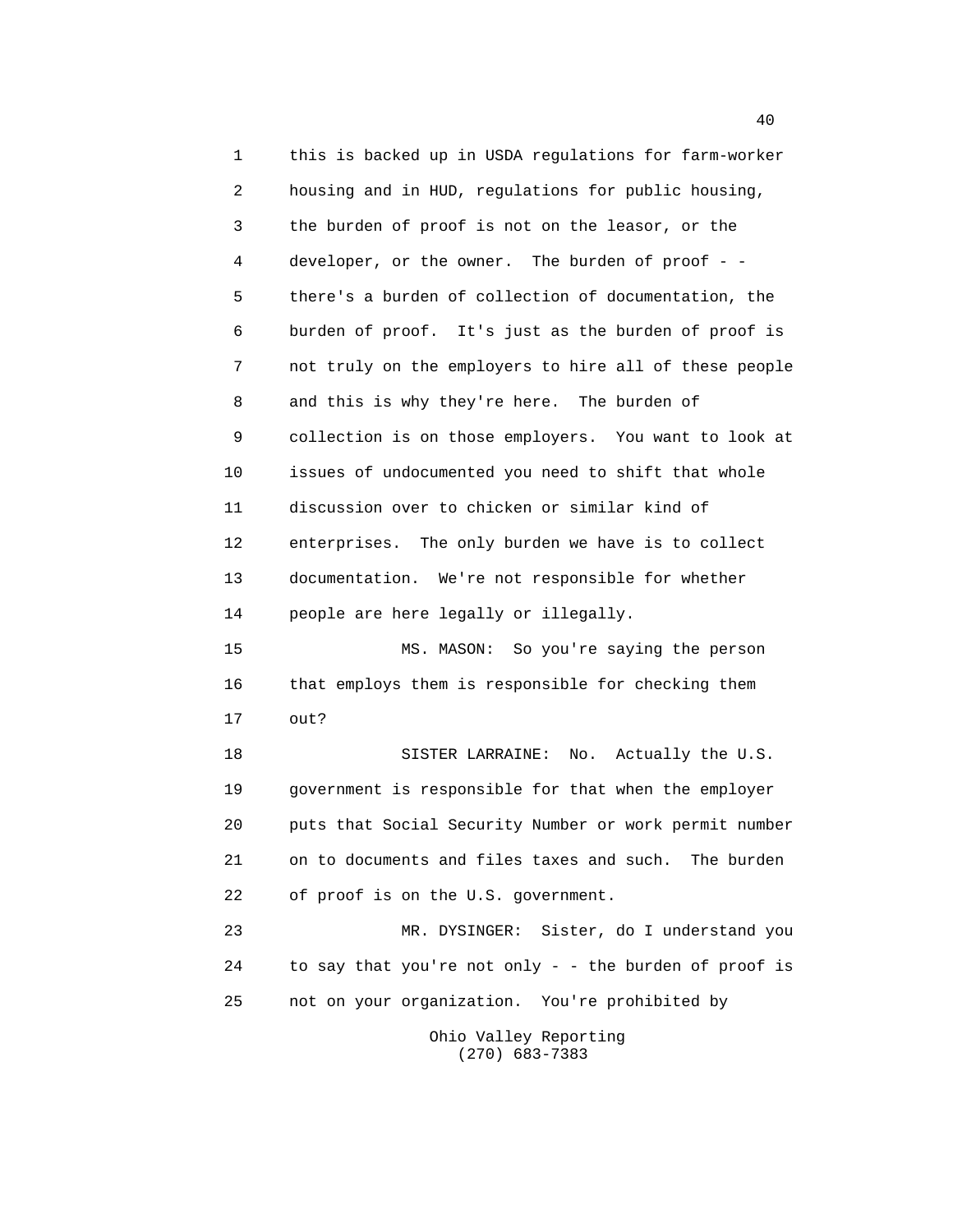this is backed up in USDA regulations for farm-worker housing and in HUD, regulations for public housing, the burden of proof is not on the leasor, or the developer, or the owner. The burden of proof - - there's a burden of collection of documentation, the burden of proof. It's just as the burden of proof is not truly on the employers to hire all of these people and this is why they're here. The burden of collection is on those employers. You want to look at issues of undocumented you need to shift that whole discussion over to chicken or similar kind of enterprises. The only burden we have is to collect documentation. We're not responsible for whether people are here legally or illegally.

MS. MASON: So you're saying the person that employs them is responsible for checking them out?

SISTER LARRAINE: No. Actually the U.S. government is responsible for that when the employer puts that Social Security Number or work permit number on to documents and files taxes and such. The burden of proof is on the U.S. government.

MR. DYSINGER: Sister, do I understand you to say that you're not only - - the burden of proof is not on your organization. You're prohibited by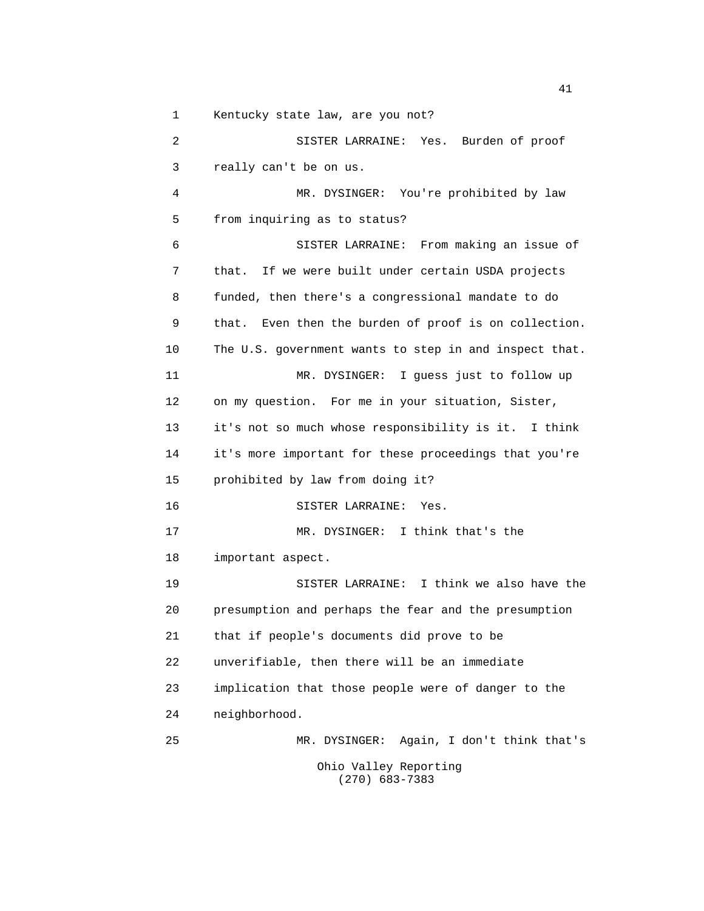Kentucky state law, are you not?

SISTER LARRAINE: Yes. Burden of proof really can't be on us.

MR. DYSINGER: You're prohibited by law from inquiring as to status?

SISTER LARRAINE: From making an issue of that. If we were built under certain USDA projects funded, then there's a congressional mandate to do that. Even then the burden of proof is on collection. The U.S. government wants to step in and inspect that.

MR. DYSINGER: I guess just to follow up on my question. For me in your situation, Sister, it's not so much whose responsibility is it. I think it's more important for these proceedings that you're prohibited by law from doing it?

SISTER LARRAINE: Yes.

MR. DYSINGER: I think that's the important aspect.

SISTER LARRAINE: I think we also have the presumption and perhaps the fear and the presumption that if people's documents did prove to be unverifiable, then there will be an immediate implication that those people were of danger to the neighborhood.

MR. DYSINGER: Again, I don't think that's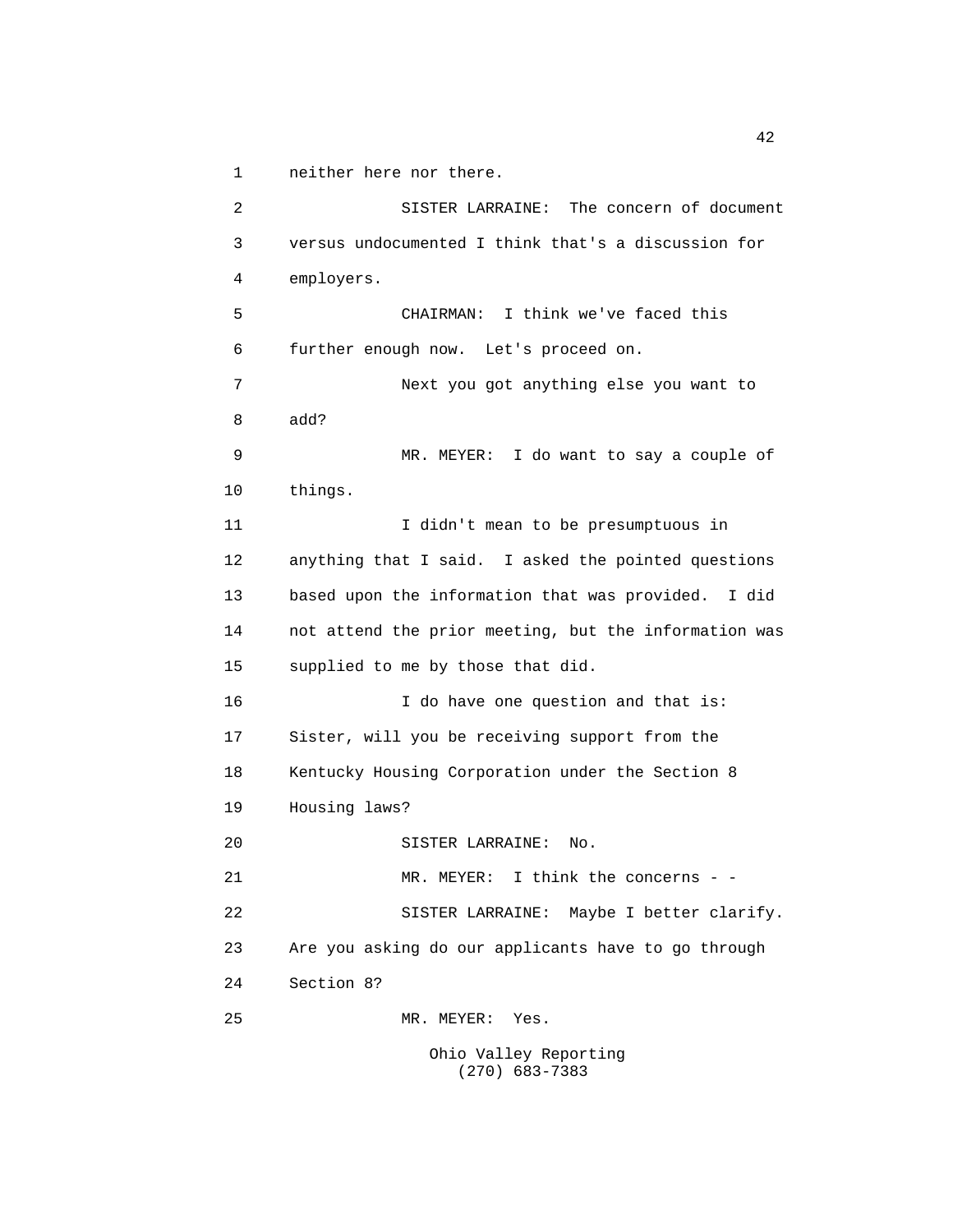neither here nor there.

SISTER LARRAINE: The concern of document versus undocumented I think that's a discussion for employers.

CHAIRMAN: I think we've faced this further enough now. Let's proceed on.

Next you got anything else you want to add?

MR. MEYER: I do want to say a couple of things.

I didn't mean to be presumptuous in anything that I said. I asked the pointed questions based upon the information that was provided. I did not attend the prior meeting, but the information was supplied to me by those that did.

I do have one question and that is: Sister, will you be receiving support from the Kentucky Housing Corporation under the Section 8 Housing laws?

SISTER LARRAINE: No.

MR. MEYER: I think the concerns - -

SISTER LARRAINE: Maybe I better clarify. Are you asking do our applicants have to go through Section 8?

MR. MEYER: Yes.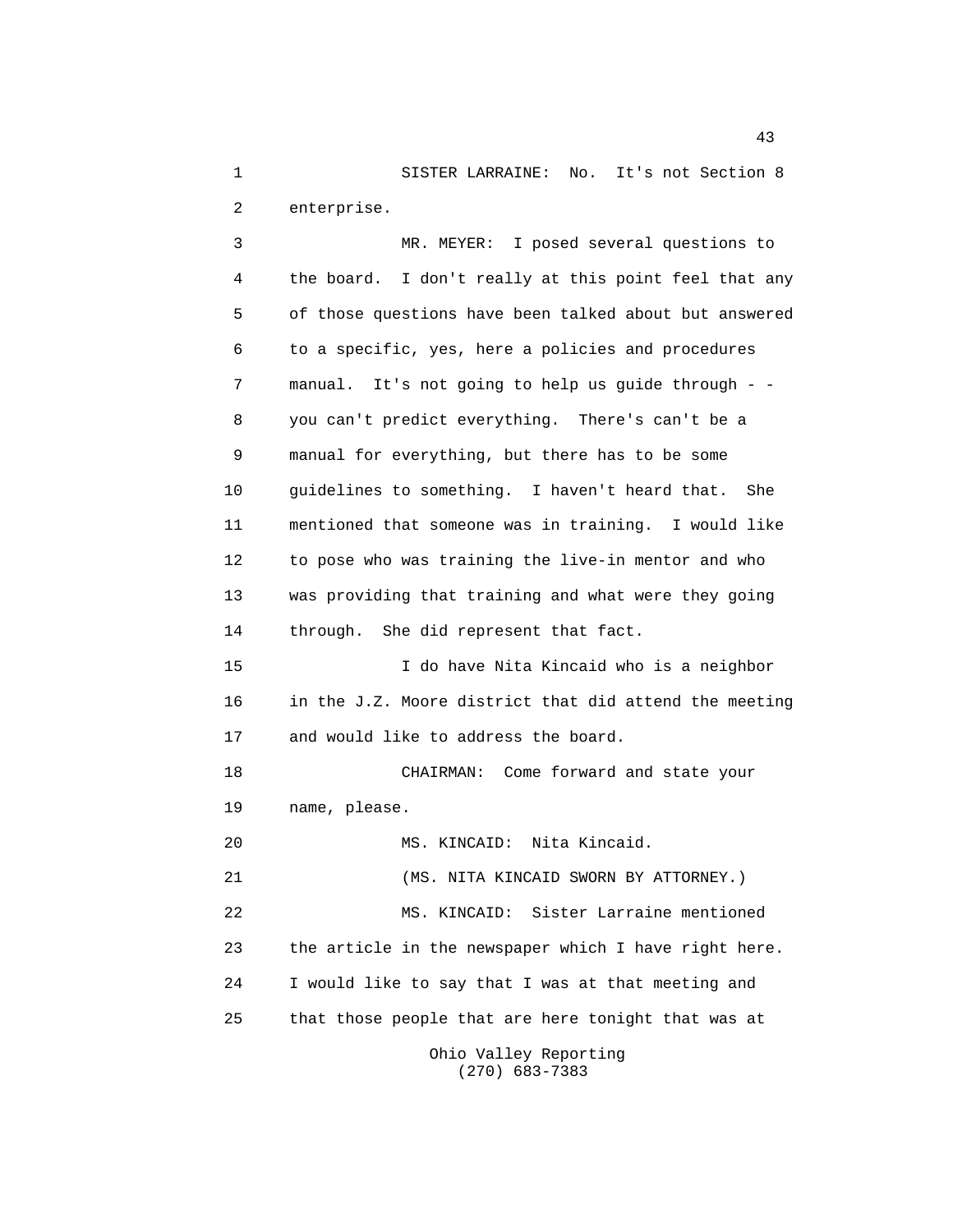SISTER LARRAINE: No. It's not Section 8 enterprise.

MR. MEYER: I posed several questions to the board. I don't really at this point feel that any of those questions have been talked about but answered to a specific, yes, here a policies and procedures manual. It's not going to help us guide through - - you can't predict everything. There's can't be a manual for everything, but there has to be some guidelines to something. I haven't heard that. She mentioned that someone was in training. I would like to pose who was training the live-in mentor and who was providing that training and what were they going through. She did represent that fact.

I do have Nita Kincaid who is a neighbor in the J.Z. Moore district that did attend the meeting and would like to address the board.

CHAIRMAN: Come forward and state your name, please.

MS. KINCAID: Nita Kincaid.

(MS. NITA KINCAID SWORN BY ATTORNEY.)

MS. KINCAID: Sister Larraine mentioned the article in the newspaper which I have right here. I would like to say that I was at that meeting and that those people that are here tonight that was at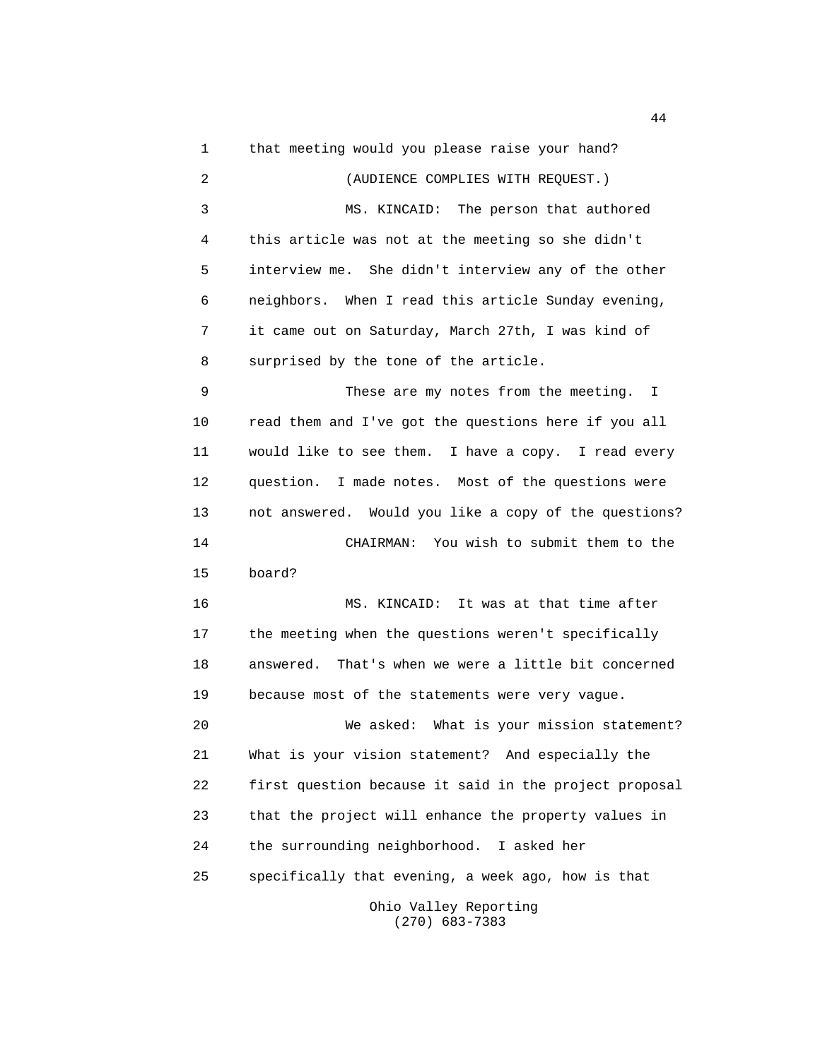that meeting would you please raise your hand?

(AUDIENCE COMPLIES WITH REQUEST.)

MS. KINCAID: The person that authored this article was not at the meeting so she didn't interview me. She didn't interview any of the other neighbors. When I read this article Sunday evening, it came out on Saturday, March 27th, I was kind of surprised by the tone of the article.

These are my notes from the meeting. I read them and I've got the questions here if you all would like to see them. I have a copy. I read every question. I made notes. Most of the questions were not answered. Would you like a copy of the questions?

CHAIRMAN: You wish to submit them to the board?

MS. KINCAID: It was at that time after the meeting when the questions weren't specifically answered. That's when we were a little bit concerned because most of the statements were very vague.

We asked: What is your mission statement? What is your vision statement? And especially the first question because it said in the project proposal that the project will enhance the property values in the surrounding neighborhood. I asked her specifically that evening, a week ago, how is that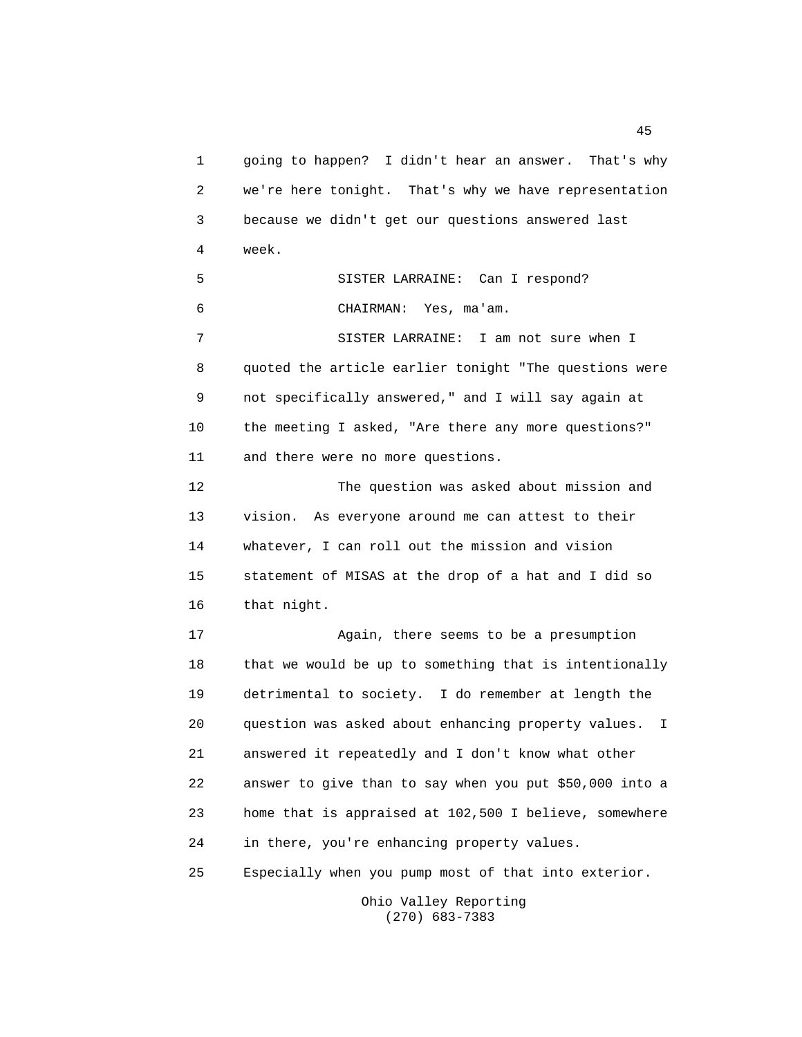going to happen? I didn't hear an answer. That's why we're here tonight. That's why we have representation because we didn't get our questions answered last week.

SISTER LARRAINE: Can I respond?

CHAIRMAN: Yes, ma'am.

SISTER LARRAINE: I am not sure when I quoted the article earlier tonight "The questions were not specifically answered," and I will say again at the meeting I asked, "Are there any more questions?" and there were no more questions.

The question was asked about mission and vision. As everyone around me can attest to their whatever, I can roll out the mission and vision statement of MISAS at the drop of a hat and I did so that night.

Again, there seems to be a presumption that we would be up to something that is intentionally detrimental to society. I do remember at length the question was asked about enhancing property values. I answered it repeatedly and I don't know what other answer to give than to say when you put $50,000 into a home that is appraised at 102,500 I believe, somewhere in there, you're enhancing property values. Especially when you pump most of that into exterior.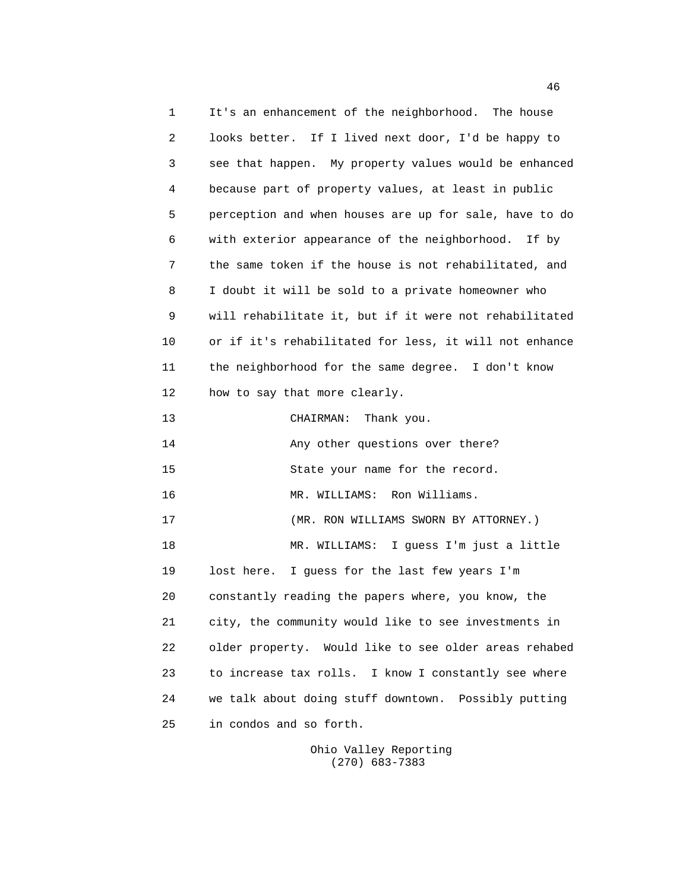1 It's an enhancement of the neighborhood. The house
2 looks better. If I lived next door, I'd be happy to
3 see that happen. My property values would be enhanced
4 because part of property values, at least in public
5 perception and when houses are up for sale, have to do
6 with exterior appearance of the neighborhood. If by
7 the same token if the house is not rehabilitated, and
8 I doubt it will be sold to a private homeowner who
9 will rehabilitate it, but if it were not rehabilitated
10 or if it's rehabilitated for less, it will not enhance
11 the neighborhood for the same degree. I don't know
12 how to say that more clearly.

13 CHAIRMAN: Thank you.

14 Any other questions over there?

15 State your name for the record.

16 MR. WILLIAMS: Ron Williams.

17 (MR. RON WILLIAMS SWORN BY ATTORNEY.)

18 MR. WILLIAMS: I guess I'm just a little
19 lost here. I guess for the last few years I'm
20 constantly reading the papers where, you know, the
21 city, the community would like to see investments in
22 older property. Would like to see older areas rehabed
23 to increase tax rolls. I know I constantly see where
24 we talk about doing stuff downtown. Possibly putting
25 in condos and so forth.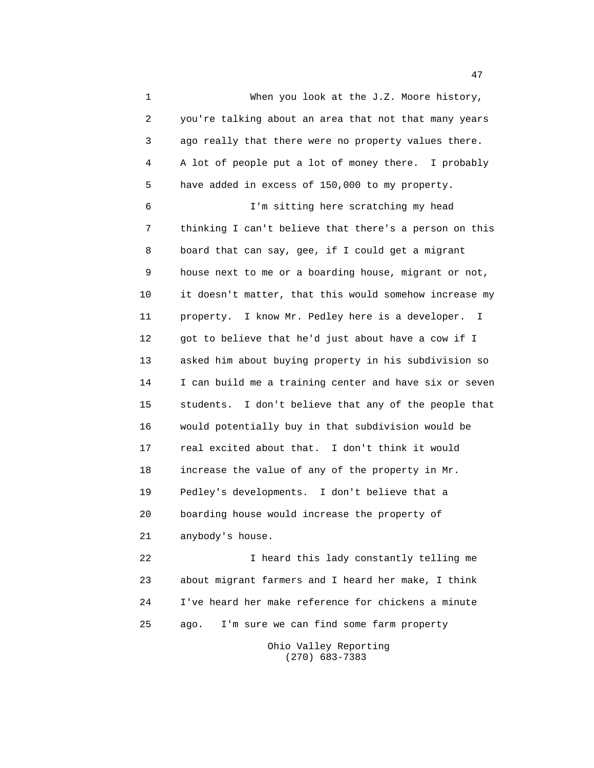When you look at the J.Z. Moore history, you're talking about an area that not that many years ago really that there were no property values there. A lot of people put a lot of money there. I probably have added in excess of 150,000 to my property.

I'm sitting here scratching my head thinking I can't believe that there's a person on this board that can say, gee, if I could get a migrant house next to me or a boarding house, migrant or not, it doesn't matter, that this would somehow increase my property. I know Mr. Pedley here is a developer. I got to believe that he'd just about have a cow if I asked him about buying property in his subdivision so I can build me a training center and have six or seven students. I don't believe that any of the people that would potentially buy in that subdivision would be real excited about that. I don't think it would increase the value of any of the property in Mr. Pedley's developments. I don't believe that a boarding house would increase the property of anybody's house.

I heard this lady constantly telling me about migrant farmers and I heard her make, I think I've heard her make reference for chickens a minute ago. I'm sure we can find some farm property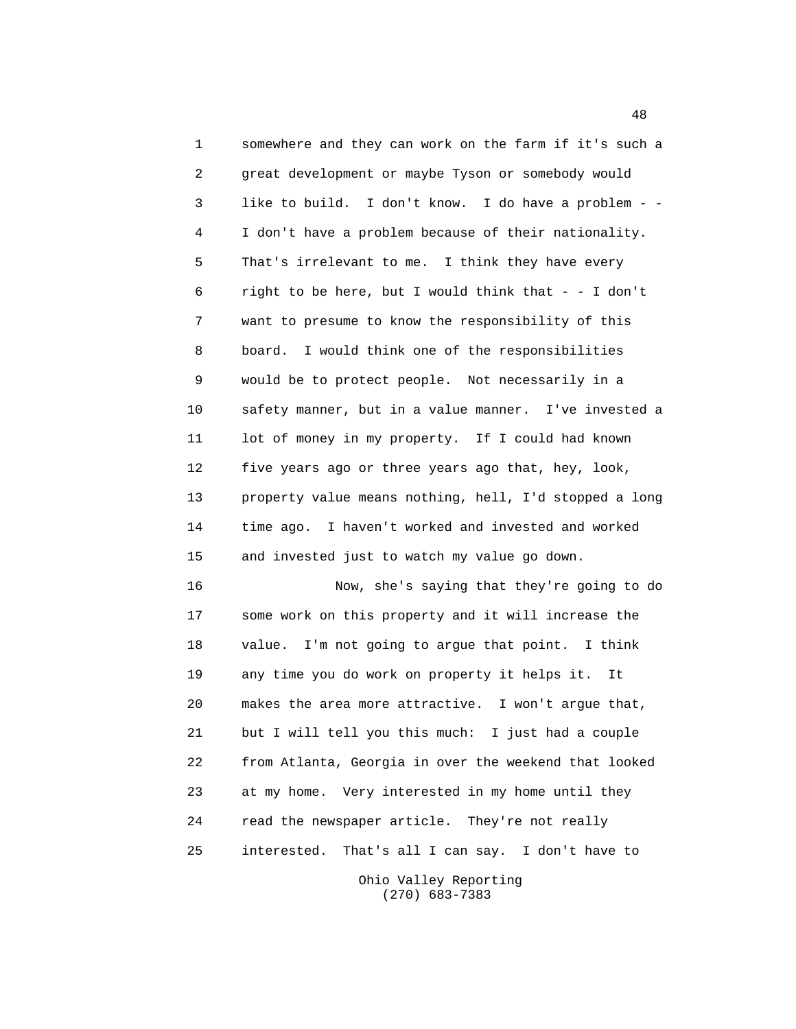somewhere and they can work on the farm if it's such a great development or maybe Tyson or somebody would like to build. I don't know. I do have a problem - - I don't have a problem because of their nationality. That's irrelevant to me. I think they have every right to be here, but I would think that - - I don't want to presume to know the responsibility of this board. I would think one of the responsibilities would be to protect people. Not necessarily in a safety manner, but in a value manner. I've invested a lot of money in my property. If I could had known five years ago or three years ago that, hey, look, property value means nothing, hell, I'd stopped a long time ago. I haven't worked and invested and worked and invested just to watch my value go down.

Now, she's saying that they're going to do some work on this property and it will increase the value. I'm not going to argue that point. I think any time you do work on property it helps it. It makes the area more attractive. I won't argue that, but I will tell you this much: I just had a couple from Atlanta, Georgia in over the weekend that looked at my home. Very interested in my home until they read the newspaper article. They're not really interested. That's all I can say. I don't have to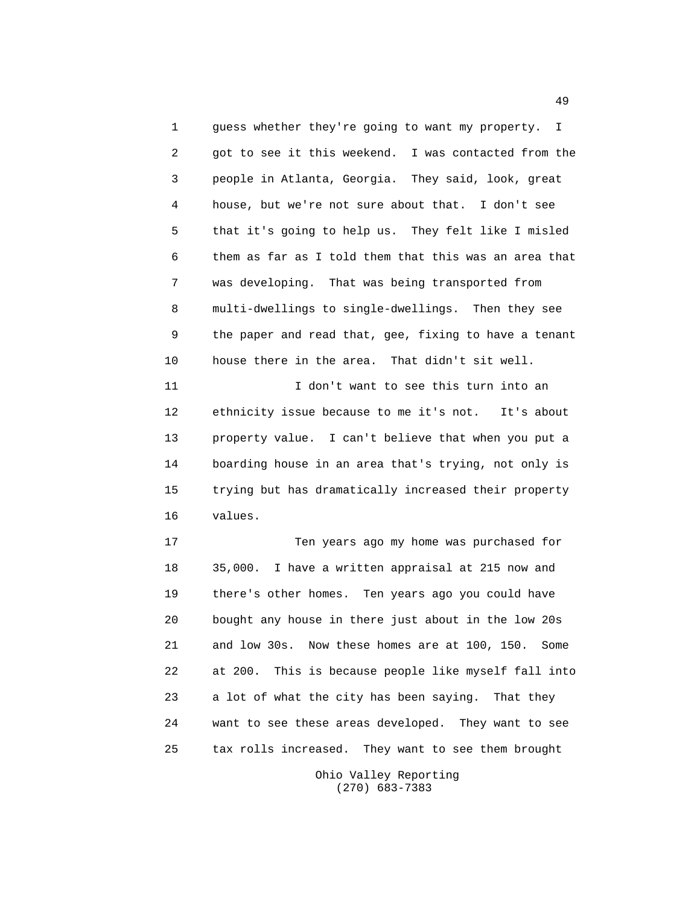guess whether they're going to want my property. I got to see it this weekend. I was contacted from the people in Atlanta, Georgia. They said, look, great house, but we're not sure about that. I don't see that it's going to help us. They felt like I misled them as far as I told them that this was an area that was developing. That was being transported from multi-dwellings to single-dwellings. Then they see the paper and read that, gee, fixing to have a tenant house there in the area. That didn't sit well.

I don't want to see this turn into an ethnicity issue because to me it's not. It's about property value. I can't believe that when you put a boarding house in an area that's trying, not only is trying but has dramatically increased their property values.

Ten years ago my home was purchased for 35,000. I have a written appraisal at 215 now and there's other homes. Ten years ago you could have bought any house in there just about in the low 20s and low 30s. Now these homes are at 100, 150. Some at 200. This is because people like myself fall into a lot of what the city has been saying. That they want to see these areas developed. They want to see tax rolls increased. They want to see them brought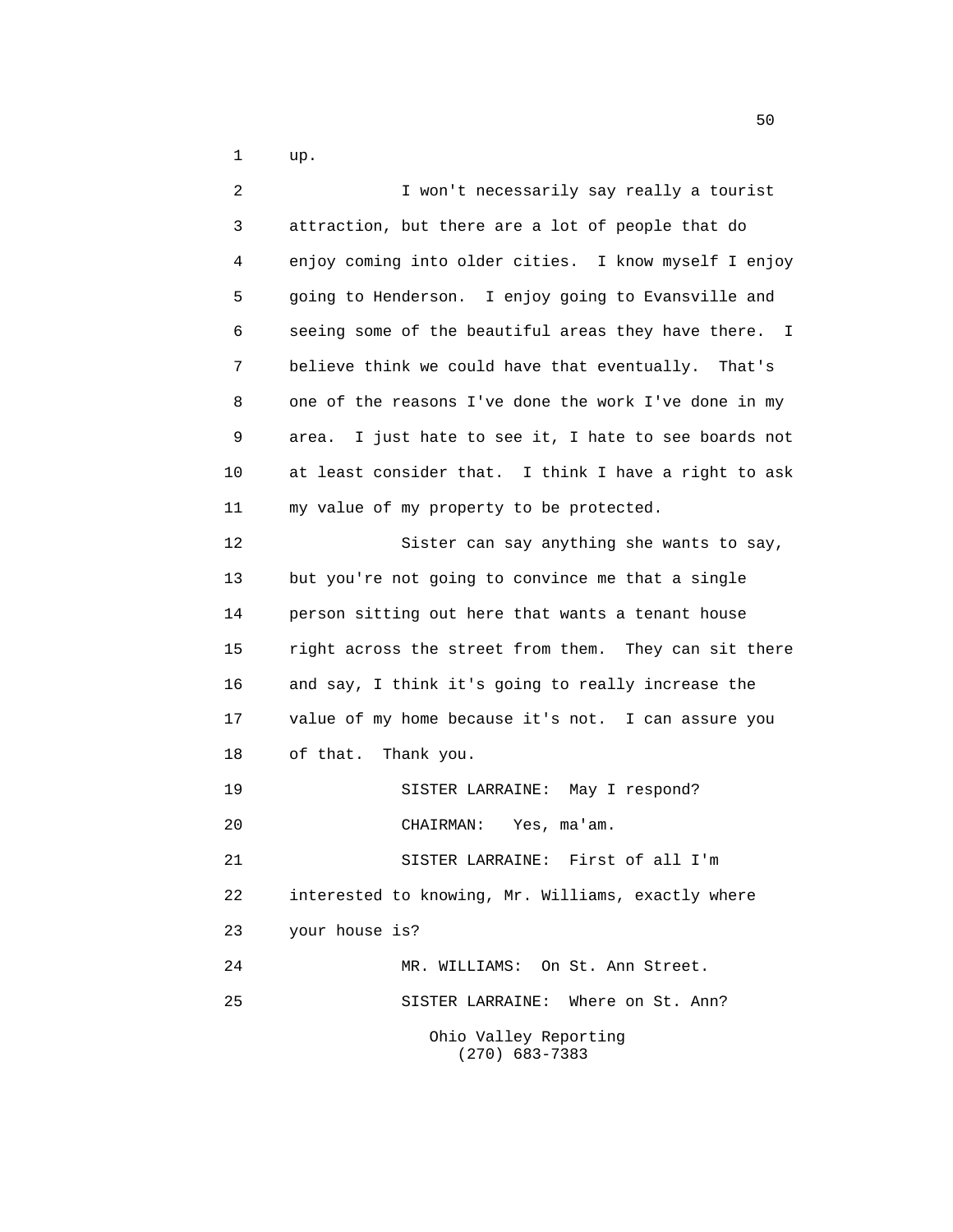up.

I won't necessarily say really a tourist attraction, but there are a lot of people that do enjoy coming into older cities. I know myself I enjoy going to Henderson. I enjoy going to Evansville and seeing some of the beautiful areas they have there. I believe think we could have that eventually. That's one of the reasons I've done the work I've done in my area. I just hate to see it, I hate to see boards not at least consider that. I think I have a right to ask my value of my property to be protected.

Sister can say anything she wants to say, but you're not going to convince me that a single person sitting out here that wants a tenant house right across the street from them. They can sit there and say, I think it's going to really increase the value of my home because it's not. I can assure you of that. Thank you.

SISTER LARRAINE: May I respond?

CHAIRMAN: Yes, ma'am.

SISTER LARRAINE: First of all I'm interested to knowing, Mr. Williams, exactly where your house is?

MR. WILLIAMS: On St. Ann Street.

SISTER LARRAINE: Where on St. Ann?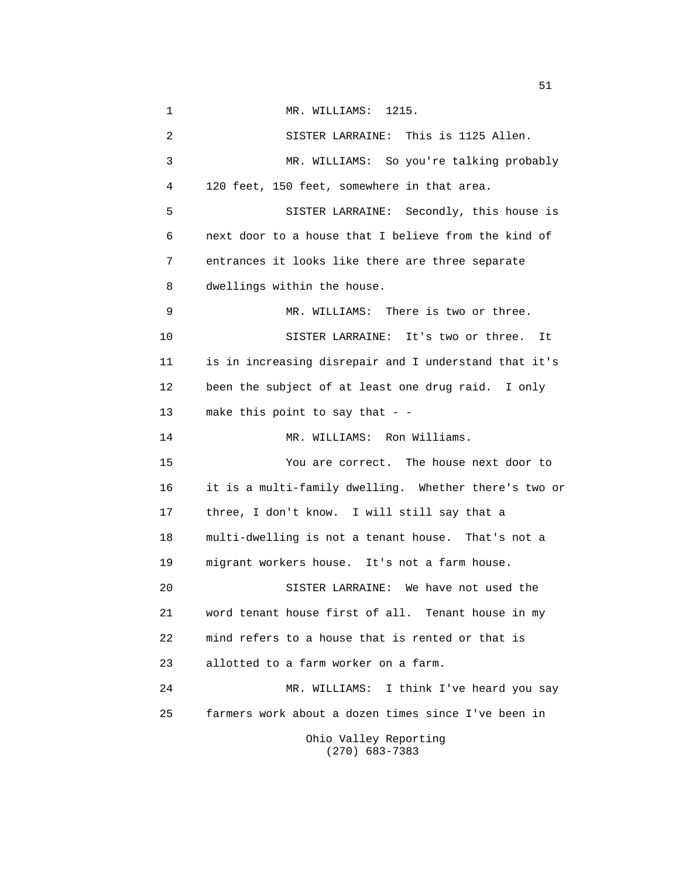1 MR. WILLIAMS: 1215.

2 SISTER LARRAINE: This is 1125 Allen.

3 MR. WILLIAMS: So you're talking probably
4 120 feet, 150 feet, somewhere in that area.

5 SISTER LARRAINE: Secondly, this house is
6 next door to a house that I believe from the kind of
7 entrances it looks like there are three separate
8 dwellings within the house.

9 MR. WILLIAMS: There is two or three.

10 SISTER LARRAINE: It's two or three. It
11 is in increasing disrepair and I understand that it's
12 been the subject of at least one drug raid. I only
13 make this point to say that - -

14 MR. WILLIAMS: Ron Williams.

15 You are correct. The house next door to
16 it is a multi-family dwelling. Whether there's two or
17 three, I don't know. I will still say that a
18 multi-dwelling is not a tenant house. That's not a
19 migrant workers house. It's not a farm house.

20 SISTER LARRAINE: We have not used the
21 word tenant house first of all. Tenant house in my
22 mind refers to a house that is rented or that is
23 allotted to a farm worker on a farm.

24 MR. WILLIAMS: I think I've heard you say
25 farmers work about a dozen times since I've been in

Ohio Valley Reporting
(270) 683-7383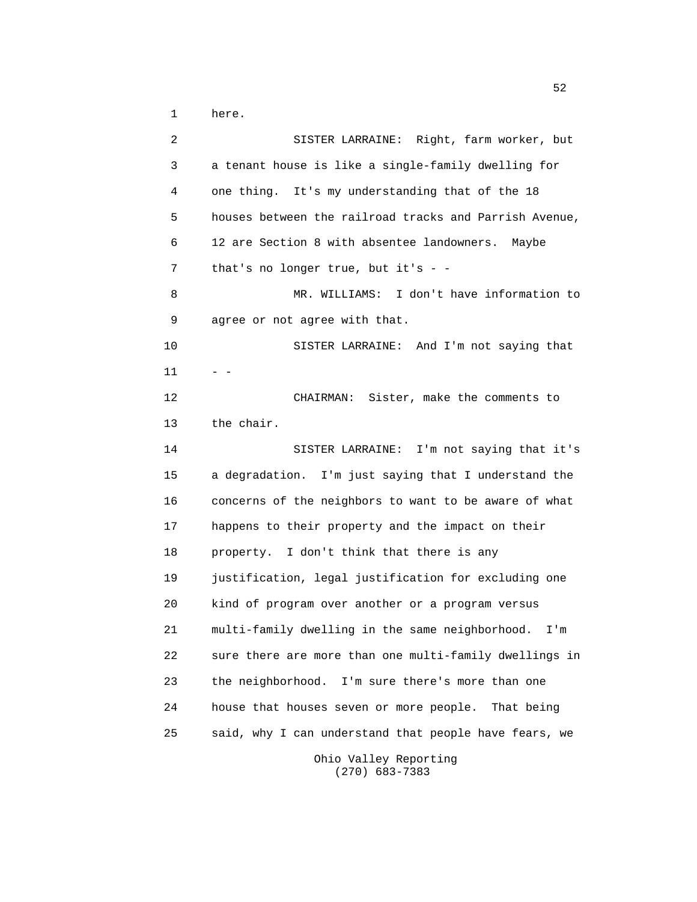here.

SISTER LARRAINE: Right, farm worker, but a tenant house is like a single-family dwelling for one thing. It's my understanding that of the 18 houses between the railroad tracks and Parrish Avenue, 12 are Section 8 with absentee landowners. Maybe that's no longer true, but it's - -

MR. WILLIAMS: I don't have information to agree or not agree with that.

SISTER LARRAINE: And I'm not saying that - -

CHAIRMAN: Sister, make the comments to the chair.

SISTER LARRAINE: I'm not saying that it's a degradation. I'm just saying that I understand the concerns of the neighbors to want to be aware of what happens to their property and the impact on their property. I don't think that there is any justification, legal justification for excluding one kind of program over another or a program versus multi-family dwelling in the same neighborhood. I'm sure there are more than one multi-family dwellings in the neighborhood. I'm sure there's more than one house that houses seven or more people. That being said, why I can understand that people have fears, we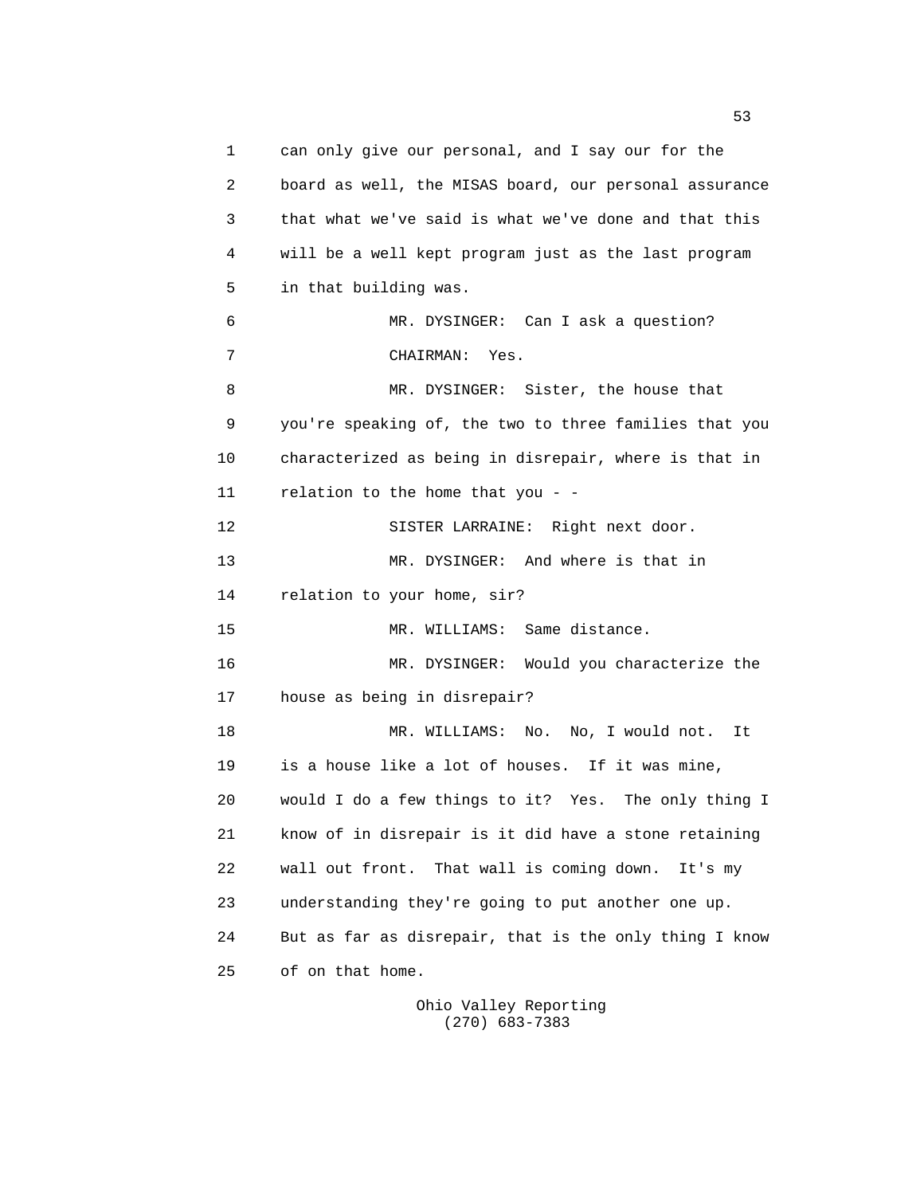can only give our personal, and I say our for the board as well, the MISAS board, our personal assurance that what we've said is what we've done and that this will be a well kept program just as the last program in that building was.

MR. DYSINGER: Can I ask a question?

CHAIRMAN: Yes.

MR. DYSINGER: Sister, the house that you're speaking of, the two to three families that you characterized as being in disrepair, where is that in relation to the home that you - -

SISTER LARRAINE: Right next door.

MR. DYSINGER: And where is that in relation to your home, sir?

MR. WILLIAMS: Same distance.

MR. DYSINGER: Would you characterize the house as being in disrepair?

MR. WILLIAMS: No. No, I would not. It is a house like a lot of houses. If it was mine, would I do a few things to it? Yes. The only thing I know of in disrepair is it did have a stone retaining wall out front. That wall is coming down. It's my understanding they're going to put another one up. But as far as disrepair, that is the only thing I know of on that home.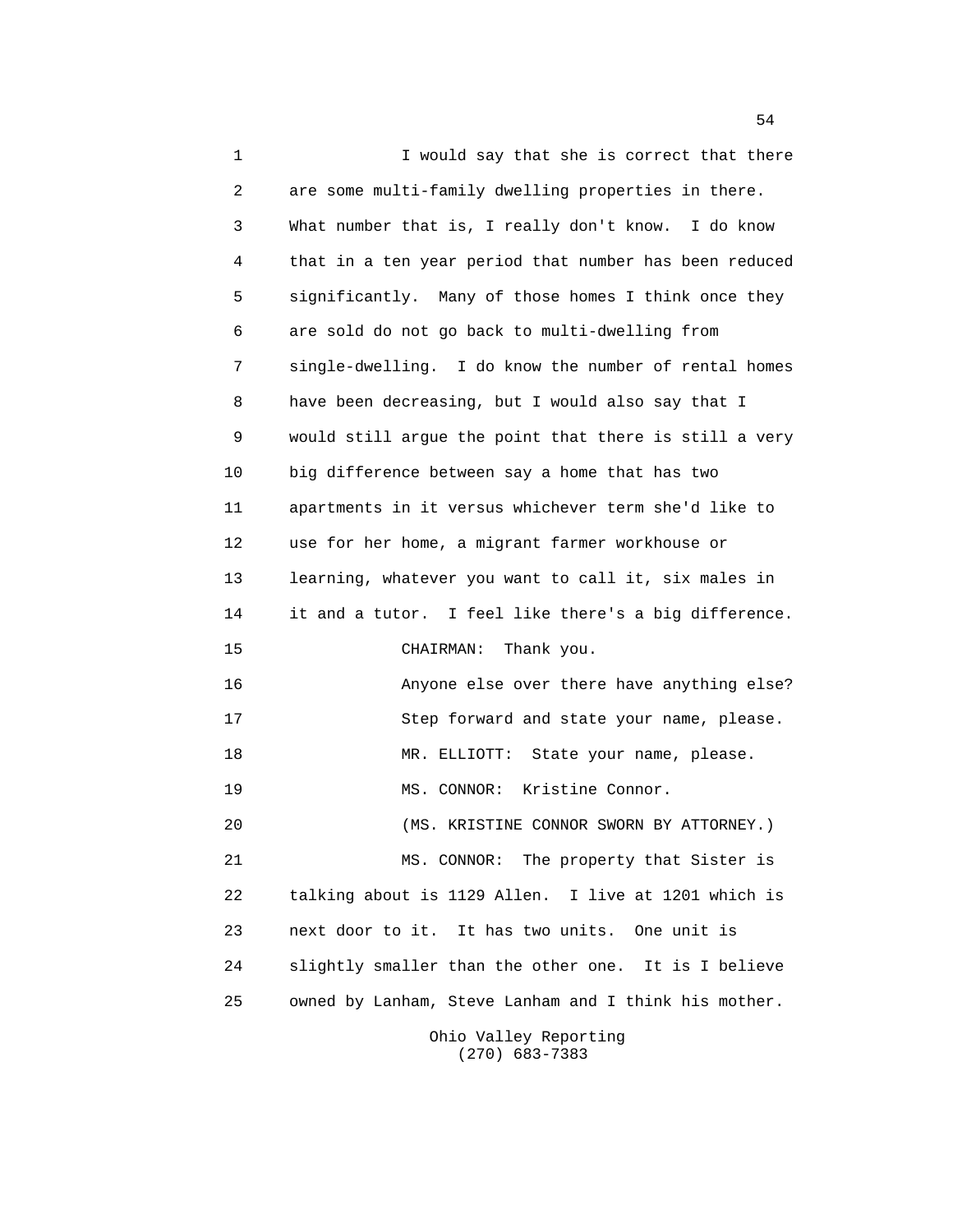I would say that she is correct that there are some multi-family dwelling properties in there. What number that is, I really don't know. I do know that in a ten year period that number has been reduced significantly. Many of those homes I think once they are sold do not go back to multi-dwelling from single-dwelling. I do know the number of rental homes have been decreasing, but I would also say that I would still argue the point that there is still a very big difference between say a home that has two apartments in it versus whichever term she'd like to use for her home, a migrant farmer workhouse or learning, whatever you want to call it, six males in it and a tutor. I feel like there's a big difference.

CHAIRMAN: Thank you.

Anyone else over there have anything else? Step forward and state your name, please.

MR. ELLIOTT: State your name, please.

MS. CONNOR: Kristine Connor.

(MS. KRISTINE CONNOR SWORN BY ATTORNEY.)

MS. CONNOR: The property that Sister is talking about is 1129 Allen. I live at 1201 which is next door to it. It has two units. One unit is slightly smaller than the other one. It is I believe owned by Lanham, Steve Lanham and I think his mother.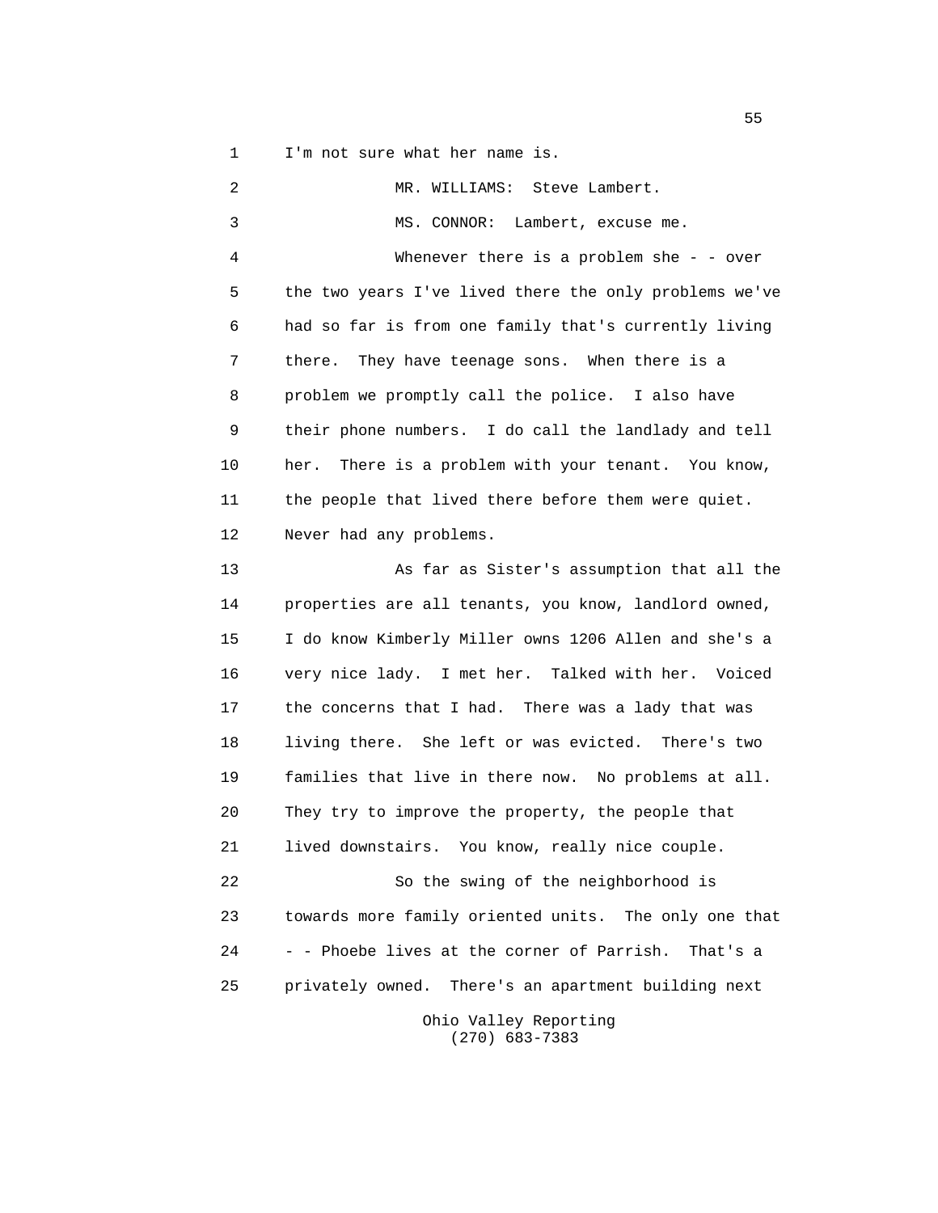I'm not sure what her name is.

MR. WILLIAMS: Steve Lambert.

MS. CONNOR: Lambert, excuse me.

Whenever there is a problem she - - over the two years I've lived there the only problems we've had so far is from one family that's currently living there. They have teenage sons. When there is a problem we promptly call the police. I also have their phone numbers. I do call the landlady and tell her. There is a problem with your tenant. You know, the people that lived there before them were quiet. Never had any problems.

As far as Sister's assumption that all the properties are all tenants, you know, landlord owned, I do know Kimberly Miller owns 1206 Allen and she's a very nice lady. I met her. Talked with her. Voiced the concerns that I had. There was a lady that was living there. She left or was evicted. There's two families that live in there now. No problems at all. They try to improve the property, the people that lived downstairs. You know, really nice couple.

So the swing of the neighborhood is towards more family oriented units. The only one that - - Phoebe lives at the corner of Parrish. That's a privately owned. There's an apartment building next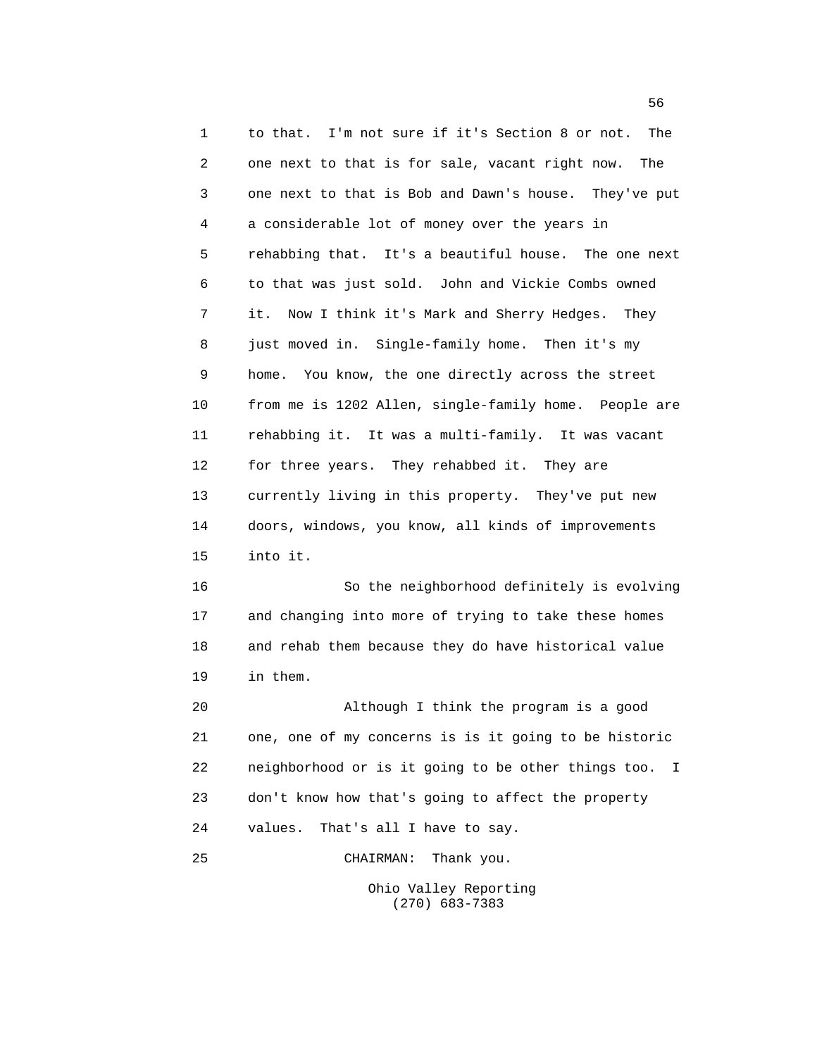to that. I'm not sure if it's Section 8 or not. The one next to that is for sale, vacant right now. The one next to that is Bob and Dawn's house. They've put a considerable lot of money over the years in rehabbing that. It's a beautiful house. The one next to that was just sold. John and Vickie Combs owned it. Now I think it's Mark and Sherry Hedges. They just moved in. Single-family home. Then it's my home. You know, the one directly across the street from me is 1202 Allen, single-family home. People are rehabbing it. It was a multi-family. It was vacant for three years. They rehabbed it. They are currently living in this property. They've put new doors, windows, you know, all kinds of improvements into it.

So the neighborhood definitely is evolving and changing into more of trying to take these homes and rehab them because they do have historical value in them.

Although I think the program is a good one, one of my concerns is is it going to be historic neighborhood or is it going to be other things too. I don't know how that's going to affect the property values. That's all I have to say.

CHAIRMAN: Thank you.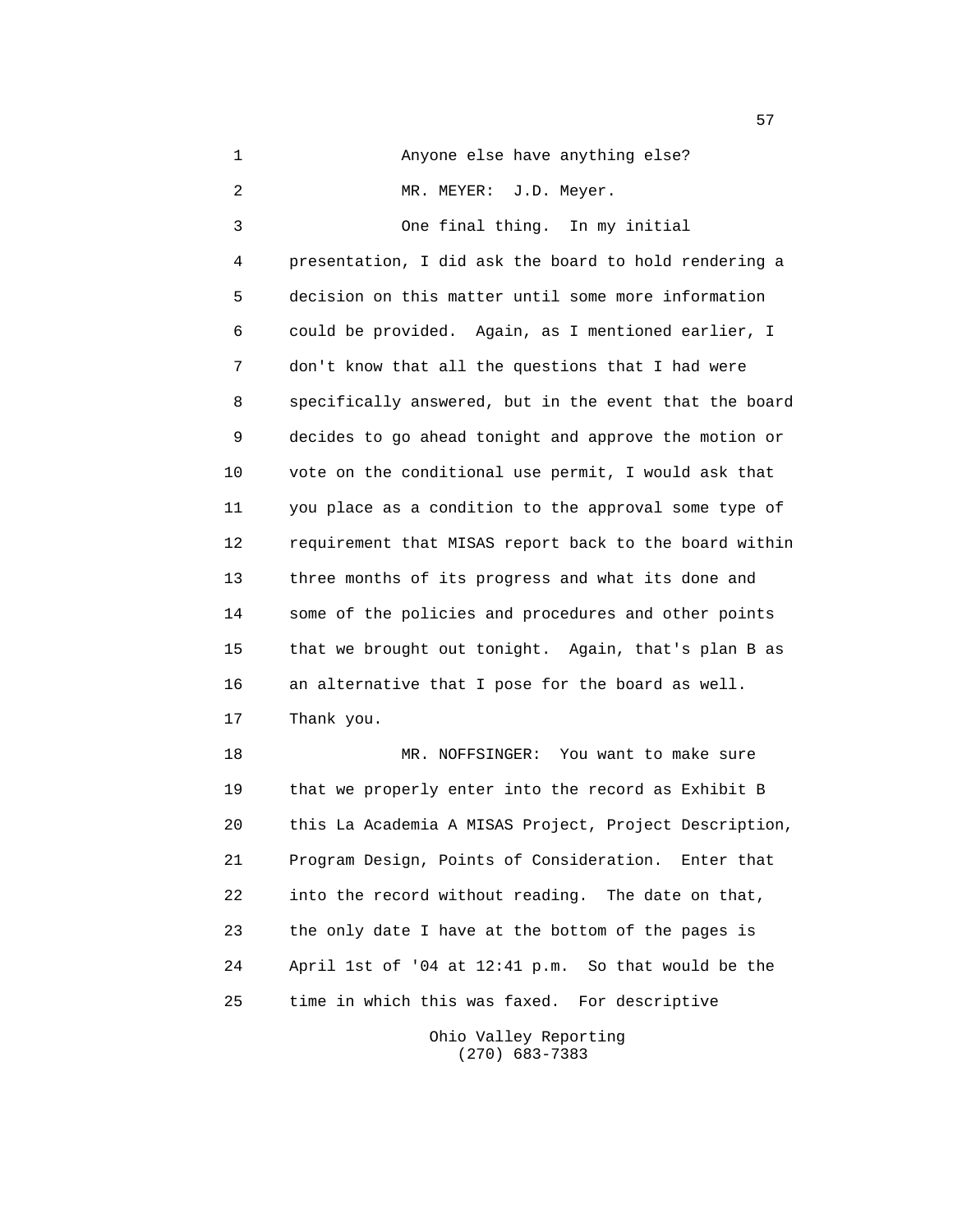Anyone else have anything else?

MR. MEYER: J.D. Meyer.

One final thing. In my initial presentation, I did ask the board to hold rendering a decision on this matter until some more information could be provided. Again, as I mentioned earlier, I don't know that all the questions that I had were specifically answered, but in the event that the board decides to go ahead tonight and approve the motion or vote on the conditional use permit, I would ask that you place as a condition to the approval some type of requirement that MISAS report back to the board within three months of its progress and what its done and some of the policies and procedures and other points that we brought out tonight. Again, that's plan B as an alternative that I pose for the board as well. Thank you.

MR. NOFFSINGER: You want to make sure that we properly enter into the record as Exhibit B this La Academia A MISAS Project, Project Description, Program Design, Points of Consideration. Enter that into the record without reading. The date on that, the only date I have at the bottom of the pages is April 1st of '04 at 12:41 p.m. So that would be the time in which this was faxed. For descriptive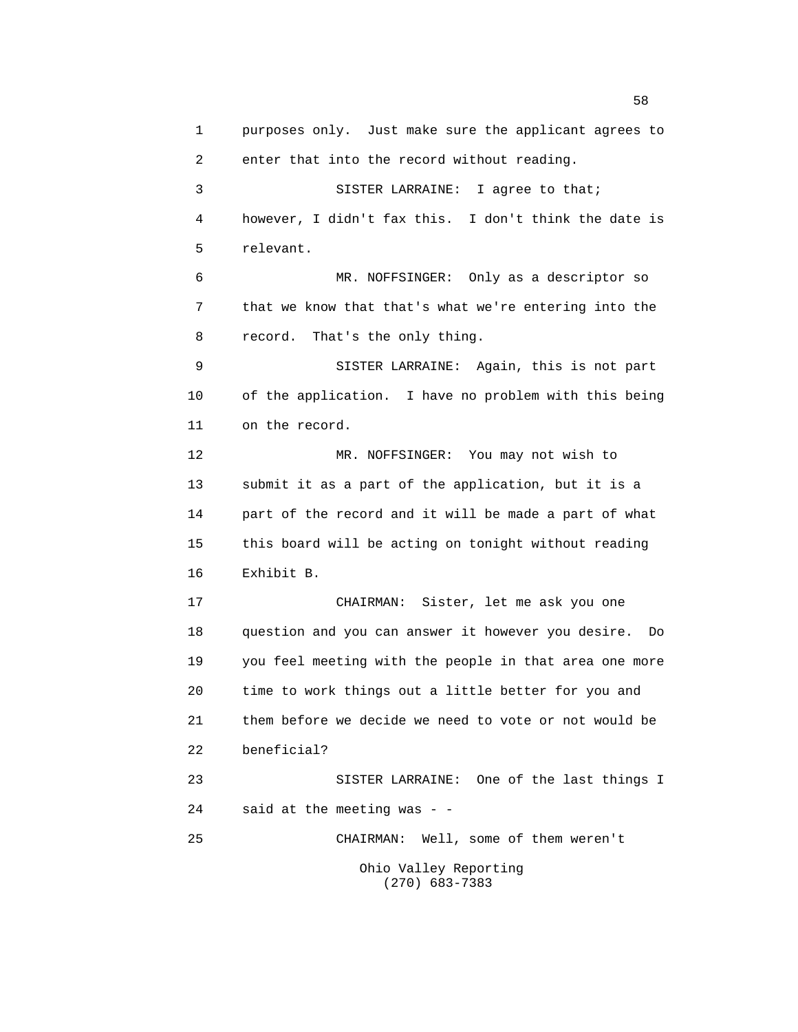1 purposes only. Just make sure the applicant agrees to
2 enter that into the record without reading.

3 SISTER LARRAINE: I agree to that;
4 however, I didn't fax this. I don't think the date is
5 relevant.

6 MR. NOFFSINGER: Only as a descriptor so
7 that we know that that's what we're entering into the
8 record. That's the only thing.

9 SISTER LARRAINE: Again, this is not part
10 of the application. I have no problem with this being
11 on the record.

12 MR. NOFFSINGER: You may not wish to
13 submit it as a part of the application, but it is a
14 part of the record and it will be made a part of what
15 this board will be acting on tonight without reading
16 Exhibit B.

17 CHAIRMAN: Sister, let me ask you one
18 question and you can answer it however you desire. Do
19 you feel meeting with the people in that area one more
20 time to work things out a little better for you and
21 them before we decide we need to vote or not would be
22 beneficial?

23 SISTER LARRAINE: One of the last things I
24 said at the meeting was - -

25 CHAIRMAN: Well, some of them weren't

Ohio Valley Reporting
(270) 683-7383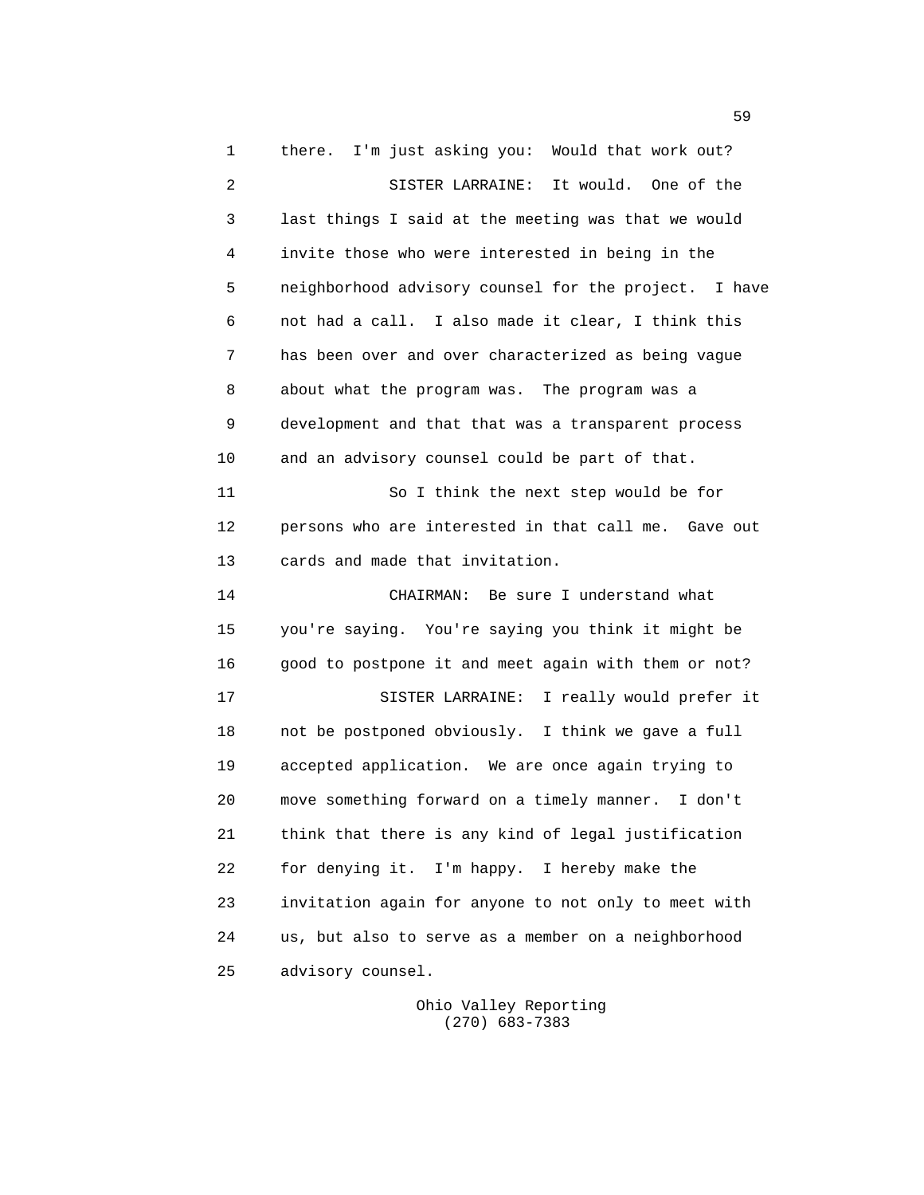there. I'm just asking you: Would that work out?

SISTER LARRAINE: It would. One of the last things I said at the meeting was that we would invite those who were interested in being in the neighborhood advisory counsel for the project. I have not had a call. I also made it clear, I think this has been over and over characterized as being vague about what the program was. The program was a development and that that was a transparent process and an advisory counsel could be part of that.

So I think the next step would be for persons who are interested in that call me. Gave out cards and made that invitation.

CHAIRMAN: Be sure I understand what you're saying. You're saying you think it might be good to postpone it and meet again with them or not?

SISTER LARRAINE: I really would prefer it not be postponed obviously. I think we gave a full accepted application. We are once again trying to move something forward on a timely manner. I don't think that there is any kind of legal justification for denying it. I'm happy. I hereby make the invitation again for anyone to not only to meet with us, but also to serve as a member on a neighborhood advisory counsel.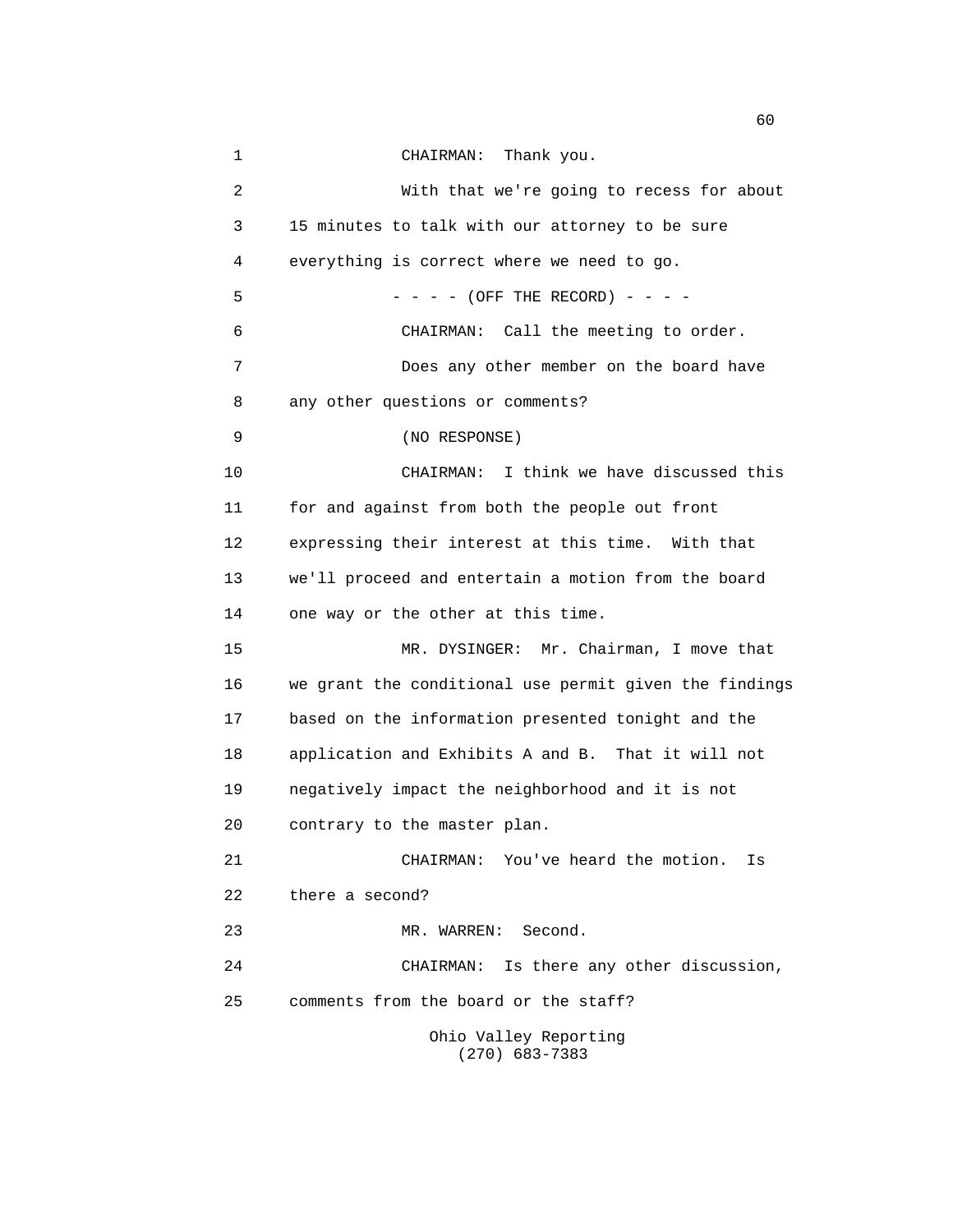CHAIRMAN: Thank you.

With that we're going to recess for about 15 minutes to talk with our attorney to be sure everything is correct where we need to go.

- - - - (OFF THE RECORD) - - - -

CHAIRMAN: Call the meeting to order.

Does any other member on the board have any other questions or comments?

(NO RESPONSE)

CHAIRMAN: I think we have discussed this for and against from both the people out front expressing their interest at this time. With that we'll proceed and entertain a motion from the board one way or the other at this time.

MR. DYSINGER: Mr. Chairman, I move that we grant the conditional use permit given the findings based on the information presented tonight and the application and Exhibits A and B. That it will not negatively impact the neighborhood and it is not contrary to the master plan.

CHAIRMAN: You've heard the motion. Is there a second?

MR. WARREN: Second.

CHAIRMAN: Is there any other discussion, comments from the board or the staff?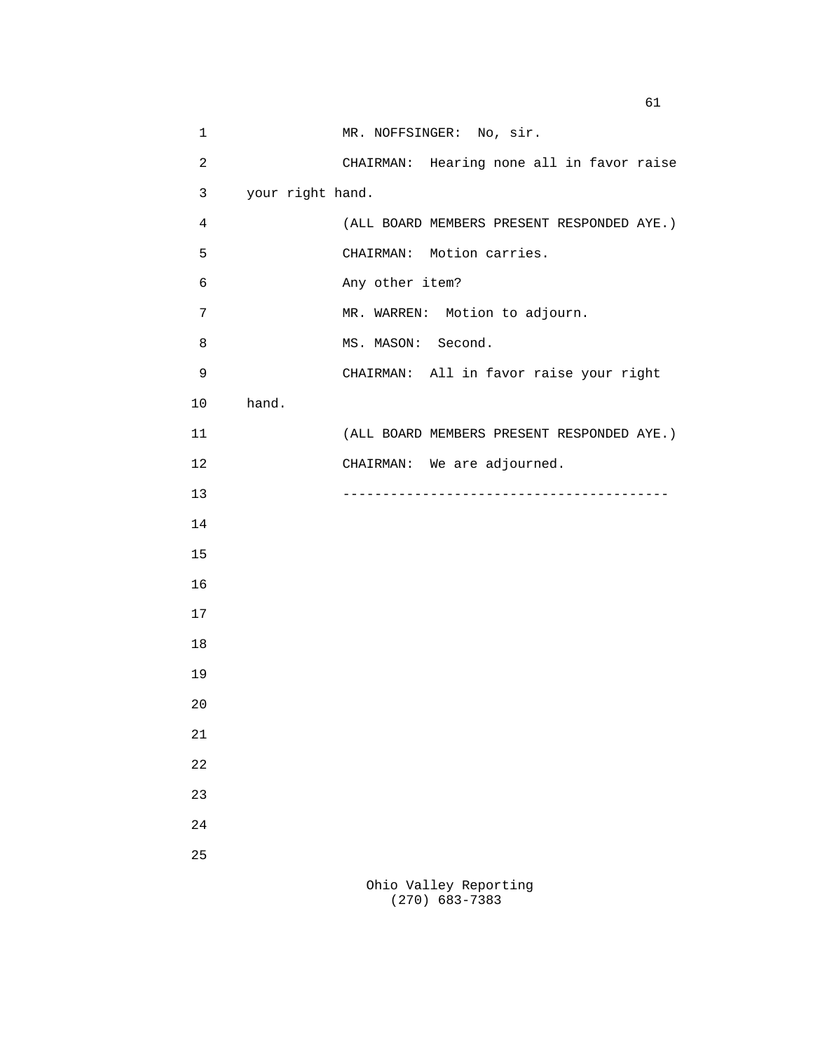MR. NOFFSINGER: No, sir.

CHAIRMAN: Hearing none all in favor raise your right hand.

(ALL BOARD MEMBERS PRESENT RESPONDED AYE.)

CHAIRMAN: Motion carries.

Any other item?

MR. WARREN: Motion to adjourn.

MS. MASON: Second.

CHAIRMAN: All in favor raise your right hand.

(ALL BOARD MEMBERS PRESENT RESPONDED AYE.)

CHAIRMAN: We are adjourned.

----------------------------------------

Ohio Valley Reporting
(270) 683-7383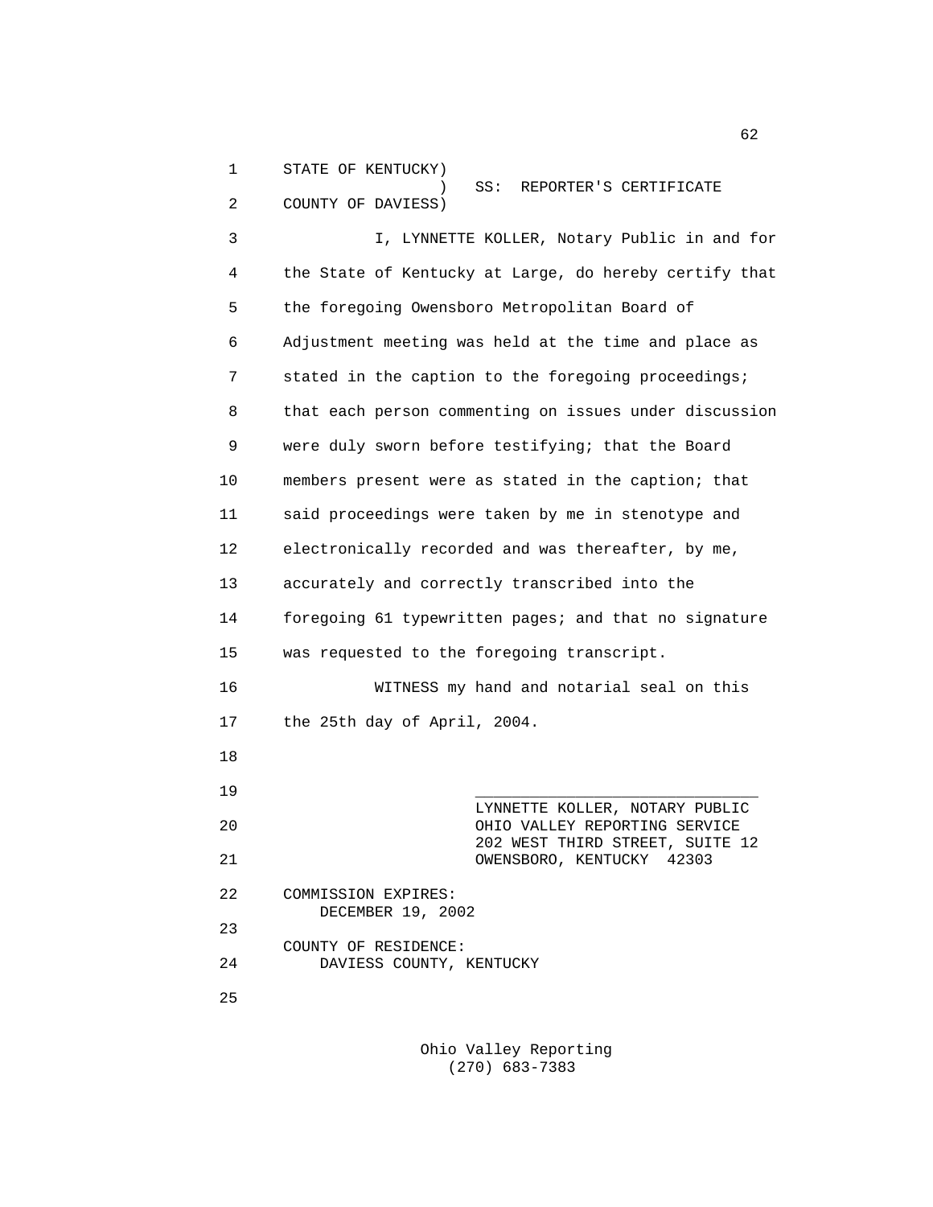STATE OF KENTUCKY)
                 )   SS:  REPORTER'S CERTIFICATE
COUNTY OF DAVIESS)

I, LYNNETTE KOLLER, Notary Public in and for the State of Kentucky at Large, do hereby certify that the foregoing Owensboro Metropolitan Board of Adjustment meeting was held at the time and place as stated in the caption to the foregoing proceedings; that each person commenting on issues under discussion were duly sworn before testifying; that the Board members present were as stated in the caption; that said proceedings were taken by me in stenotype and electronically recorded and was thereafter, by me, accurately and correctly transcribed into the foregoing 61 typewritten pages; and that no signature was requested to the foregoing transcript.

WITNESS my hand and notarial seal on this the 25th day of April, 2004.

______________________________
LYNNETTE KOLLER, NOTARY PUBLIC
OHIO VALLEY REPORTING SERVICE
202 WEST THIRD STREET, SUITE 12
OWENSBORO, KENTUCKY  42303

COMMISSION EXPIRES:
DECEMBER 19, 2002

COUNTY OF RESIDENCE:
DAVIESS COUNTY, KENTUCKY